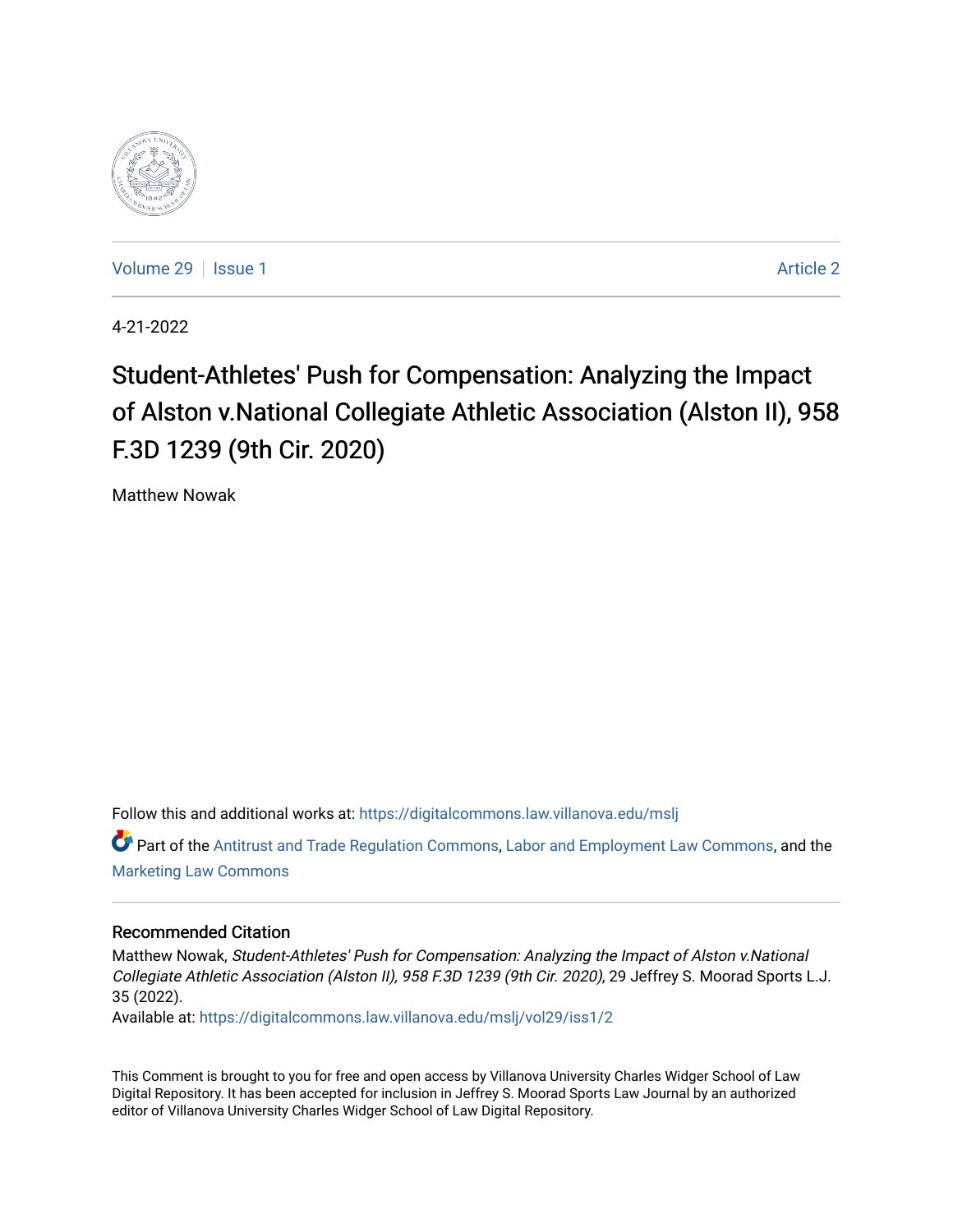Volume 29 | Issue 1 — Article 2

4-21-2022

# Student-Athletes' Push for Compensation: Analyzing the Impact of Alston v.National Collegiate Athletic Association (Alston II), 958 F.3D 1239 (9th Cir. 2020)

Matthew Nowak

Follow this and additional works at: https://digitalcommons.law.villanova.edu/mslj

Part of the Antitrust and Trade Regulation Commons, Labor and Employment Law Commons, and the Marketing Law Commons

## Recommended Citation

Matthew Nowak, *Student-Athletes' Push for Compensation: Analyzing the Impact of Alston v.National Collegiate Athletic Association (Alston II), 958 F.3D 1239 (9th Cir. 2020)*, 29 Jeffrey S. Moorad Sports L.J. 35 (2022).

Available at: https://digitalcommons.law.villanova.edu/mslj/vol29/iss1/2

This Comment is brought to you for free and open access by Villanova University Charles Widger School of Law Digital Repository. It has been accepted for inclusion in Jeffrey S. Moorad Sports Law Journal by an authorized editor of Villanova University Charles Widger School of Law Digital Repository.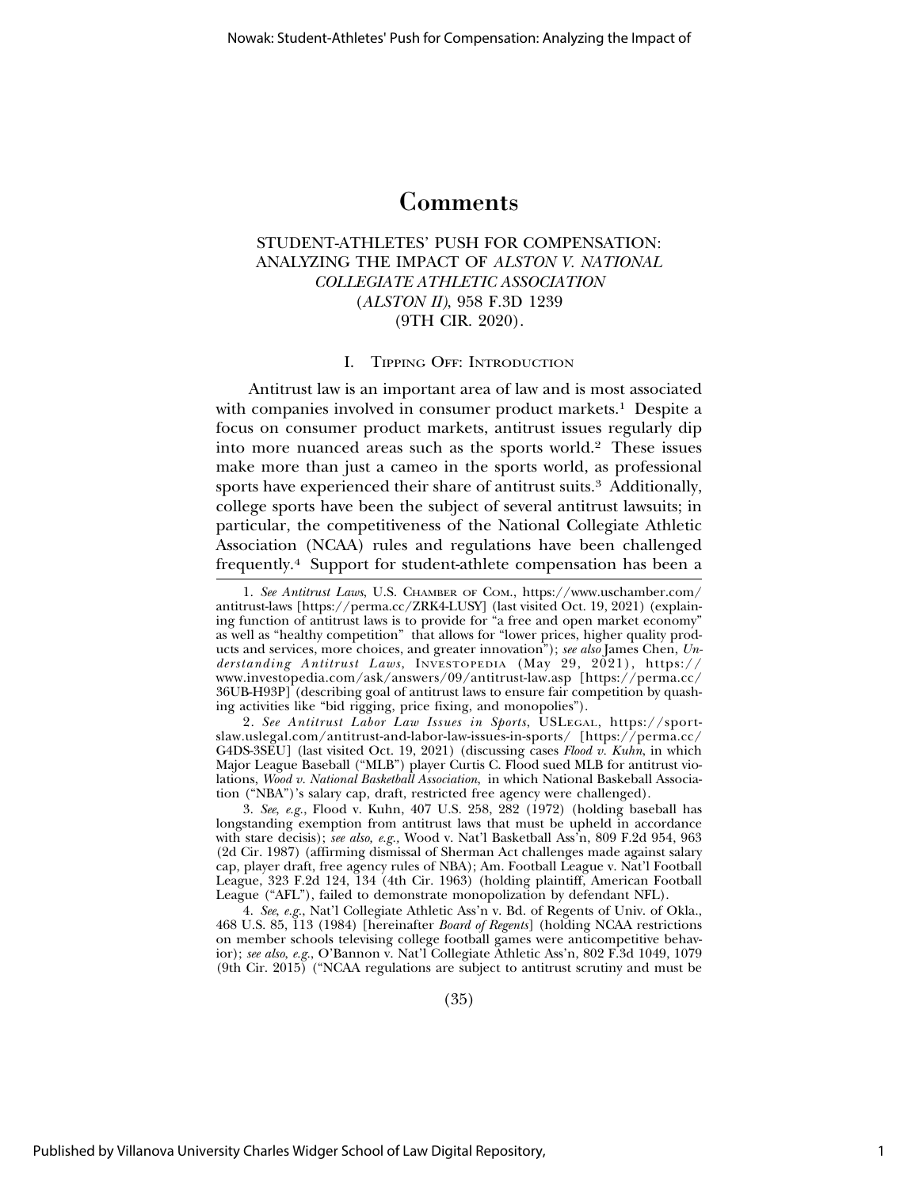# Comments

## STUDENT-ATHLETES' PUSH FOR COMPENSATION: ANALYZING THE IMPACT OF *ALSTON V. NATIONAL COLLEGIATE ATHLETIC ASSOCIATION* (*ALSTON II*), 958 F.3D 1239 (9TH CIR. 2020).

### I. TIPPING OFF: INTRODUCTION

Antitrust law is an important area of law and is most associated with companies involved in consumer product markets.[1] Despite a focus on consumer product markets, antitrust issues regularly dip into more nuanced areas such as the sports world.[2] These issues make more than just a cameo in the sports world, as professional sports have experienced their share of antitrust suits.[3] Additionally, college sports have been the subject of several antitrust lawsuits; in particular, the competitiveness of the National Collegiate Athletic Association (NCAA) rules and regulations have been challenged frequently.[4] Support for student-athlete compensation has been a

---

1. *See Antitrust Laws*, U.S. CHAMBER OF COM., https://www.uschamber.com/antitrust-laws [https://perma.cc/ZRK4-LUSY] (last visited Oct. 19, 2021) (explaining function of antitrust laws is to provide for "a free and open market economy" as well as "healthy competition" that allows for "lower prices, higher quality products and services, more choices, and greater innovation"); *see also* James Chen, *Understanding Antitrust Laws*, INVESTOPEDIA (May 29, 2021), https://www.investopedia.com/ask/answers/09/antitrust-law.asp [https://perma.cc/36UB-H93P] (describing goal of antitrust laws to ensure fair competition by quashing activities like "bid rigging, price fixing, and monopolies").

2. *See Antitrust Labor Law Issues in Sports*, USLEGAL, https://sportslaw.uslegal.com/antitrust-and-labor-law-issues-in-sports/ [https://perma.cc/G4DS-3SEU] (last visited Oct. 19, 2021) (discussing cases *Flood v. Kuhn*, in which Major League Baseball ("MLB") player Curtis C. Flood sued MLB for antitrust violations, *Wood v. National Basketball Association*, in which National Baskeball Association ("NBA")'s salary cap, draft, restricted free agency were challenged).

3. *See, e.g.*, Flood v. Kuhn, 407 U.S. 258, 282 (1972) (holding baseball has longstanding exemption from antitrust laws that must be upheld in accordance with stare decisis); *see also, e.g.*, Wood v. Nat'l Basketball Ass'n, 809 F.2d 954, 963 (2d Cir. 1987) (affirming dismissal of Sherman Act challenges made against salary cap, player draft, free agency rules of NBA); Am. Football League v. Nat'l Football League, 323 F.2d 124, 134 (4th Cir. 1963) (holding plaintiff, American Football League ("AFL"), failed to demonstrate monopolization by defendant NFL).

4. *See, e.g.*, Nat'l Collegiate Athletic Ass'n v. Bd. of Regents of Univ. of Okla., 468 U.S. 85, 113 (1984) [hereinafter *Board of Regents*] (holding NCAA restrictions on member schools televising college football games were anticompetitive behavior); *see also, e.g.*, O'Bannon v. Nat'l Collegiate Athletic Ass'n, 802 F.3d 1049, 1079 (9th Cir. 2015) ("NCAA regulations are subject to antitrust scrutiny and must be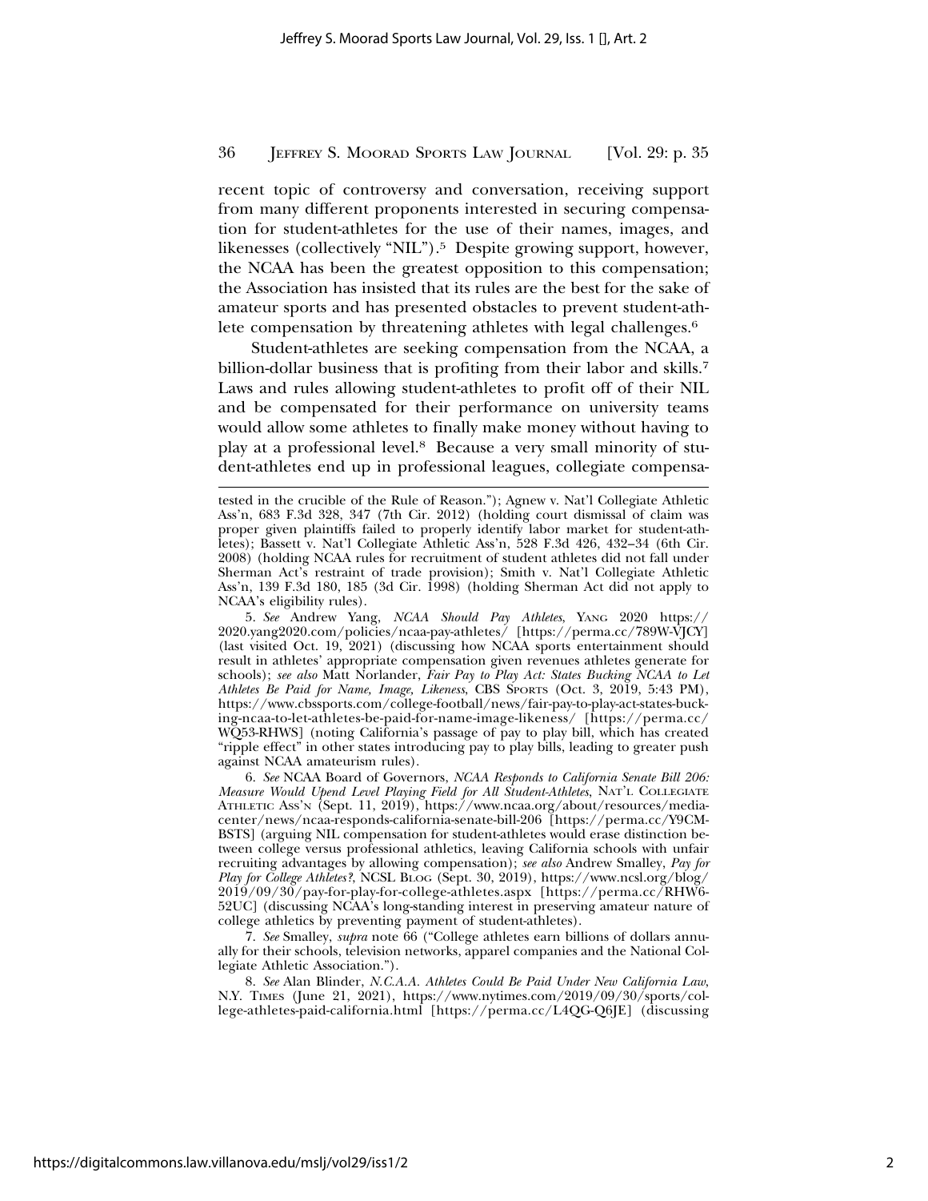recent topic of controversy and conversation, receiving support from many different proponents interested in securing compensation for student-athletes for the use of their names, images, and likenesses (collectively "NIL").[5] Despite growing support, however, the NCAA has been the greatest opposition to this compensation; the Association has insisted that its rules are the best for the sake of amateur sports and has presented obstacles to prevent student-athlete compensation by threatening athletes with legal challenges.[6]

Student-athletes are seeking compensation from the NCAA, a billion-dollar business that is profiting from their labor and skills.[7] Laws and rules allowing student-athletes to profit off of their NIL and be compensated for their performance on university teams would allow some athletes to finally make money without having to play at a professional level.[8] Because a very small minority of student-athletes end up in professional leagues, collegiate compensa-

---

tested in the crucible of the Rule of Reason."); Agnew v. Nat'l Collegiate Athletic Ass'n, 683 F.3d 328, 347 (7th Cir. 2012) (holding court dismissal of claim was proper given plaintiffs failed to properly identify labor market for student-athletes); Bassett v. Nat'l Collegiate Athletic Ass'n, 528 F.3d 426, 432–34 (6th Cir. 2008) (holding NCAA rules for recruitment of student athletes did not fall under Sherman Act's restraint of trade provision); Smith v. Nat'l Collegiate Athletic Ass'n, 139 F.3d 180, 185 (3d Cir. 1998) (holding Sherman Act did not apply to NCAA's eligibility rules).

5. *See* Andrew Yang, *NCAA Should Pay Athletes*, YANG 2020 https://2020.yang2020.com/policies/ncaa-pay-athletes/ [https://perma.cc/789W-VJCY] (last visited Oct. 19, 2021) (discussing how NCAA sports entertainment should result in athletes' appropriate compensation given revenues athletes generate for schools); *see also* Matt Norlander, *Fair Pay to Play Act: States Bucking NCAA to Let Athletes Be Paid for Name, Image, Likeness*, CBS SPORTS (Oct. 3, 2019, 5:43 PM), https://www.cbssports.com/college-football/news/fair-pay-to-play-act-states-bucking-ncaa-to-let-athletes-be-paid-for-name-image-likeness/ [https://perma.cc/WQ53-RHWS] (noting California's passage of pay to play bill, which has created "ripple effect" in other states introducing pay to play bills, leading to greater push against NCAA amateurism rules).

6. *See* NCAA Board of Governors, *NCAA Responds to California Senate Bill 206: Measure Would Upend Level Playing Field for All Student-Athletes*, NAT'L COLLEGIATE ATHLETIC ASS'N (Sept. 11, 2019), https://www.ncaa.org/about/resources/media-center/news/ncaa-responds-california-senate-bill-206 [https://perma.cc/Y9CM-BSTS] (arguing NIL compensation for student-athletes would erase distinction between college versus professional athletics, leaving California schools with unfair recruiting advantages by allowing compensation); *see also* Andrew Smalley, *Pay for Play for College Athletes?*, NCSL BLOG (Sept. 30, 2019), https://www.ncsl.org/blog/2019/09/30/pay-for-play-for-college-athletes.aspx [https://perma.cc/RHW6-52UC] (discussing NCAA's long-standing interest in preserving amateur nature of college athletics by preventing payment of student-athletes).

7. *See* Smalley, *supra* note 66 ("College athletes earn billions of dollars annually for their schools, television networks, apparel companies and the National Collegiate Athletic Association.").

8. *See* Alan Blinder, *N.C.A.A. Athletes Could Be Paid Under New California Law*, N.Y. TIMES (June 21, 2021), https://www.nytimes.com/2019/09/30/sports/college-athletes-paid-california.html [https://perma.cc/L4QG-Q6JE] (discussing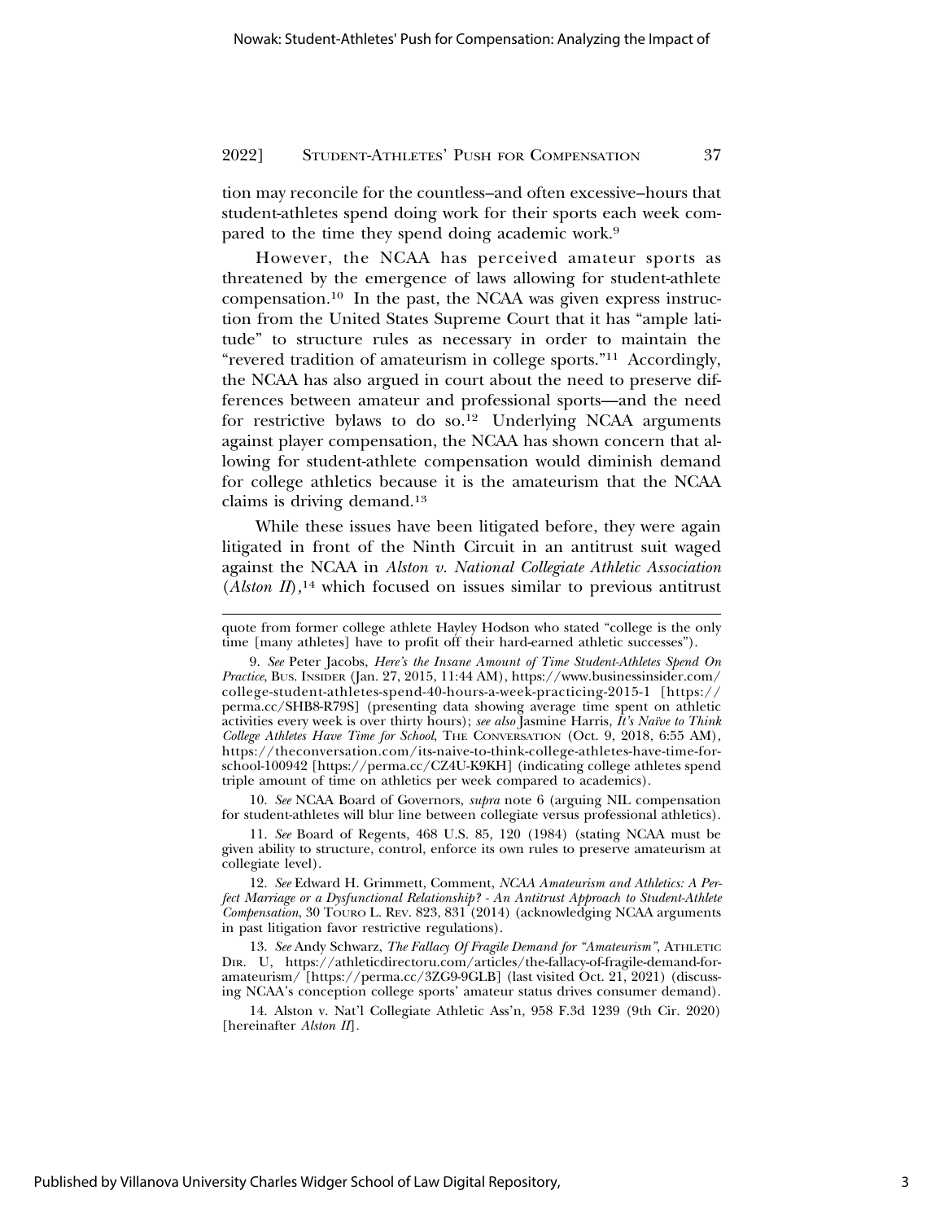tion may reconcile for the countless–and often excessive–hours that student-athletes spend doing work for their sports each week compared to the time they spend doing academic work.[9]

However, the NCAA has perceived amateur sports as threatened by the emergence of laws allowing for student-athlete compensation.[10] In the past, the NCAA was given express instruction from the United States Supreme Court that it has "ample latitude" to structure rules as necessary in order to maintain the "revered tradition of amateurism in college sports."[11] Accordingly, the NCAA has also argued in court about the need to preserve differences between amateur and professional sports—and the need for restrictive bylaws to do so.[12] Underlying NCAA arguments against player compensation, the NCAA has shown concern that allowing for student-athlete compensation would diminish demand for college athletics because it is the amateurism that the NCAA claims is driving demand.[13]

While these issues have been litigated before, they were again litigated in front of the Ninth Circuit in an antitrust suit waged against the NCAA in *Alston v. National Collegiate Athletic Association* (*Alston II*),[14] which focused on issues similar to previous antitrust

---

quote from former college athlete Hayley Hodson who stated "college is the only time [many athletes] have to profit off their hard-earned athletic successes").

9. *See* Peter Jacobs, *Here's the Insane Amount of Time Student-Athletes Spend On Practice*, Bus. Insider (Jan. 27, 2015, 11:44 AM), https://www.businessinsider.com/college-student-athletes-spend-40-hours-a-week-practicing-2015-1 [https://perma.cc/SHB8-R79S] (presenting data showing average time spent on athletic activities every week is over thirty hours); *see also* Jasmine Harris, *It's Naïve to Think College Athletes Have Time for School*, The Conversation (Oct. 9, 2018, 6:55 AM), https://theconversation.com/its-naive-to-think-college-athletes-have-time-for-school-100942 [https://perma.cc/CZ4U-K9KH] (indicating college athletes spend triple amount of time on athletics per week compared to academics).

10. *See* NCAA Board of Governors, *supra* note 6 (arguing NIL compensation for student-athletes will blur line between collegiate versus professional athletics).

11. *See* Board of Regents, 468 U.S. 85, 120 (1984) (stating NCAA must be given ability to structure, control, enforce its own rules to preserve amateurism at collegiate level).

12. *See* Edward H. Grimmett, Comment, *NCAA Amateurism and Athletics: A Perfect Marriage or a Dysfunctional Relationship? - An Antitrust Approach to Student-Athlete Compensation*, 30 Touro L. Rev. 823, 831 (2014) (acknowledging NCAA arguments in past litigation favor restrictive regulations).

13. *See* Andy Schwarz, *The Fallacy Of Fragile Demand for "Amateurism"*, Athletic Dir. U, https://athleticdirectoru.com/articles/the-fallacy-of-fragile-demand-for-amateurism/ [https://perma.cc/3ZG9-9GLB] (last visited Oct. 21, 2021) (discussing NCAA's conception college sports' amateur status drives consumer demand).

14. Alston v. Nat'l Collegiate Athletic Ass'n, 958 F.3d 1239 (9th Cir. 2020) [hereinafter *Alston II*].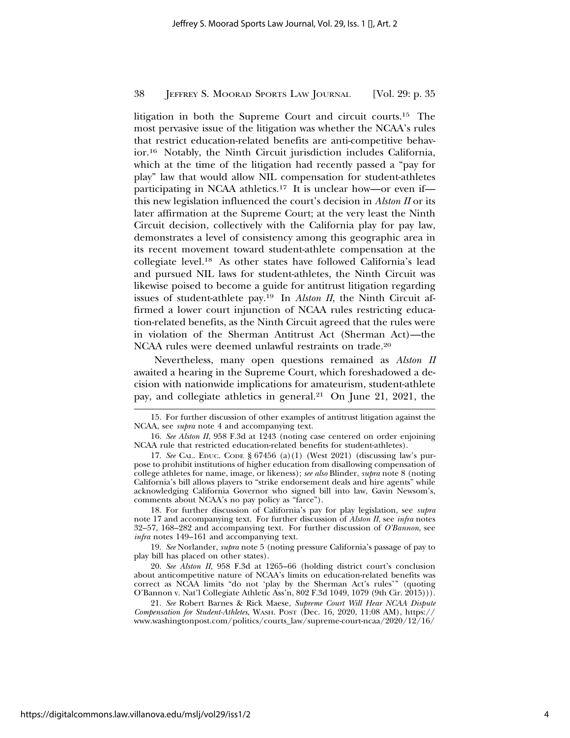litigation in both the Supreme Court and circuit courts.[15] The most pervasive issue of the litigation was whether the NCAA's rules that restrict education-related benefits are anti-competitive behavior.[16] Notably, the Ninth Circuit jurisdiction includes California, which at the time of the litigation had recently passed a "pay for play" law that would allow NIL compensation for student-athletes participating in NCAA athletics.[17] It is unclear how—or even if—this new legislation influenced the court's decision in *Alston II* or its later affirmation at the Supreme Court; at the very least the Ninth Circuit decision, collectively with the California play for pay law, demonstrates a level of consistency among this geographic area in its recent movement toward student-athlete compensation at the collegiate level.[18] As other states have followed California's lead and pursued NIL laws for student-athletes, the Ninth Circuit was likewise poised to become a guide for antitrust litigation regarding issues of student-athlete pay.[19] In *Alston II*, the Ninth Circuit affirmed a lower court injunction of NCAA rules restricting education-related benefits, as the Ninth Circuit agreed that the rules were in violation of the Sherman Antitrust Act (Sherman Act)—the NCAA rules were deemed unlawful restraints on trade.[20]

Nevertheless, many open questions remained as *Alston II* awaited a hearing in the Supreme Court, which foreshadowed a decision with nationwide implications for amateurism, student-athlete pay, and collegiate athletics in general.[21] On June 21, 2021, the

---

15. For further discussion of other examples of antitrust litigation against the NCAA, see *supra* note 4 and accompanying text.

16. *See Alston II*, 958 F.3d at 1243 (noting case centered on order enjoining NCAA rule that restricted education-related benefits for student-athletes).

17. *See* CAL. EDUC. CODE § 67456 (a)(1) (West 2021) (discussing law's purpose to prohibit institutions of higher education from disallowing compensation of college athletes for name, image, or likeness); *see also* Blinder, *supra* note 8 (noting California's bill allows players to "strike endorsement deals and hire agents" while acknowledging California Governor who signed bill into law, Gavin Newsom's, comments about NCAA's no pay policy as "farce").

18. For further discussion of California's pay for play legislation, see *supra* note 17 and accompanying text. For further discussion of *Alston II*, see *infra* notes 32–57, 168–282 and accompanying text. For further discussion of *O'Bannon*, see *infra* notes 149–161 and accompanying text.

19. *See* Norlander, *supra* note 5 (noting pressure California's passage of pay to play bill has placed on other states).

20. *See Alston II*, 958 F.3d at 1265–66 (holding district court's conclusion about anticompetitive nature of NCAA's limits on education-related benefits was correct as NCAA limits "do not 'play by the Sherman Act's rules'" (quoting O'Bannon v. Nat'l Collegiate Athletic Ass'n, 802 F.3d 1049, 1079 (9th Cir. 2015))).

21. *See* Robert Barnes & Rick Maese, *Supreme Court Will Hear NCAA Dispute Compensation for Student-Athletes*, WASH. POST (Dec. 16, 2020, 11:08 AM), https://www.washingtonpost.com/politics/courts_law/supreme-court-ncaa/2020/12/16/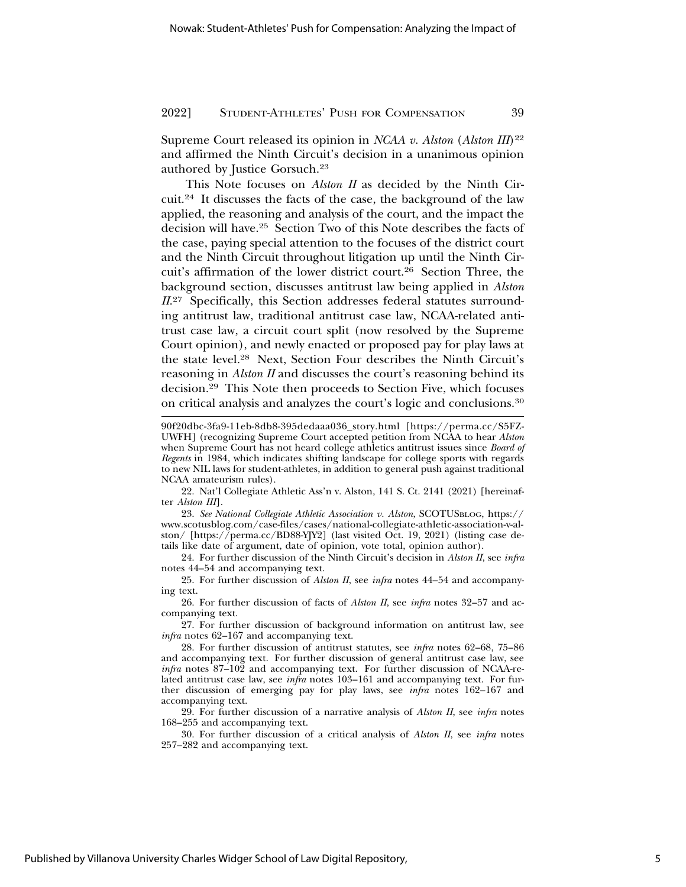Supreme Court released its opinion in *NCAA v. Alston* (*Alston III*)[22] and affirmed the Ninth Circuit's decision in a unanimous opinion authored by Justice Gorsuch.[23]

This Note focuses on *Alston II* as decided by the Ninth Circuit.[24] It discusses the facts of the case, the background of the law applied, the reasoning and analysis of the court, and the impact the decision will have.[25] Section Two of this Note describes the facts of the case, paying special attention to the focuses of the district court and the Ninth Circuit throughout litigation up until the Ninth Circuit's affirmation of the lower district court.[26] Section Three, the background section, discusses antitrust law being applied in *Alston II*.[27] Specifically, this Section addresses federal statutes surrounding antitrust law, traditional antitrust case law, NCAA-related antitrust case law, a circuit court split (now resolved by the Supreme Court opinion), and newly enacted or proposed pay for play laws at the state level.[28] Next, Section Four describes the Ninth Circuit's reasoning in *Alston II* and discusses the court's reasoning behind its decision.[29] This Note then proceeds to Section Five, which focuses on critical analysis and analyzes the court's logic and conclusions.[30]

---

90f20dbc-3fa9-11eb-8db8-395dedaaa036_story.html [https://perma.cc/S5FZ-UWFH] (recognizing Supreme Court accepted petition from NCAA to hear *Alston* when Supreme Court has not heard college athletics antitrust issues since *Board of Regents* in 1984, which indicates shifting landscape for college sports with regards to new NIL laws for student-athletes, in addition to general push against traditional NCAA amateurism rules).

22. Nat'l Collegiate Athletic Ass'n v. Alston, 141 S. Ct. 2141 (2021) [hereinafter *Alston III*].

23. *See National Collegiate Athletic Association v. Alston*, SCOTUSBLOG, https://www.scotusblog.com/case-files/cases/national-collegiate-athletic-association-v-alston/ [https://perma.cc/BD88-YJY2] (last visited Oct. 19, 2021) (listing case details like date of argument, date of opinion, vote total, opinion author).

24. For further discussion of the Ninth Circuit's decision in *Alston II*, see *infra* notes 44–54 and accompanying text.

25. For further discussion of *Alston II*, see *infra* notes 44–54 and accompanying text.

26. For further discussion of facts of *Alston II*, see *infra* notes 32–57 and accompanying text.

27. For further discussion of background information on antitrust law, see *infra* notes 62–167 and accompanying text.

28. For further discussion of antitrust statutes, see *infra* notes 62–68, 75–86 and accompanying text. For further discussion of general antitrust case law, see *infra* notes 87–102 and accompanying text. For further discussion of NCAA-related antitrust case law, see *infra* notes 103–161 and accompanying text. For further discussion of emerging pay for play laws, see *infra* notes 162–167 and accompanying text.

29. For further discussion of a narrative analysis of *Alston II*, see *infra* notes 168–255 and accompanying text.

30. For further discussion of a critical analysis of *Alston II*, see *infra* notes 257–282 and accompanying text.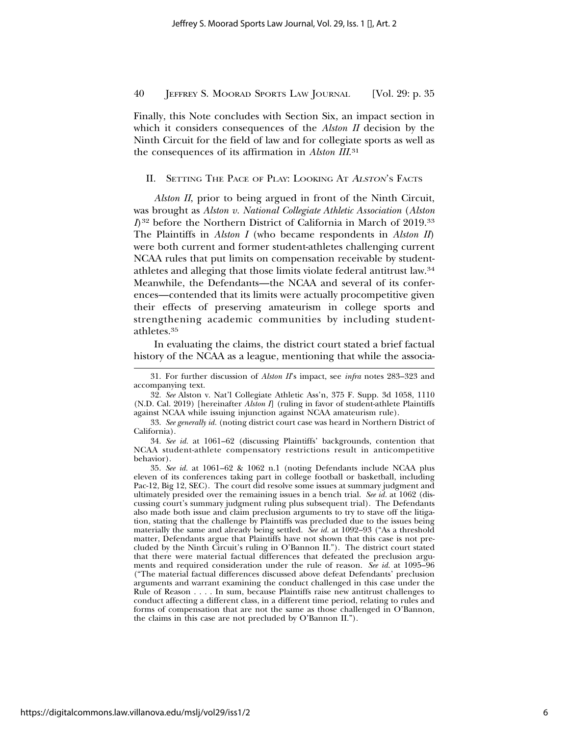Finally, this Note concludes with Section Six, an impact section in which it considers consequences of the *Alston II* decision by the Ninth Circuit for the field of law and for collegiate sports as well as the consequences of its affirmation in *Alston III*.[31]

## II. Setting The Pace of Play: Looking At *Alston*'s Facts

*Alston II*, prior to being argued in front of the Ninth Circuit, was brought as *Alston v. National Collegiate Athletic Association* (*Alston I*)[32] before the Northern District of California in March of 2019.[33] The Plaintiffs in *Alston I* (who became respondents in *Alston II*) were both current and former student-athletes challenging current NCAA rules that put limits on compensation receivable by student-athletes and alleging that those limits violate federal antitrust law.[34] Meanwhile, the Defendants—the NCAA and several of its conferences—contended that its limits were actually procompetitive given their effects of preserving amateurism in college sports and strengthening academic communities by including student-athletes.[35]

In evaluating the claims, the district court stated a brief factual history of the NCAA as a league, mentioning that while the associa-

---

31. For further discussion of *Alston II*'s impact, see *infra* notes 283–323 and accompanying text.

32. *See* Alston v. Nat'l Collegiate Athletic Ass'n, 375 F. Supp. 3d 1058, 1110 (N.D. Cal. 2019) [hereinafter *Alston I*] (ruling in favor of student-athlete Plaintiffs against NCAA while issuing injunction against NCAA amateurism rule).

33. *See generally id.* (noting district court case was heard in Northern District of California).

34. *See id.* at 1061–62 (discussing Plaintiffs' backgrounds, contention that NCAA student-athlete compensatory restrictions result in anticompetitive behavior).

35. *See id.* at 1061–62 & 1062 n.1 (noting Defendants include NCAA plus eleven of its conferences taking part in college football or basketball, including Pac-12, Big 12, SEC). The court did resolve some issues at summary judgment and ultimately presided over the remaining issues in a bench trial. *See id.* at 1062 (discussing court's summary judgment ruling plus subsequent trial). The Defendants also made both issue and claim preclusion arguments to try to stave off the litigation, stating that the challenge by Plaintiffs was precluded due to the issues being materially the same and already being settled. *See id.* at 1092–93 ("As a threshold matter, Defendants argue that Plaintiffs have not shown that this case is not precluded by the Ninth Circuit's ruling in O'Bannon II."). The district court stated that there were material factual differences that defeated the preclusion arguments and required consideration under the rule of reason. *See id.* at 1095–96 ("The material factual differences discussed above defeat Defendants' preclusion arguments and warrant examining the conduct challenged in this case under the Rule of Reason . . . . In sum, because Plaintiffs raise new antitrust challenges to conduct affecting a different class, in a different time period, relating to rules and forms of compensation that are not the same as those challenged in O'Bannon, the claims in this case are not precluded by O'Bannon II.").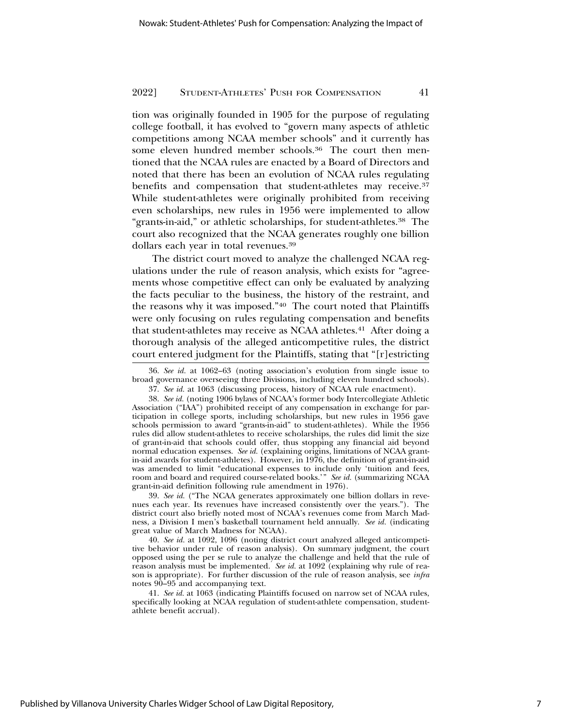tion was originally founded in 1905 for the purpose of regulating college football, it has evolved to "govern many aspects of athletic competitions among NCAA member schools" and it currently has some eleven hundred member schools.[36] The court then mentioned that the NCAA rules are enacted by a Board of Directors and noted that there has been an evolution of NCAA rules regulating benefits and compensation that student-athletes may receive.[37] While student-athletes were originally prohibited from receiving even scholarships, new rules in 1956 were implemented to allow "grants-in-aid," or athletic scholarships, for student-athletes.[38] The court also recognized that the NCAA generates roughly one billion dollars each year in total revenues.[39]

The district court moved to analyze the challenged NCAA regulations under the rule of reason analysis, which exists for "agreements whose competitive effect can only be evaluated by analyzing the facts peculiar to the business, the history of the restraint, and the reasons why it was imposed."[40] The court noted that Plaintiffs were only focusing on rules regulating compensation and benefits that student-athletes may receive as NCAA athletes.[41] After doing a thorough analysis of the alleged anticompetitive rules, the district court entered judgment for the Plaintiffs, stating that "[r]estricting

---

36. *See id.* at 1062–63 (noting association's evolution from single issue to broad governance overseeing three Divisions, including eleven hundred schools).

37. *See id.* at 1063 (discussing process, history of NCAA rule enactment).

38. *See id.* (noting 1906 bylaws of NCAA's former body Intercollegiate Athletic Association ("IAA") prohibited receipt of any compensation in exchange for participation in college sports, including scholarships, but new rules in 1956 gave schools permission to award "grants-in-aid" to student-athletes). While the 1956 rules did allow student-athletes to receive scholarships, the rules did limit the size of grant-in-aid that schools could offer, thus stopping any financial aid beyond normal education expenses. *See id.* (explaining origins, limitations of NCAA grant-in-aid awards for student-athletes). However, in 1976, the definition of grant-in-aid was amended to limit "educational expenses to include only 'tuition and fees, room and board and required course-related books.'" *See id.* (summarizing NCAA grant-in-aid definition following rule amendment in 1976).

39. *See id.* ("The NCAA generates approximately one billion dollars in revenues each year. Its revenues have increased consistently over the years."). The district court also briefly noted most of NCAA's revenues come from March Madness, a Division I men's basketball tournament held annually. *See id.* (indicating great value of March Madness for NCAA).

40. *See id.* at 1092, 1096 (noting district court analyzed alleged anticompetitive behavior under rule of reason analysis). On summary judgment, the court opposed using the per se rule to analyze the challenge and held that the rule of reason analysis must be implemented. *See id.* at 1092 (explaining why rule of reason is appropriate). For further discussion of the rule of reason analysis, see *infra* notes 90–95 and accompanying text.

41. *See id.* at 1063 (indicating Plaintiffs focused on narrow set of NCAA rules, specifically looking at NCAA regulation of student-athlete compensation, student-athlete benefit accrual).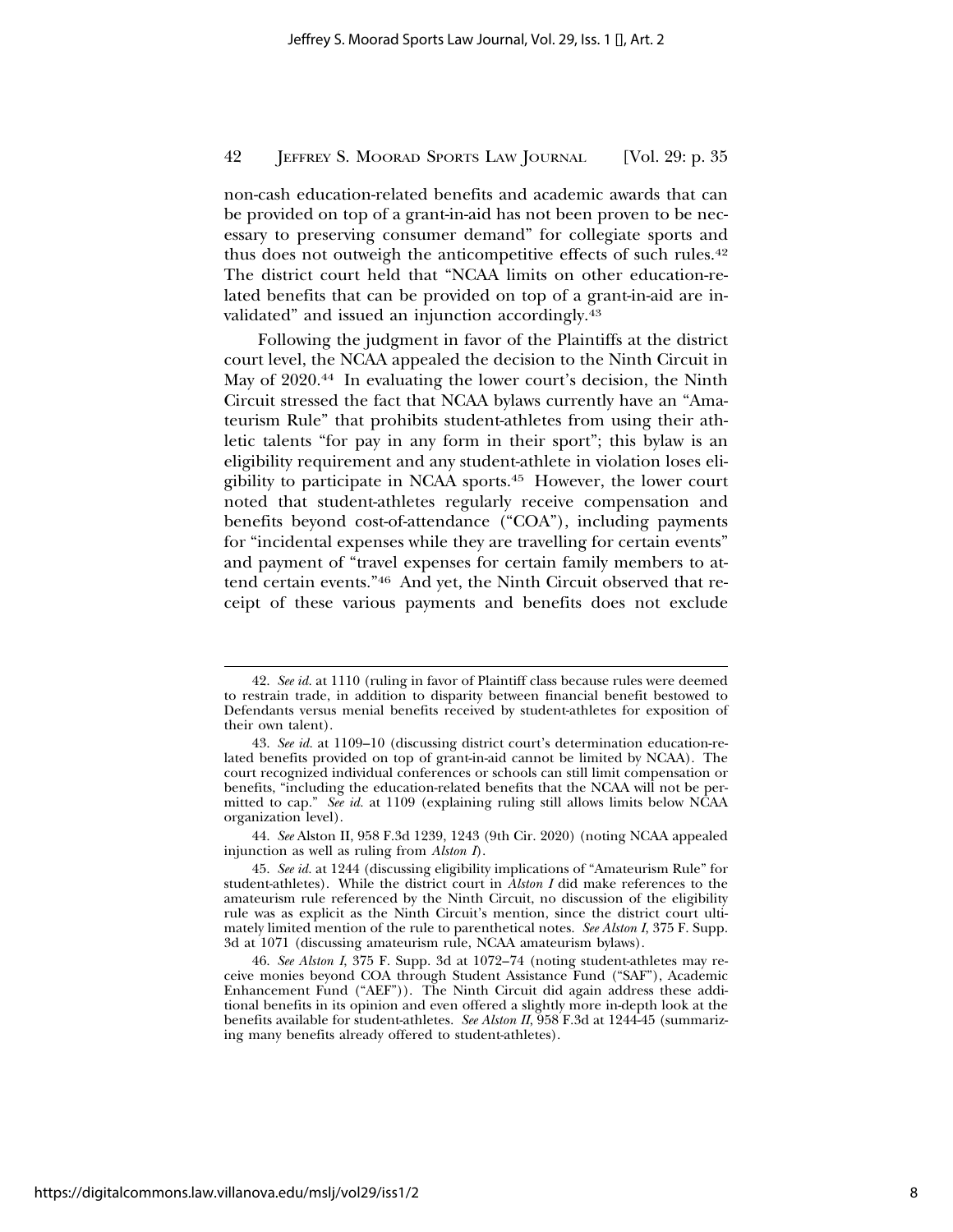non-cash education-related benefits and academic awards that can be provided on top of a grant-in-aid has not been proven to be necessary to preserving consumer demand" for collegiate sports and thus does not outweigh the anticompetitive effects of such rules.[42] The district court held that "NCAA limits on other education-related benefits that can be provided on top of a grant-in-aid are invalidated" and issued an injunction accordingly.[43]

Following the judgment in favor of the Plaintiffs at the district court level, the NCAA appealed the decision to the Ninth Circuit in May of 2020.[44] In evaluating the lower court's decision, the Ninth Circuit stressed the fact that NCAA bylaws currently have an "Amateurism Rule" that prohibits student-athletes from using their athletic talents "for pay in any form in their sport"; this bylaw is an eligibility requirement and any student-athlete in violation loses eligibility to participate in NCAA sports.[45] However, the lower court noted that student-athletes regularly receive compensation and benefits beyond cost-of-attendance ("COA"), including payments for "incidental expenses while they are travelling for certain events" and payment of "travel expenses for certain family members to attend certain events."[46] And yet, the Ninth Circuit observed that receipt of these various payments and benefits does not exclude

---

42. *See id.* at 1110 (ruling in favor of Plaintiff class because rules were deemed to restrain trade, in addition to disparity between financial benefit bestowed to Defendants versus menial benefits received by student-athletes for exposition of their own talent).

43. *See id.* at 1109–10 (discussing district court's determination education-related benefits provided on top of grant-in-aid cannot be limited by NCAA). The court recognized individual conferences or schools can still limit compensation or benefits, "including the education-related benefits that the NCAA will not be permitted to cap." *See id.* at 1109 (explaining ruling still allows limits below NCAA organization level).

44. *See* Alston II, 958 F.3d 1239, 1243 (9th Cir. 2020) (noting NCAA appealed injunction as well as ruling from *Alston I*).

45. *See id.* at 1244 (discussing eligibility implications of "Amateurism Rule" for student-athletes). While the district court in *Alston I* did make references to the amateurism rule referenced by the Ninth Circuit, no discussion of the eligibility rule was as explicit as the Ninth Circuit's mention, since the district court ultimately limited mention of the rule to parenthetical notes. *See Alston I*, 375 F. Supp. 3d at 1071 (discussing amateurism rule, NCAA amateurism bylaws).

46. *See Alston I*, 375 F. Supp. 3d at 1072–74 (noting student-athletes may receive monies beyond COA through Student Assistance Fund ("SAF"), Academic Enhancement Fund ("AEF")). The Ninth Circuit did again address these additional benefits in its opinion and even offered a slightly more in-depth look at the benefits available for student-athletes. *See Alston II*, 958 F.3d at 1244-45 (summarizing many benefits already offered to student-athletes).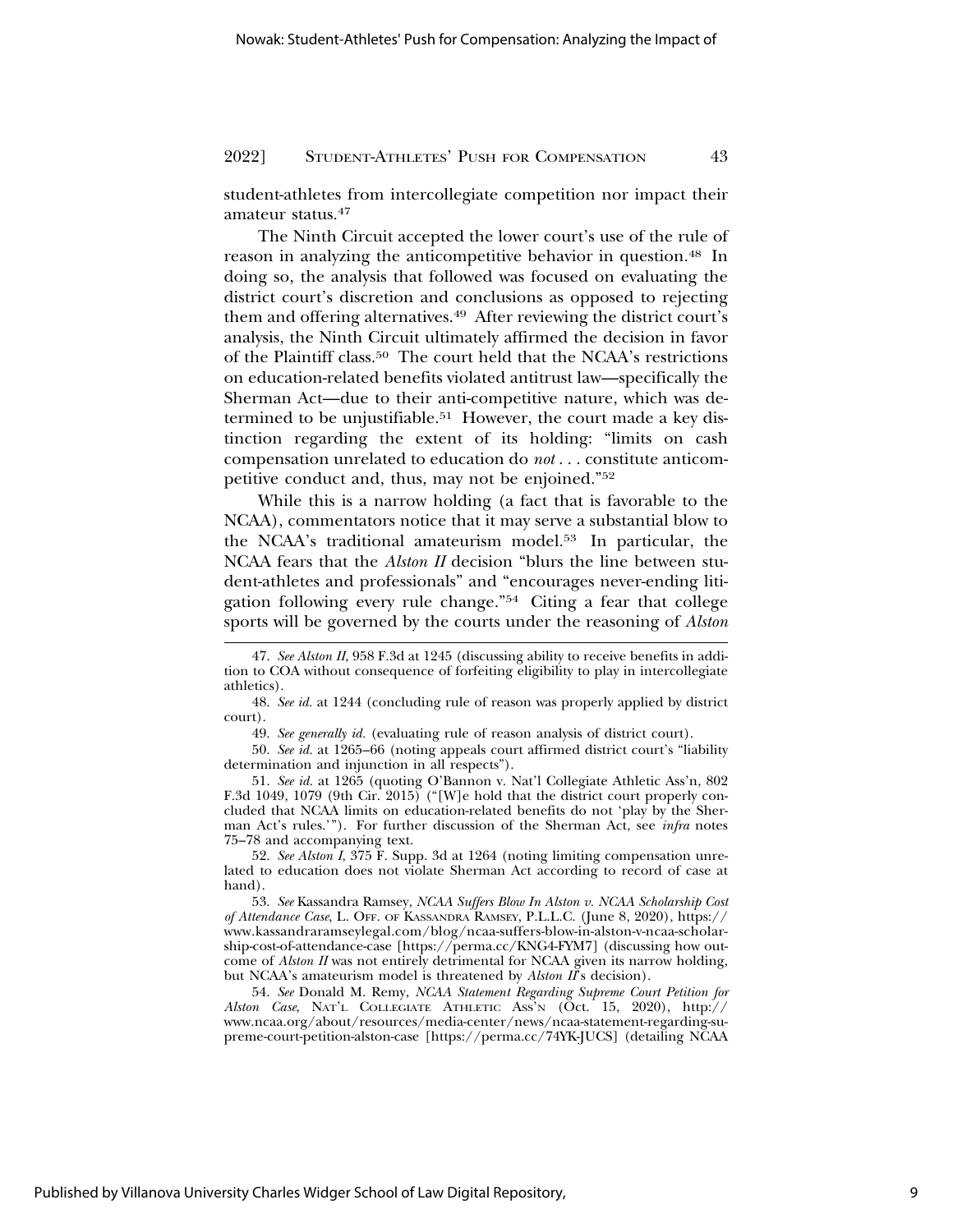student-athletes from intercollegiate competition nor impact their amateur status.[47]

The Ninth Circuit accepted the lower court's use of the rule of reason in analyzing the anticompetitive behavior in question.[48] In doing so, the analysis that followed was focused on evaluating the district court's discretion and conclusions as opposed to rejecting them and offering alternatives.[49] After reviewing the district court's analysis, the Ninth Circuit ultimately affirmed the decision in favor of the Plaintiff class.[50] The court held that the NCAA's restrictions on education-related benefits violated antitrust law—specifically the Sherman Act—due to their anti-competitive nature, which was determined to be unjustifiable.[51] However, the court made a key distinction regarding the extent of its holding: "limits on cash compensation unrelated to education do *not* . . . constitute anticompetitive conduct and, thus, may not be enjoined."[52]

While this is a narrow holding (a fact that is favorable to the NCAA), commentators notice that it may serve a substantial blow to the NCAA's traditional amateurism model.[53] In particular, the NCAA fears that the *Alston II* decision "blurs the line between student-athletes and professionals" and "encourages never-ending litigation following every rule change."[54] Citing a fear that college sports will be governed by the courts under the reasoning of *Alston*

---

47. *See Alston II*, 958 F.3d at 1245 (discussing ability to receive benefits in addition to COA without consequence of forfeiting eligibility to play in intercollegiate athletics).

48. *See id.* at 1244 (concluding rule of reason was properly applied by district court).

49. *See generally id.* (evaluating rule of reason analysis of district court).

50. *See id.* at 1265–66 (noting appeals court affirmed district court's "liability determination and injunction in all respects").

51. *See id.* at 1265 (quoting O'Bannon v. Nat'l Collegiate Athletic Ass'n, 802 F.3d 1049, 1079 (9th Cir. 2015) ("[W]e hold that the district court properly concluded that NCAA limits on education-related benefits do not 'play by the Sherman Act's rules.'")). For further discussion of the Sherman Act, see *infra* notes 75–78 and accompanying text.

52. *See Alston I*, 375 F. Supp. 3d at 1264 (noting limiting compensation unrelated to education does not violate Sherman Act according to record of case at hand).

53. *See* Kassandra Ramsey, *NCAA Suffers Blow In Alston v. NCAA Scholarship Cost of Attendance Case*, L. Off. of Kassandra Ramsey, P.L.L.C. (June 8, 2020), https://www.kassandraramseylegal.com/blog/ncaa-suffers-blow-in-alston-v-ncaa-scholarship-cost-of-attendance-case [https://perma.cc/KNG4-FYM7] (discussing how outcome of *Alston II* was not entirely detrimental for NCAA given its narrow holding, but NCAA's amateurism model is threatened by *Alston II*'s decision).

54. *See* Donald M. Remy, *NCAA Statement Regarding Supreme Court Petition for Alston Case*, Nat'l Collegiate Athletic Ass'n (Oct. 15, 2020), http://www.ncaa.org/about/resources/media-center/news/ncaa-statement-regarding-supreme-court-petition-alston-case [https://perma.cc/74YK-JUCS] (detailing NCAA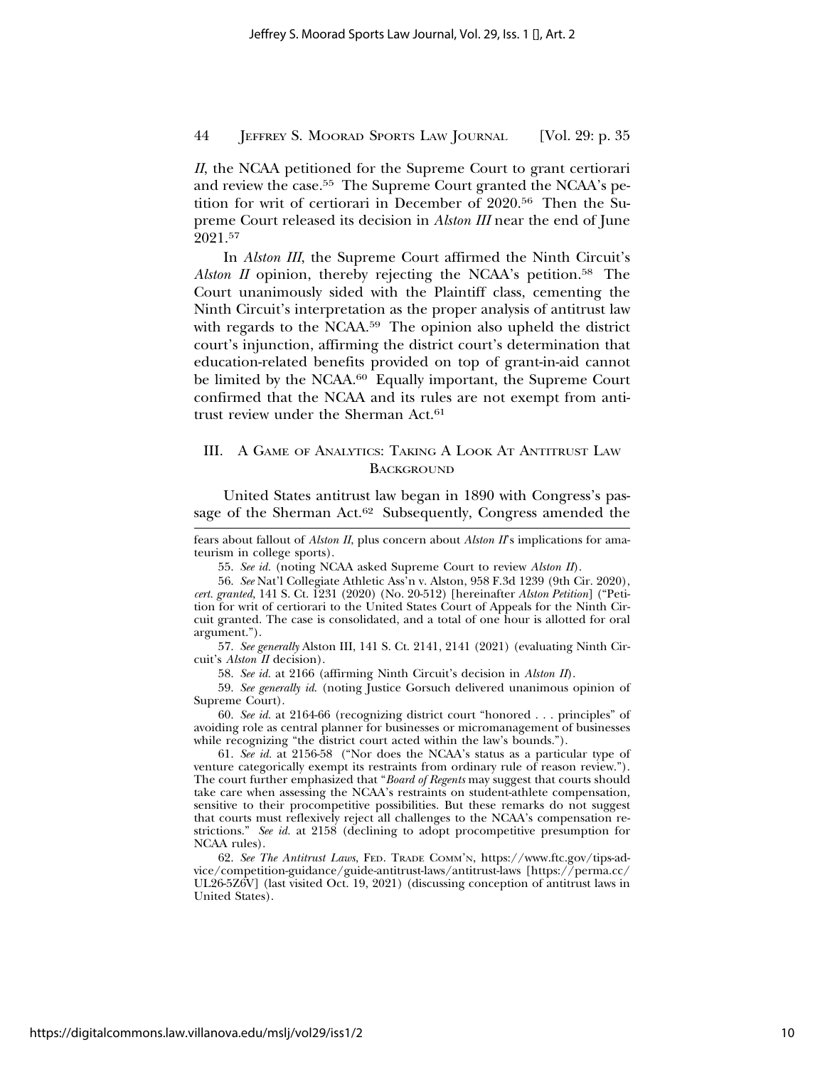*II*, the NCAA petitioned for the Supreme Court to grant certiorari and review the case.[55] The Supreme Court granted the NCAA's petition for writ of certiorari in December of 2020.[56] Then the Supreme Court released its decision in *Alston III* near the end of June 2021.[57]

In *Alston III*, the Supreme Court affirmed the Ninth Circuit's *Alston II* opinion, thereby rejecting the NCAA's petition.[58] The Court unanimously sided with the Plaintiff class, cementing the Ninth Circuit's interpretation as the proper analysis of antitrust law with regards to the NCAA.[59] The opinion also upheld the district court's injunction, affirming the district court's determination that education-related benefits provided on top of grant-in-aid cannot be limited by the NCAA.[60] Equally important, the Supreme Court confirmed that the NCAA and its rules are not exempt from antitrust review under the Sherman Act.[61]

## III. A Game of Analytics: Taking A Look At Antitrust Law Background

United States antitrust law began in 1890 with Congress's passage of the Sherman Act.[62] Subsequently, Congress amended the

---

fears about fallout of *Alston II*, plus concern about *Alston II*'s implications for amateurism in college sports).

55. *See id.* (noting NCAA asked Supreme Court to review *Alston II*).

56. *See* Nat'l Collegiate Athletic Ass'n v. Alston, 958 F.3d 1239 (9th Cir. 2020), *cert. granted,* 141 S. Ct. 1231 (2020) (No. 20-512) [hereinafter *Alston Petition*] ("Petition for writ of certiorari to the United States Court of Appeals for the Ninth Circuit granted. The case is consolidated, and a total of one hour is allotted for oral argument.").

57. *See generally* Alston III, 141 S. Ct. 2141, 2141 (2021) (evaluating Ninth Circuit's *Alston II* decision).

58. *See id.* at 2166 (affirming Ninth Circuit's decision in *Alston II*).

59. *See generally id.* (noting Justice Gorsuch delivered unanimous opinion of Supreme Court).

60. *See id.* at 2164-66 (recognizing district court "honored . . . principles" of avoiding role as central planner for businesses or micromanagement of businesses while recognizing "the district court acted within the law's bounds.").

61. *See id.* at 2156-58 ("Nor does the NCAA's status as a particular type of venture categorically exempt its restraints from ordinary rule of reason review."). The court further emphasized that "*Board of Regents* may suggest that courts should take care when assessing the NCAA's restraints on student-athlete compensation, sensitive to their procompetitive possibilities. But these remarks do not suggest that courts must reflexively reject all challenges to the NCAA's compensation restrictions." *See id.* at 2158 (declining to adopt procompetitive presumption for NCAA rules).

62. *See The Antitrust Laws*, Fed. Trade Comm'n, https://www.ftc.gov/tips-advice/competition-guidance/guide-antitrust-laws/antitrust-laws [https://perma.cc/UL26-5Z6V] (last visited Oct. 19, 2021) (discussing conception of antitrust laws in United States).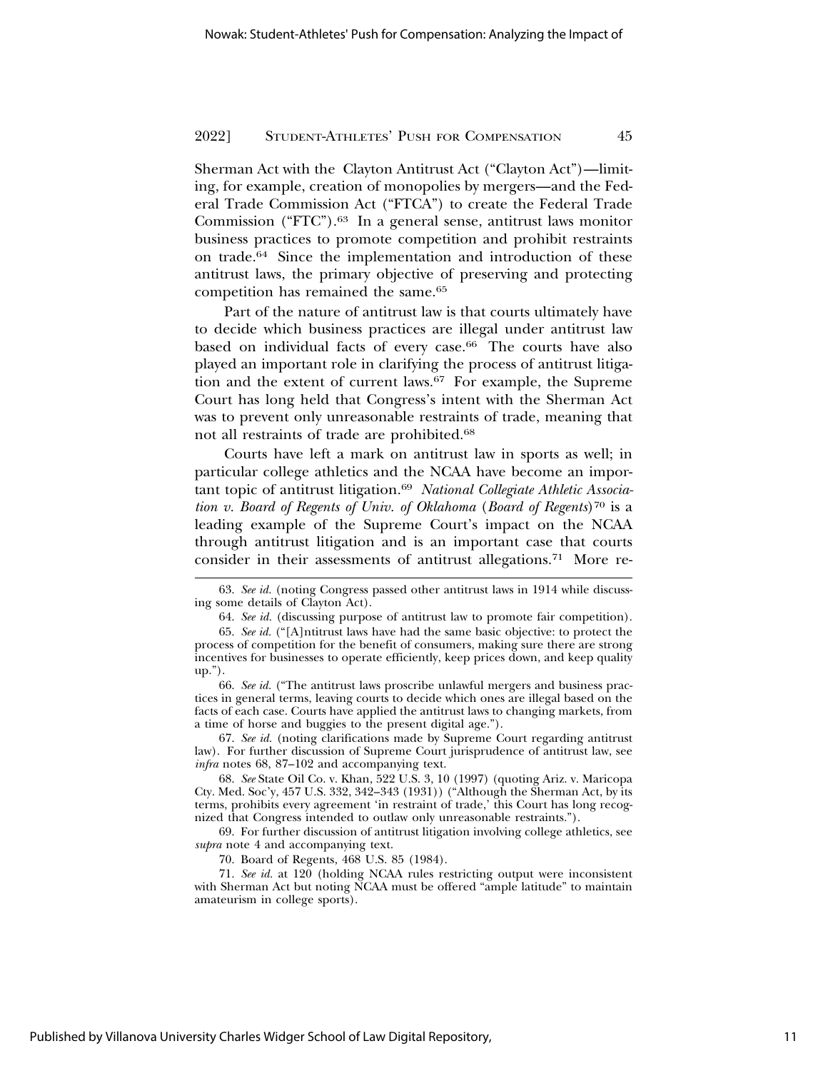Sherman Act with the Clayton Antitrust Act ("Clayton Act")—limiting, for example, creation of monopolies by mergers—and the Federal Trade Commission Act ("FTCA") to create the Federal Trade Commission ("FTC").[63] In a general sense, antitrust laws monitor business practices to promote competition and prohibit restraints on trade.[64] Since the implementation and introduction of these antitrust laws, the primary objective of preserving and protecting competition has remained the same.[65]

Part of the nature of antitrust law is that courts ultimately have to decide which business practices are illegal under antitrust law based on individual facts of every case.[66] The courts have also played an important role in clarifying the process of antitrust litigation and the extent of current laws.[67] For example, the Supreme Court has long held that Congress's intent with the Sherman Act was to prevent only unreasonable restraints of trade, meaning that not all restraints of trade are prohibited.[68]

Courts have left a mark on antitrust law in sports as well; in particular college athletics and the NCAA have become an important topic of antitrust litigation.[69] *National Collegiate Athletic Association v. Board of Regents of Univ. of Oklahoma* (*Board of Regents*)[70] is a leading example of the Supreme Court's impact on the NCAA through antitrust litigation and is an important case that courts consider in their assessments of antitrust allegations.[71] More re-

---

63. *See id.* (noting Congress passed other antitrust laws in 1914 while discussing some details of Clayton Act).

64. *See id.* (discussing purpose of antitrust law to promote fair competition).

65. *See id.* ("[A]ntitrust laws have had the same basic objective: to protect the process of competition for the benefit of consumers, making sure there are strong incentives for businesses to operate efficiently, keep prices down, and keep quality up.").

66. *See id.* ("The antitrust laws proscribe unlawful mergers and business practices in general terms, leaving courts to decide which ones are illegal based on the facts of each case. Courts have applied the antitrust laws to changing markets, from a time of horse and buggies to the present digital age.").

67. *See id.* (noting clarifications made by Supreme Court regarding antitrust law). For further discussion of Supreme Court jurisprudence of antitrust law, see *infra* notes 68, 87–102 and accompanying text.

68. *See* State Oil Co. v. Khan, 522 U.S. 3, 10 (1997) (quoting Ariz. v. Maricopa Cty. Med. Soc'y, 457 U.S. 332, 342–343 (1931)) ("Although the Sherman Act, by its terms, prohibits every agreement 'in restraint of trade,' this Court has long recognized that Congress intended to outlaw only unreasonable restraints.").

69. For further discussion of antitrust litigation involving college athletics, see *supra* note 4 and accompanying text.

70. Board of Regents, 468 U.S. 85 (1984).

71. *See id.* at 120 (holding NCAA rules restricting output were inconsistent with Sherman Act but noting NCAA must be offered "ample latitude" to maintain amateurism in college sports).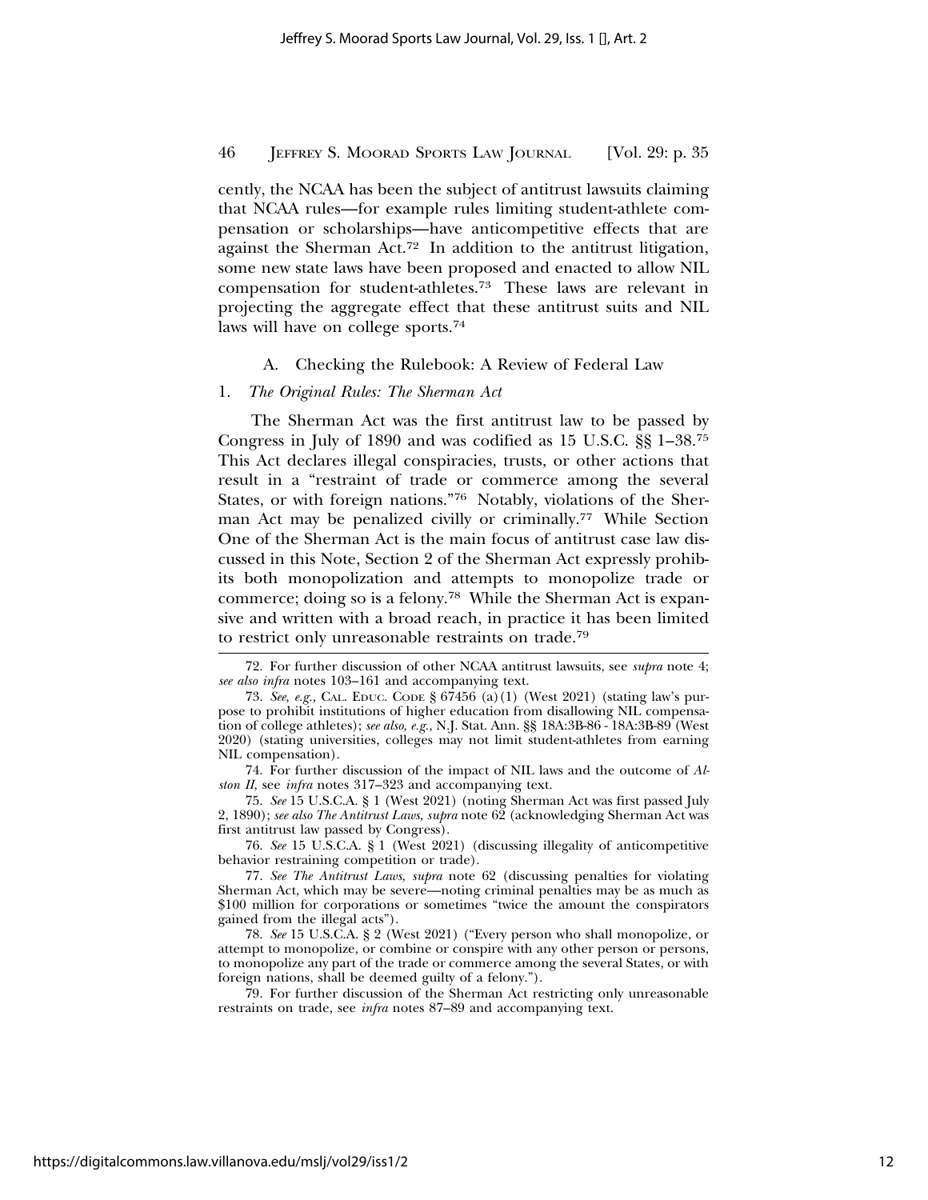cently, the NCAA has been the subject of antitrust lawsuits claiming that NCAA rules—for example rules limiting student-athlete compensation or scholarships—have anticompetitive effects that are against the Sherman Act.[72] In addition to the antitrust litigation, some new state laws have been proposed and enacted to allow NIL compensation for student-athletes.[73] These laws are relevant in projecting the aggregate effect that these antitrust suits and NIL laws will have on college sports.[74]

### A. Checking the Rulebook: A Review of Federal Law

#### 1. *The Original Rules: The Sherman Act*

The Sherman Act was the first antitrust law to be passed by Congress in July of 1890 and was codified as 15 U.S.C. §§ 1–38.[75] This Act declares illegal conspiracies, trusts, or other actions that result in a "restraint of trade or commerce among the several States, or with foreign nations."[76] Notably, violations of the Sherman Act may be penalized civilly or criminally.[77] While Section One of the Sherman Act is the main focus of antitrust case law discussed in this Note, Section 2 of the Sherman Act expressly prohibits both monopolization and attempts to monopolize trade or commerce; doing so is a felony.[78] While the Sherman Act is expansive and written with a broad reach, in practice it has been limited to restrict only unreasonable restraints on trade.[79]

---

72. For further discussion of other NCAA antitrust lawsuits, see *supra* note 4; *see also infra* notes 103–161 and accompanying text.

73. *See, e.g.,* CAL. EDUC. CODE § 67456 (a)(1) (West 2021) (stating law's purpose to prohibit institutions of higher education from disallowing NIL compensation of college athletes); *see also, e.g.,* N.J. Stat. Ann. §§ 18A:3B-86 - 18A:3B-89 (West 2020) (stating universities, colleges may not limit student-athletes from earning NIL compensation).

74. For further discussion of the impact of NIL laws and the outcome of *Alston II*, see *infra* notes 317–323 and accompanying text.

75. *See* 15 U.S.C.A. § 1 (West 2021) (noting Sherman Act was first passed July 2, 1890); *see also The Antitrust Laws*, *supra* note 62 (acknowledging Sherman Act was first antitrust law passed by Congress).

76. *See* 15 U.S.C.A. § 1 (West 2021) (discussing illegality of anticompetitive behavior restraining competition or trade).

77. *See The Antitrust Laws*, *supra* note 62 (discussing penalties for violating Sherman Act, which may be severe—noting criminal penalties may be as much as $100 million for corporations or sometimes "twice the amount the conspirators gained from the illegal acts").

78. *See* 15 U.S.C.A. § 2 (West 2021) ("Every person who shall monopolize, or attempt to monopolize, or combine or conspire with any other person or persons, to monopolize any part of the trade or commerce among the several States, or with foreign nations, shall be deemed guilty of a felony.").

79. For further discussion of the Sherman Act restricting only unreasonable restraints on trade, see *infra* notes 87–89 and accompanying text.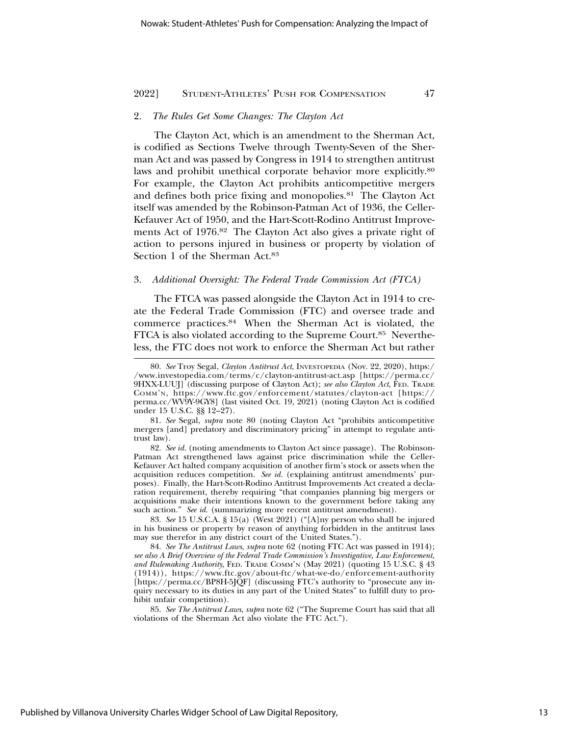### 2. *The Rules Get Some Changes: The Clayton Act*

The Clayton Act, which is an amendment to the Sherman Act, is codified as Sections Twelve through Twenty-Seven of the Sherman Act and was passed by Congress in 1914 to strengthen antitrust laws and prohibit unethical corporate behavior more explicitly.[80] For example, the Clayton Act prohibits anticompetitive mergers and defines both price fixing and monopolies.[81] The Clayton Act itself was amended by the Robinson-Patman Act of 1936, the Celler-Kefauver Act of 1950, and the Hart-Scott-Rodino Antitrust Improvements Act of 1976.[82] The Clayton Act also gives a private right of action to persons injured in business or property by violation of Section 1 of the Sherman Act.[83]

### 3. *Additional Oversight: The Federal Trade Commission Act (FTCA)*

The FTCA was passed alongside the Clayton Act in 1914 to create the Federal Trade Commission (FTC) and oversee trade and commerce practices.[84] When the Sherman Act is violated, the FTCA is also violated according to the Supreme Court.[85] Nevertheless, the FTC does not work to enforce the Sherman Act but rather

---

80. *See* Troy Segal, *Clayton Antitrust Act*, INVESTOPEDIA (Nov. 22, 2020), https://www.investopedia.com/terms/c/clayton-antitrust-act.asp [https://perma.cc/9HXX-LUUJ] (discussing purpose of Clayton Act); *see also Clayton Act*, FED. TRADE COMM'N, https://www.ftc.gov/enforcement/statutes/clayton-act [https://perma.cc/WV9Y-9GY8] (last visited Oct. 19, 2021) (noting Clayton Act is codified under 15 U.S.C. §§ 12–27).

81. *See* Segal, *supra* note 80 (noting Clayton Act "prohibits anticompetitive mergers [and] predatory and discriminatory pricing" in attempt to regulate antitrust law).

82. *See id.* (noting amendments to Clayton Act since passage). The Robinson-Patman Act strengthened laws against price discrimination while the Celler-Kefauver Act halted company acquisition of another firm's stock or assets when the acquisition reduces competition. *See id.* (explaining antitrust amendments' purposes). Finally, the Hart-Scott-Rodino Antitrust Improvements Act created a declaration requirement, thereby requiring "that companies planning big mergers or acquisitions make their intentions known to the government before taking any such action." *See id.* (summarizing more recent antitrust amendment).

83. *See* 15 U.S.C.A. § 15(a) (West 2021) ("[A]ny person who shall be injured in his business or property by reason of anything forbidden in the antitrust laws may sue therefor in any district court of the United States.").

84. *See The Antitrust Laws*, *supra* note 62 (noting FTC Act was passed in 1914); *see also A Brief Overview of the Federal Trade Commission's Investigative, Law Enforcement, and Rulemaking Authority*, FED. TRADE COMM'N (May 2021) (quoting 15 U.S.C. § 43 (1914)), https://www.ftc.gov/about-ftc/what-we-do/enforcement-authority [https://perma.cc/BP8H-5JQF] (discussing FTC's authority to "prosecute any inquiry necessary to its duties in any part of the United States" to fulfill duty to prohibit unfair competition).

85. *See The Antitrust Laws*, *supra* note 62 ("The Supreme Court has said that all violations of the Sherman Act also violate the FTC Act.").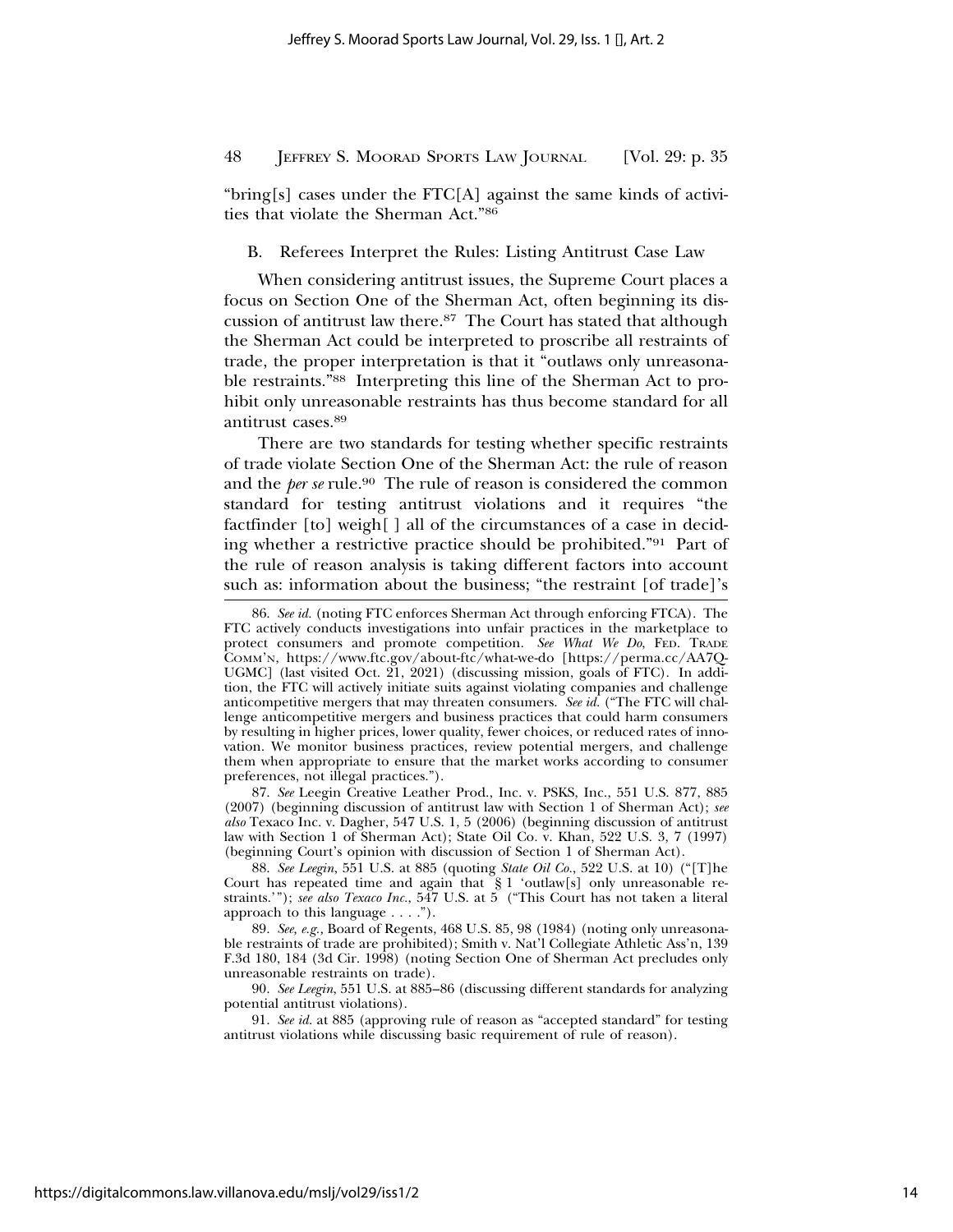"bring[s] cases under the FTC[A] against the same kinds of activities that violate the Sherman Act."[86]

### B. Referees Interpret the Rules: Listing Antitrust Case Law

When considering antitrust issues, the Supreme Court places a focus on Section One of the Sherman Act, often beginning its discussion of antitrust law there.[87] The Court has stated that although the Sherman Act could be interpreted to proscribe all restraints of trade, the proper interpretation is that it "outlaws only unreasonable restraints."[88] Interpreting this line of the Sherman Act to prohibit only unreasonable restraints has thus become standard for all antitrust cases.[89]

There are two standards for testing whether specific restraints of trade violate Section One of the Sherman Act: the rule of reason and the *per se* rule.[90] The rule of reason is considered the common standard for testing antitrust violations and it requires "the factfinder [to] weigh[ ] all of the circumstances of a case in deciding whether a restrictive practice should be prohibited."[91] Part of the rule of reason analysis is taking different factors into account such as: information about the business; "the restraint [of trade]'s

---

86. *See id.* (noting FTC enforces Sherman Act through enforcing FTCA). The FTC actively conducts investigations into unfair practices in the marketplace to protect consumers and promote competition. *See What We Do*, FED. TRADE COMM'N, https://www.ftc.gov/about-ftc/what-we-do [https://perma.cc/AA7Q-UGMC] (last visited Oct. 21, 2021) (discussing mission, goals of FTC). In addition, the FTC will actively initiate suits against violating companies and challenge anticompetitive mergers that may threaten consumers. *See id.* ("The FTC will challenge anticompetitive mergers and business practices that could harm consumers by resulting in higher prices, lower quality, fewer choices, or reduced rates of innovation. We monitor business practices, review potential mergers, and challenge them when appropriate to ensure that the market works according to consumer preferences, not illegal practices.").

87. *See* Leegin Creative Leather Prod., Inc. v. PSKS, Inc., 551 U.S. 877, 885 (2007) (beginning discussion of antitrust law with Section 1 of Sherman Act); *see also* Texaco Inc. v. Dagher, 547 U.S. 1, 5 (2006) (beginning discussion of antitrust law with Section 1 of Sherman Act); State Oil Co. v. Khan, 522 U.S. 3, 7 (1997) (beginning Court's opinion with discussion of Section 1 of Sherman Act).

88. *See Leegin*, 551 U.S. at 885 (quoting *State Oil Co.*, 522 U.S. at 10) ("[T]he Court has repeated time and again that § 1 'outlaw[s] only unreasonable restraints.'"); *see also Texaco Inc.*, 547 U.S. at 5 ("This Court has not taken a literal approach to this language . . . .").

89. *See, e.g.*, Board of Regents, 468 U.S. 85, 98 (1984) (noting only unreasonable restraints of trade are prohibited); Smith v. Nat'l Collegiate Athletic Ass'n, 139 F.3d 180, 184 (3d Cir. 1998) (noting Section One of Sherman Act precludes only unreasonable restraints on trade).

90. *See Leegin*, 551 U.S. at 885–86 (discussing different standards for analyzing potential antitrust violations).

91. *See id.* at 885 (approving rule of reason as "accepted standard" for testing antitrust violations while discussing basic requirement of rule of reason).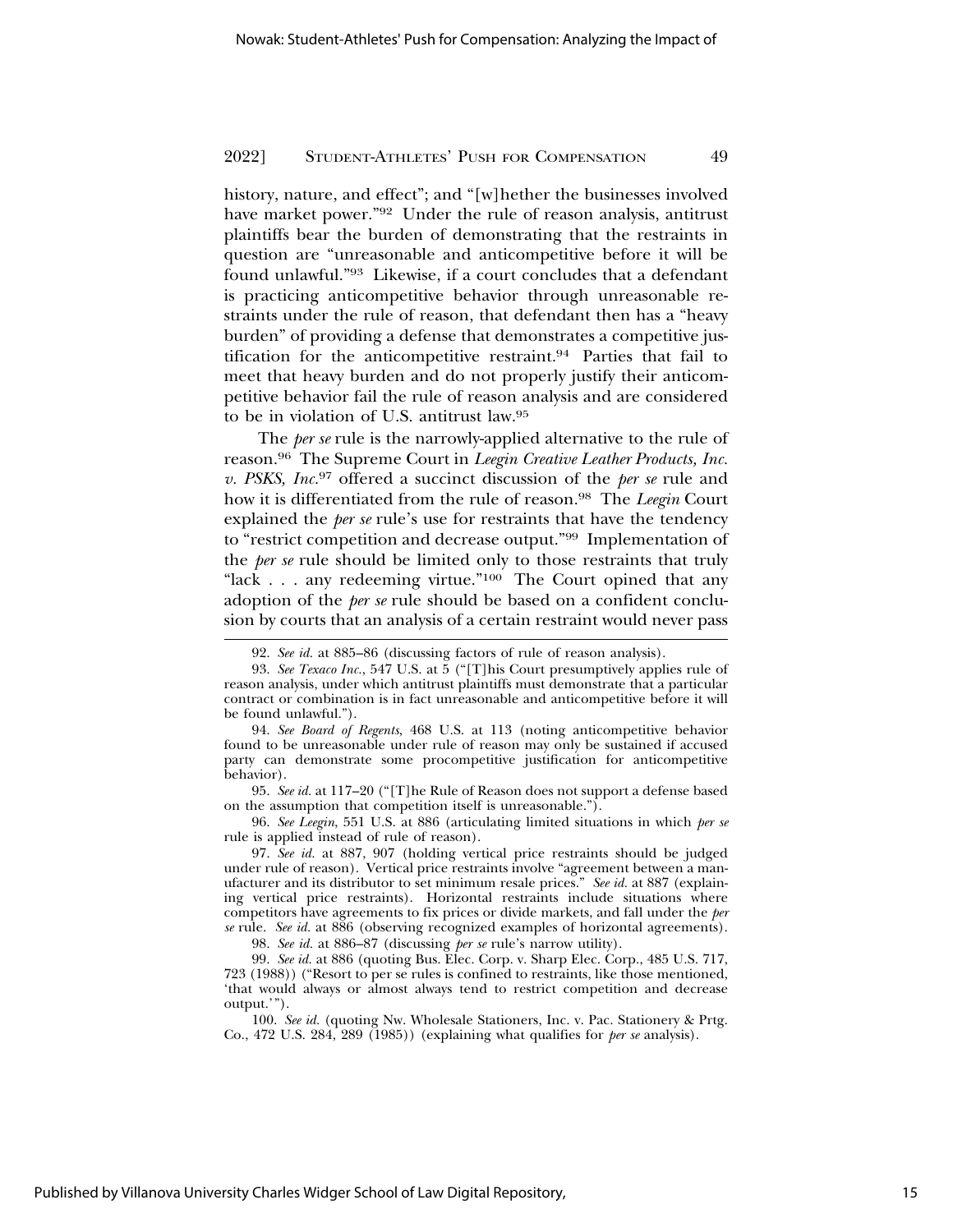history, nature, and effect"; and "[w]hether the businesses involved have market power."[92] Under the rule of reason analysis, antitrust plaintiffs bear the burden of demonstrating that the restraints in question are "unreasonable and anticompetitive before it will be found unlawful."[93] Likewise, if a court concludes that a defendant is practicing anticompetitive behavior through unreasonable restraints under the rule of reason, that defendant then has a "heavy burden" of providing a defense that demonstrates a competitive justification for the anticompetitive restraint.[94] Parties that fail to meet that heavy burden and do not properly justify their anticompetitive behavior fail the rule of reason analysis and are considered to be in violation of U.S. antitrust law.[95]

The *per se* rule is the narrowly-applied alternative to the rule of reason.[96] The Supreme Court in *Leegin Creative Leather Products, Inc. v. PSKS, Inc.*[97] offered a succinct discussion of the *per se* rule and how it is differentiated from the rule of reason.[98] The *Leegin* Court explained the *per se* rule's use for restraints that have the tendency to "restrict competition and decrease output."[99] Implementation of the *per se* rule should be limited only to those restraints that truly "lack . . . any redeeming virtue."[100] The Court opined that any adoption of the *per se* rule should be based on a confident conclusion by courts that an analysis of a certain restraint would never pass

---

92. *See id.* at 885–86 (discussing factors of rule of reason analysis).

93. *See Texaco Inc.*, 547 U.S. at 5 ("[T]his Court presumptively applies rule of reason analysis, under which antitrust plaintiffs must demonstrate that a particular contract or combination is in fact unreasonable and anticompetitive before it will be found unlawful.").

94. *See Board of Regents*, 468 U.S. at 113 (noting anticompetitive behavior found to be unreasonable under rule of reason may only be sustained if accused party can demonstrate some procompetitive justification for anticompetitive behavior).

95. *See id.* at 117–20 ("[T]he Rule of Reason does not support a defense based on the assumption that competition itself is unreasonable.").

96. *See Leegin*, 551 U.S. at 886 (articulating limited situations in which *per se* rule is applied instead of rule of reason).

97. *See id.* at 887, 907 (holding vertical price restraints should be judged under rule of reason). Vertical price restraints involve "agreement between a manufacturer and its distributor to set minimum resale prices." *See id.* at 887 (explaining vertical price restraints). Horizontal restraints include situations where competitors have agreements to fix prices or divide markets, and fall under the *per se* rule. *See id.* at 886 (observing recognized examples of horizontal agreements).

98. *See id.* at 886–87 (discussing *per se* rule's narrow utility).

99. *See id.* at 886 (quoting Bus. Elec. Corp. v. Sharp Elec. Corp., 485 U.S. 717, 723 (1988)) ("Resort to per se rules is confined to restraints, like those mentioned, 'that would always or almost always tend to restrict competition and decrease output.'").

100. *See id.* (quoting Nw. Wholesale Stationers, Inc. v. Pac. Stationery & Prtg. Co., 472 U.S. 284, 289 (1985)) (explaining what qualifies for *per se* analysis).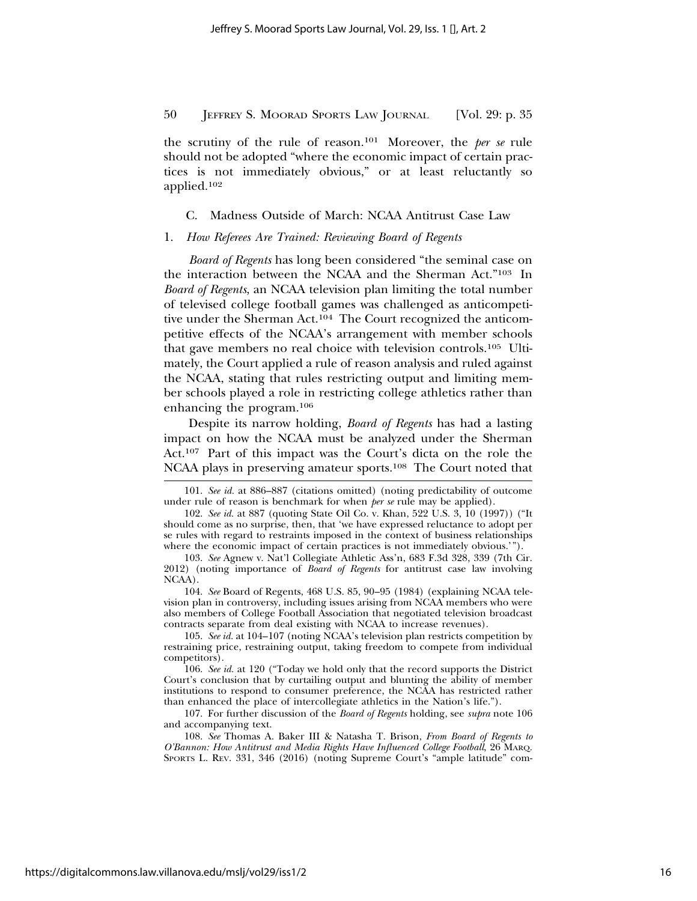the scrutiny of the rule of reason.[101] Moreover, the *per se* rule should not be adopted "where the economic impact of certain practices is not immediately obvious," or at least reluctantly so applied.[102]

### C. Madness Outside of March: NCAA Antitrust Case Law

#### 1. *How Referees Are Trained: Reviewing Board of Regents*

*Board of Regents* has long been considered "the seminal case on the interaction between the NCAA and the Sherman Act."[103] In *Board of Regents*, an NCAA television plan limiting the total number of televised college football games was challenged as anticompetitive under the Sherman Act.[104] The Court recognized the anticompetitive effects of the NCAA's arrangement with member schools that gave members no real choice with television controls.[105] Ultimately, the Court applied a rule of reason analysis and ruled against the NCAA, stating that rules restricting output and limiting member schools played a role in restricting college athletics rather than enhancing the program.[106]

Despite its narrow holding, *Board of Regents* has had a lasting impact on how the NCAA must be analyzed under the Sherman Act.[107] Part of this impact was the Court's dicta on the role the NCAA plays in preserving amateur sports.[108] The Court noted that

---

101. *See id.* at 886–887 (citations omitted) (noting predictability of outcome under rule of reason is benchmark for when *per se* rule may be applied).

102. *See id.* at 887 (quoting State Oil Co. v. Khan, 522 U.S. 3, 10 (1997)) ("It should come as no surprise, then, that 'we have expressed reluctance to adopt per se rules with regard to restraints imposed in the context of business relationships where the economic impact of certain practices is not immediately obvious.'").

103. *See* Agnew v. Nat'l Collegiate Athletic Ass'n, 683 F.3d 328, 339 (7th Cir. 2012) (noting importance of *Board of Regents* for antitrust case law involving NCAA).

104. *See* Board of Regents, 468 U.S. 85, 90–95 (1984) (explaining NCAA television plan in controversy, including issues arising from NCAA members who were also members of College Football Association that negotiated television broadcast contracts separate from deal existing with NCAA to increase revenues).

105. *See id.* at 104–107 (noting NCAA's television plan restricts competition by restraining price, restraining output, taking freedom to compete from individual competitors).

106. *See id.* at 120 ("Today we hold only that the record supports the District Court's conclusion that by curtailing output and blunting the ability of member institutions to respond to consumer preference, the NCAA has restricted rather than enhanced the place of intercollegiate athletics in the Nation's life.").

107. For further discussion of the *Board of Regents* holding, see *supra* note 106 and accompanying text.

108. *See* Thomas A. Baker III & Natasha T. Brison, *From Board of Regents to O'Bannon: How Antitrust and Media Rights Have Influenced College Football*, 26 MARQ. SPORTS L. REV. 331, 346 (2016) (noting Supreme Court's "ample latitude" com-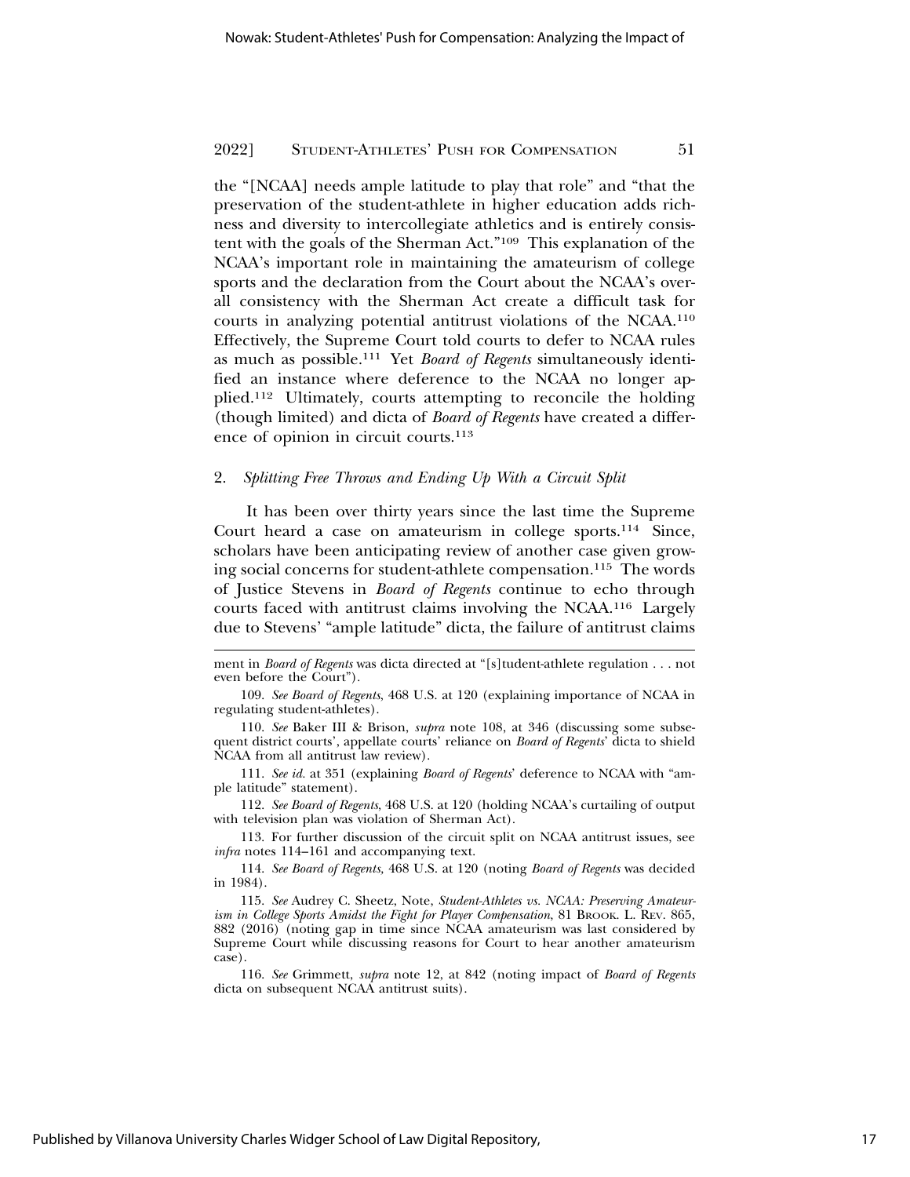the "[NCAA] needs ample latitude to play that role" and "that the preservation of the student-athlete in higher education adds richness and diversity to intercollegiate athletics and is entirely consistent with the goals of the Sherman Act."[109] This explanation of the NCAA's important role in maintaining the amateurism of college sports and the declaration from the Court about the NCAA's overall consistency with the Sherman Act create a difficult task for courts in analyzing potential antitrust violations of the NCAA.[110] Effectively, the Supreme Court told courts to defer to NCAA rules as much as possible.[111] Yet *Board of Regents* simultaneously identified an instance where deference to the NCAA no longer applied.[112] Ultimately, courts attempting to reconcile the holding (though limited) and dicta of *Board of Regents* have created a difference of opinion in circuit courts.[113]

### 2. *Splitting Free Throws and Ending Up With a Circuit Split*

It has been over thirty years since the last time the Supreme Court heard a case on amateurism in college sports.[114] Since, scholars have been anticipating review of another case given growing social concerns for student-athlete compensation.[115] The words of Justice Stevens in *Board of Regents* continue to echo through courts faced with antitrust claims involving the NCAA.[116] Largely due to Stevens' "ample latitude" dicta, the failure of antitrust claims

---

ment in *Board of Regents* was dicta directed at "[s]tudent-athlete regulation . . . not even before the Court").

109. *See Board of Regents*, 468 U.S. at 120 (explaining importance of NCAA in regulating student-athletes).

110. *See* Baker III & Brison, *supra* note 108, at 346 (discussing some subsequent district courts', appellate courts' reliance on *Board of Regents*' dicta to shield NCAA from all antitrust law review).

111. *See id.* at 351 (explaining *Board of Regents*' deference to NCAA with "ample latitude" statement).

112. *See Board of Regents*, 468 U.S. at 120 (holding NCAA's curtailing of output with television plan was violation of Sherman Act).

113. For further discussion of the circuit split on NCAA antitrust issues, see *infra* notes 114–161 and accompanying text.

114. *See Board of Regents*, 468 U.S. at 120 (noting *Board of Regents* was decided in 1984).

115. *See* Audrey C. Sheetz, Note, *Student-Athletes vs. NCAA: Preserving Amateurism in College Sports Amidst the Fight for Player Compensation*, 81 BROOK. L. REV. 865, 882 (2016) (noting gap in time since NCAA amateurism was last considered by Supreme Court while discussing reasons for Court to hear another amateurism case).

116. *See* Grimmett, *supra* note 12, at 842 (noting impact of *Board of Regents* dicta on subsequent NCAA antitrust suits).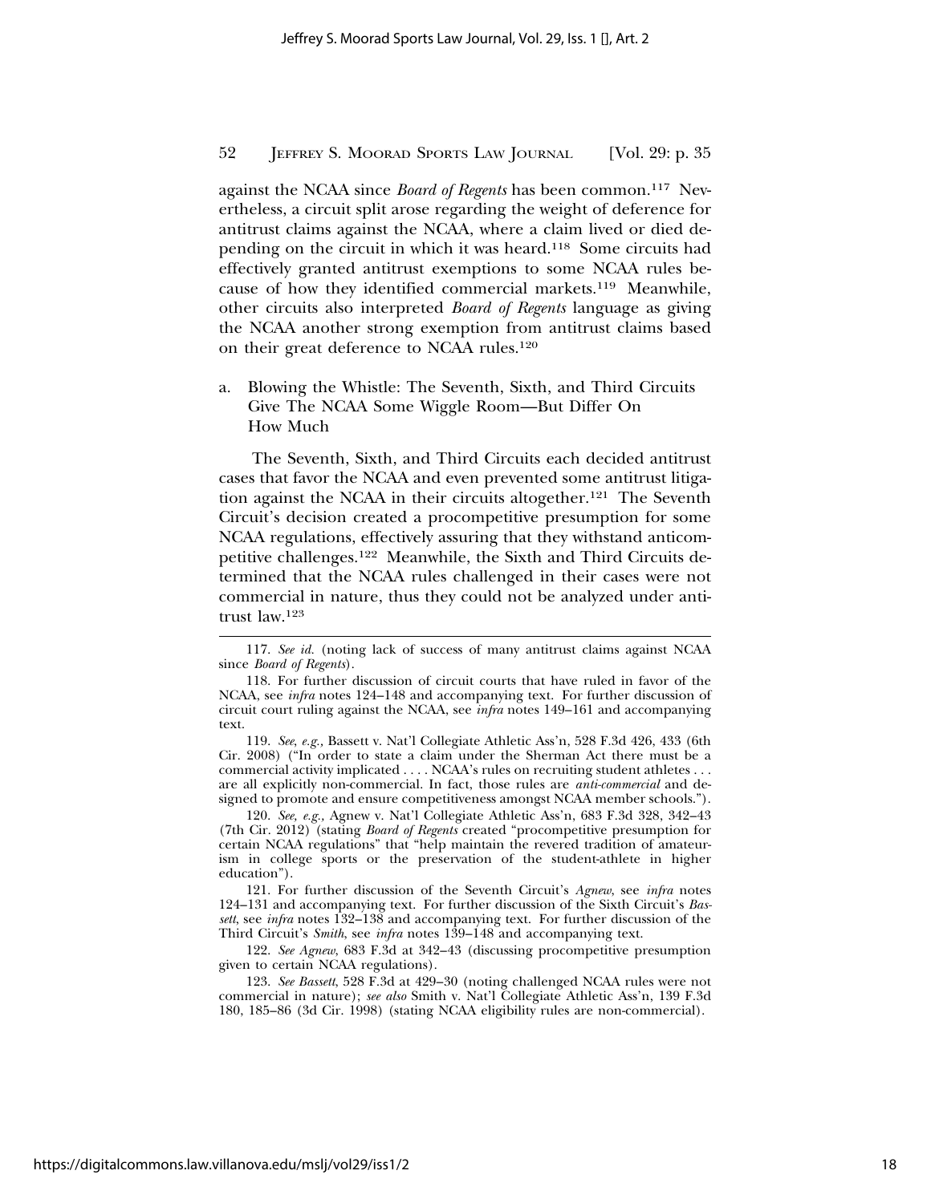against the NCAA since *Board of Regents* has been common.[117] Nevertheless, a circuit split arose regarding the weight of deference for antitrust claims against the NCAA, where a claim lived or died depending on the circuit in which it was heard.[118] Some circuits had effectively granted antitrust exemptions to some NCAA rules because of how they identified commercial markets.[119] Meanwhile, other circuits also interpreted *Board of Regents* language as giving the NCAA another strong exemption from antitrust claims based on their great deference to NCAA rules.[120]

a. Blowing the Whistle: The Seventh, Sixth, and Third Circuits Give The NCAA Some Wiggle Room—But Differ On How Much

The Seventh, Sixth, and Third Circuits each decided antitrust cases that favor the NCAA and even prevented some antitrust litigation against the NCAA in their circuits altogether.[121] The Seventh Circuit's decision created a procompetitive presumption for some NCAA regulations, effectively assuring that they withstand anticompetitive challenges.[122] Meanwhile, the Sixth and Third Circuits determined that the NCAA rules challenged in their cases were not commercial in nature, thus they could not be analyzed under antitrust law.[123]

---

117. *See id.* (noting lack of success of many antitrust claims against NCAA since *Board of Regents*).

118. For further discussion of circuit courts that have ruled in favor of the NCAA, see *infra* notes 124–148 and accompanying text. For further discussion of circuit court ruling against the NCAA, see *infra* notes 149–161 and accompanying text.

119. *See, e.g.*, Bassett v. Nat'l Collegiate Athletic Ass'n, 528 F.3d 426, 433 (6th Cir. 2008) ("In order to state a claim under the Sherman Act there must be a commercial activity implicated . . . . NCAA's rules on recruiting student athletes . . . are all explicitly non-commercial. In fact, those rules are *anti-commercial* and designed to promote and ensure competitiveness amongst NCAA member schools.").

120. *See, e.g.*, Agnew v. Nat'l Collegiate Athletic Ass'n, 683 F.3d 328, 342–43 (7th Cir. 2012) (stating *Board of Regents* created "procompetitive presumption for certain NCAA regulations" that "help maintain the revered tradition of amateurism in college sports or the preservation of the student-athlete in higher education").

121. For further discussion of the Seventh Circuit's *Agnew*, see *infra* notes 124–131 and accompanying text. For further discussion of the Sixth Circuit's *Bassett*, see *infra* notes 132–138 and accompanying text. For further discussion of the Third Circuit's *Smith*, see *infra* notes 139–148 and accompanying text.

122. *See Agnew*, 683 F.3d at 342–43 (discussing procompetitive presumption given to certain NCAA regulations).

123. *See Bassett*, 528 F.3d at 429–30 (noting challenged NCAA rules were not commercial in nature); *see also* Smith v. Nat'l Collegiate Athletic Ass'n, 139 F.3d 180, 185–86 (3d Cir. 1998) (stating NCAA eligibility rules are non-commercial).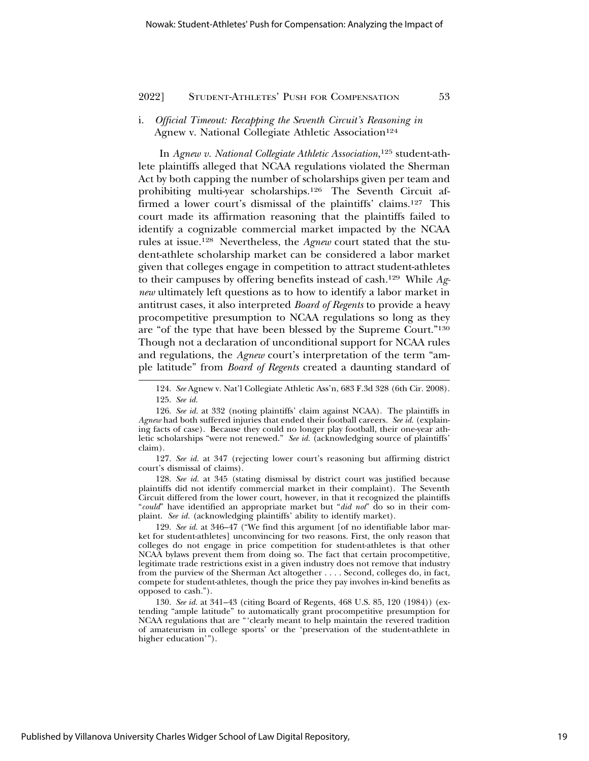### i. *Official Timeout: Recapping the Seventh Circuit's Reasoning in* Agnew v. National Collegiate Athletic Association[124]

In *Agnew v. National Collegiate Athletic Association*,[125] student-athlete plaintiffs alleged that NCAA regulations violated the Sherman Act by both capping the number of scholarships given per team and prohibiting multi-year scholarships.[126] The Seventh Circuit affirmed a lower court's dismissal of the plaintiffs' claims.[127] This court made its affirmation reasoning that the plaintiffs failed to identify a cognizable commercial market impacted by the NCAA rules at issue.[128] Nevertheless, the *Agnew* court stated that the student-athlete scholarship market can be considered a labor market given that colleges engage in competition to attract student-athletes to their campuses by offering benefits instead of cash.[129] While *Agnew* ultimately left questions as to how to identify a labor market in antitrust cases, it also interpreted *Board of Regents* to provide a heavy procompetitive presumption to NCAA regulations so long as they are "of the type that have been blessed by the Supreme Court."[130] Though not a declaration of unconditional support for NCAA rules and regulations, the *Agnew* court's interpretation of the term "ample latitude" from *Board of Regents* created a daunting standard of

---

124. *See* Agnew v. Nat'l Collegiate Athletic Ass'n, 683 F.3d 328 (6th Cir. 2008).

125. *See id.*

126. *See id.* at 332 (noting plaintiffs' claim against NCAA). The plaintiffs in *Agnew* had both suffered injuries that ended their football careers. *See id.* (explaining facts of case). Because they could no longer play football, their one-year athletic scholarships "were not renewed." *See id.* (acknowledging source of plaintiffs' claim).

127. *See id.* at 347 (rejecting lower court's reasoning but affirming district court's dismissal of claims).

128. *See id.* at 345 (stating dismissal by district court was justified because plaintiffs did not identify commercial market in their complaint). The Seventh Circuit differed from the lower court, however, in that it recognized the plaintiffs "*could*" have identified an appropriate market but "*did not*" do so in their complaint. *See id.* (acknowledging plaintiffs' ability to identify market).

129. *See id.* at 346–47 ("We find this argument [of no identifiable labor market for student-athletes] unconvincing for two reasons. First, the only reason that colleges do not engage in price competition for student-athletes is that other NCAA bylaws prevent them from doing so. The fact that certain procompetitive, legitimate trade restrictions exist in a given industry does not remove that industry from the purview of the Sherman Act altogether . . . . Second, colleges do, in fact, compete for student-athletes, though the price they pay involves in-kind benefits as opposed to cash.").

130. *See id.* at 341–43 (citing Board of Regents, 468 U.S. 85, 120 (1984)) (extending "ample latitude" to automatically grant procompetitive presumption for NCAA regulations that are "'clearly meant to help maintain the revered tradition of amateurism in college sports' or the 'preservation of the student-athlete in higher education'").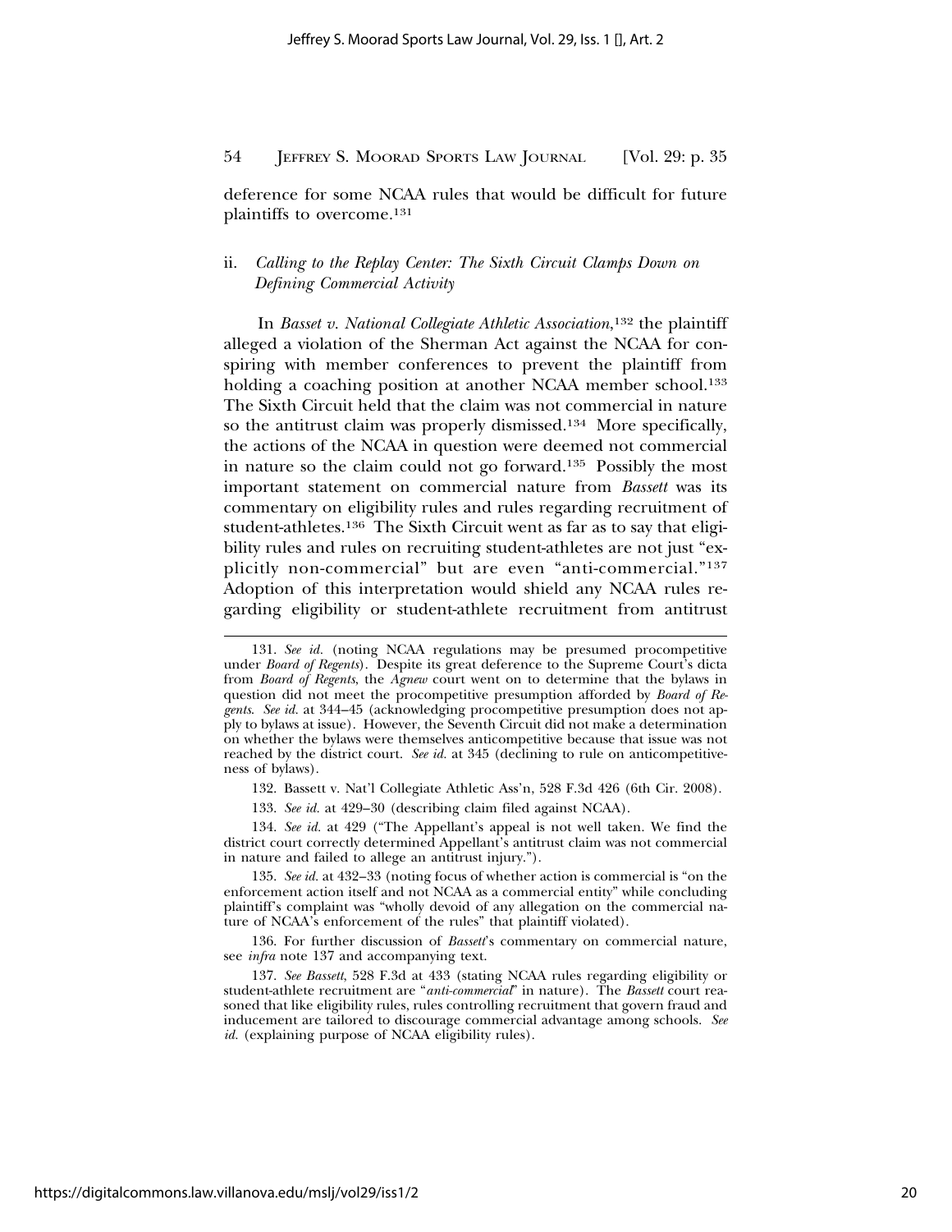deference for some NCAA rules that would be difficult for future plaintiffs to overcome.[131]

### ii. *Calling to the Replay Center: The Sixth Circuit Clamps Down on Defining Commercial Activity*

In *Basset v. National Collegiate Athletic Association*,[132] the plaintiff alleged a violation of the Sherman Act against the NCAA for conspiring with member conferences to prevent the plaintiff from holding a coaching position at another NCAA member school.[133] The Sixth Circuit held that the claim was not commercial in nature so the antitrust claim was properly dismissed.[134] More specifically, the actions of the NCAA in question were deemed not commercial in nature so the claim could not go forward.[135] Possibly the most important statement on commercial nature from *Bassett* was its commentary on eligibility rules and rules regarding recruitment of student-athletes.[136] The Sixth Circuit went as far as to say that eligibility rules and rules on recruiting student-athletes are not just "explicitly non-commercial" but are even "anti-commercial."[137] Adoption of this interpretation would shield any NCAA rules regarding eligibility or student-athlete recruitment from antitrust

---

131. *See id.* (noting NCAA regulations may be presumed procompetitive under *Board of Regents*). Despite its great deference to the Supreme Court's dicta from *Board of Regents*, the *Agnew* court went on to determine that the bylaws in question did not meet the procompetitive presumption afforded by *Board of Regents*. *See id.* at 344–45 (acknowledging procompetitive presumption does not apply to bylaws at issue). However, the Seventh Circuit did not make a determination on whether the bylaws were themselves anticompetitive because that issue was not reached by the district court. *See id.* at 345 (declining to rule on anticompetitiveness of bylaws).

132. Bassett v. Nat'l Collegiate Athletic Ass'n, 528 F.3d 426 (6th Cir. 2008).

133. *See id.* at 429–30 (describing claim filed against NCAA).

134. *See id.* at 429 ("The Appellant's appeal is not well taken. We find the district court correctly determined Appellant's antitrust claim was not commercial in nature and failed to allege an antitrust injury.").

135. *See id.* at 432–33 (noting focus of whether action is commercial is "on the enforcement action itself and not NCAA as a commercial entity" while concluding plaintiff's complaint was "wholly devoid of any allegation on the commercial nature of NCAA's enforcement of the rules" that plaintiff violated).

136. For further discussion of *Bassett*'s commentary on commercial nature, see *infra* note 137 and accompanying text.

137. *See Bassett*, 528 F.3d at 433 (stating NCAA rules regarding eligibility or student-athlete recruitment are "*anti-commercial*" in nature). The *Bassett* court reasoned that like eligibility rules, rules controlling recruitment that govern fraud and inducement are tailored to discourage commercial advantage among schools. *See id.* (explaining purpose of NCAA eligibility rules).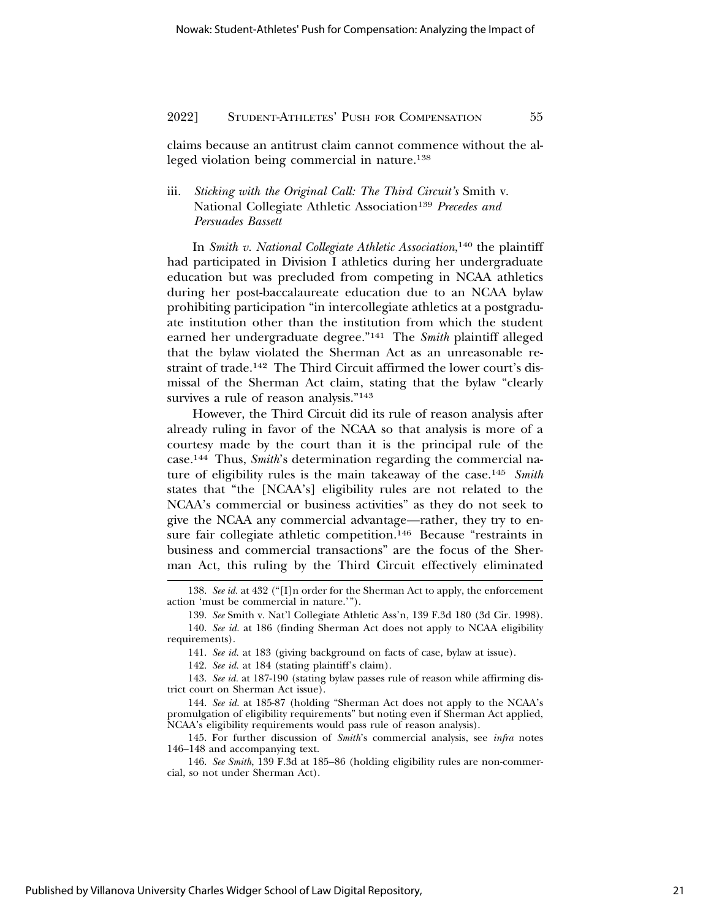claims because an antitrust claim cannot commence without the alleged violation being commercial in nature.[138]

### iii. *Sticking with the Original Call: The Third Circuit's* Smith v. National Collegiate Athletic Association[139] *Precedes and Persuades Bassett*

In *Smith v. National Collegiate Athletic Association*,[140] the plaintiff had participated in Division I athletics during her undergraduate education but was precluded from competing in NCAA athletics during her post-baccalaureate education due to an NCAA bylaw prohibiting participation "in intercollegiate athletics at a postgraduate institution other than the institution from which the student earned her undergraduate degree."[141] The *Smith* plaintiff alleged that the bylaw violated the Sherman Act as an unreasonable restraint of trade.[142] The Third Circuit affirmed the lower court's dismissal of the Sherman Act claim, stating that the bylaw "clearly survives a rule of reason analysis."[143]

However, the Third Circuit did its rule of reason analysis after already ruling in favor of the NCAA so that analysis is more of a courtesy made by the court than it is the principal rule of the case.[144] Thus, *Smith*'s determination regarding the commercial nature of eligibility rules is the main takeaway of the case.[145] *Smith* states that "the [NCAA's] eligibility rules are not related to the NCAA's commercial or business activities" as they do not seek to give the NCAA any commercial advantage—rather, they try to ensure fair collegiate athletic competition.[146] Because "restraints in business and commercial transactions" are the focus of the Sherman Act, this ruling by the Third Circuit effectively eliminated

---

138. *See id.* at 432 ("[I]n order for the Sherman Act to apply, the enforcement action 'must be commercial in nature.'").

139. *See* Smith v. Nat'l Collegiate Athletic Ass'n, 139 F.3d 180 (3d Cir. 1998).

140. *See id.* at 186 (finding Sherman Act does not apply to NCAA eligibility requirements).

141. *See id.* at 183 (giving background on facts of case, bylaw at issue).

142. *See id.* at 184 (stating plaintiff's claim).

143. *See id.* at 187-190 (stating bylaw passes rule of reason while affirming district court on Sherman Act issue).

144. *See id.* at 185-87 (holding "Sherman Act does not apply to the NCAA's promulgation of eligibility requirements" but noting even if Sherman Act applied, NCAA's eligibility requirements would pass rule of reason analysis).

145. For further discussion of *Smith*'s commercial analysis, see *infra* notes 146–148 and accompanying text.

146. *See Smith*, 139 F.3d at 185–86 (holding eligibility rules are non-commercial, so not under Sherman Act).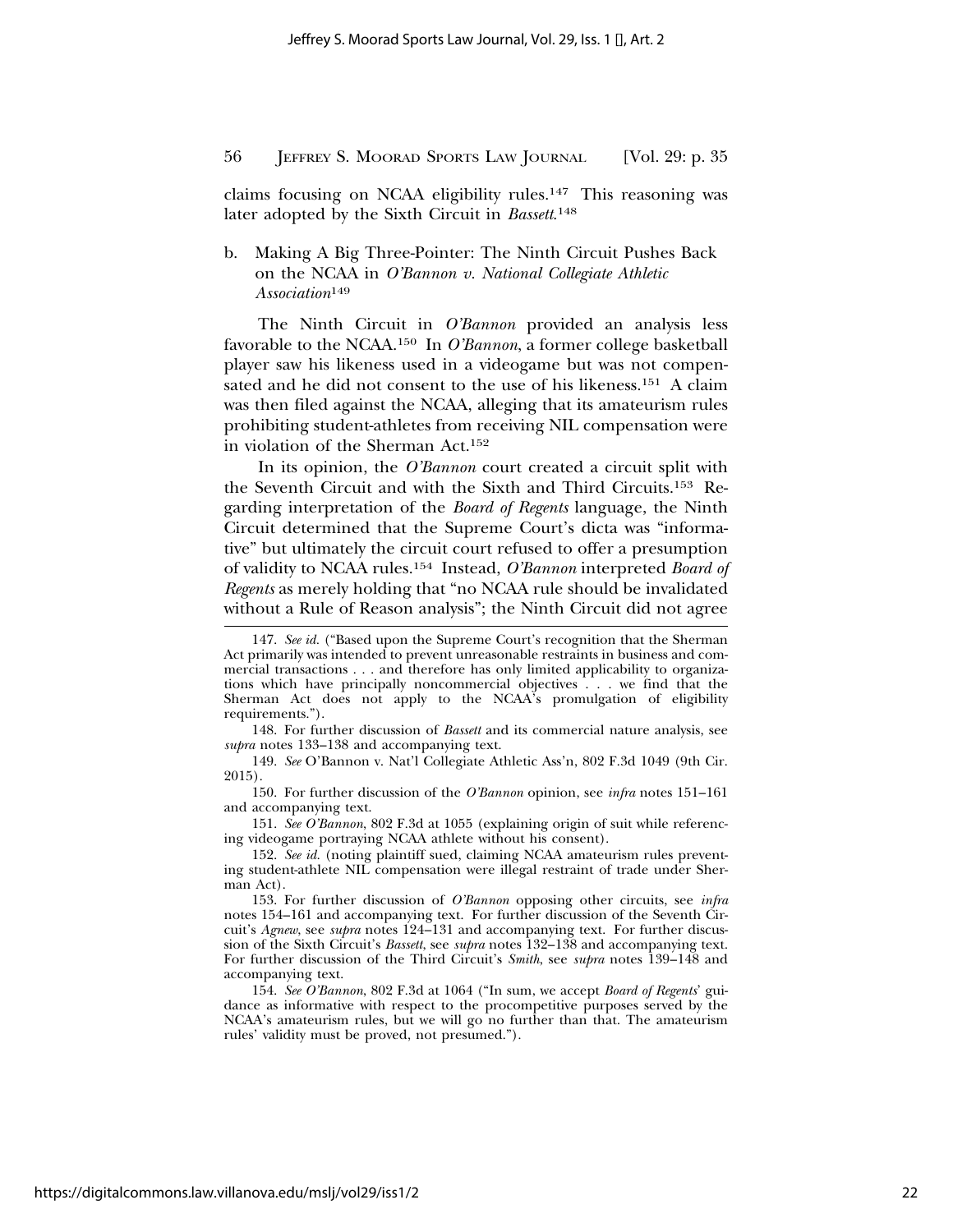claims focusing on NCAA eligibility rules.[147] This reasoning was later adopted by the Sixth Circuit in *Bassett*.[148]

b. Making A Big Three-Pointer: The Ninth Circuit Pushes Back on the NCAA in *O'Bannon v. National Collegiate Athletic Association*[149]

The Ninth Circuit in *O'Bannon* provided an analysis less favorable to the NCAA.[150] In *O'Bannon*, a former college basketball player saw his likeness used in a videogame but was not compensated and he did not consent to the use of his likeness.[151] A claim was then filed against the NCAA, alleging that its amateurism rules prohibiting student-athletes from receiving NIL compensation were in violation of the Sherman Act.[152]

In its opinion, the *O'Bannon* court created a circuit split with the Seventh Circuit and with the Sixth and Third Circuits.[153] Regarding interpretation of the *Board of Regents* language, the Ninth Circuit determined that the Supreme Court's dicta was "informative" but ultimately the circuit court refused to offer a presumption of validity to NCAA rules.[154] Instead, *O'Bannon* interpreted *Board of Regents* as merely holding that "no NCAA rule should be invalidated without a Rule of Reason analysis"; the Ninth Circuit did not agree

---

147. *See id.* ("Based upon the Supreme Court's recognition that the Sherman Act primarily was intended to prevent unreasonable restraints in business and commercial transactions . . . and therefore has only limited applicability to organizations which have principally noncommercial objectives . . . we find that the Sherman Act does not apply to the NCAA's promulgation of eligibility requirements.").

148. For further discussion of *Bassett* and its commercial nature analysis, see *supra* notes 133–138 and accompanying text.

149. *See* O'Bannon v. Nat'l Collegiate Athletic Ass'n, 802 F.3d 1049 (9th Cir. 2015).

150. For further discussion of the *O'Bannon* opinion, see *infra* notes 151–161 and accompanying text.

151. *See O'Bannon*, 802 F.3d at 1055 (explaining origin of suit while referencing videogame portraying NCAA athlete without his consent).

152. *See id.* (noting plaintiff sued, claiming NCAA amateurism rules preventing student-athlete NIL compensation were illegal restraint of trade under Sherman Act).

153. For further discussion of *O'Bannon* opposing other circuits, see *infra* notes 154–161 and accompanying text. For further discussion of the Seventh Circuit's *Agnew*, see *supra* notes 124–131 and accompanying text. For further discussion of the Sixth Circuit's *Bassett*, see *supra* notes 132–138 and accompanying text. For further discussion of the Third Circuit's *Smith*, see *supra* notes 139–148 and accompanying text.

154. *See O'Bannon*, 802 F.3d at 1064 ("In sum, we accept *Board of Regents*' guidance as informative with respect to the procompetitive purposes served by the NCAA's amateurism rules, but we will go no further than that. The amateurism rules' validity must be proved, not presumed.").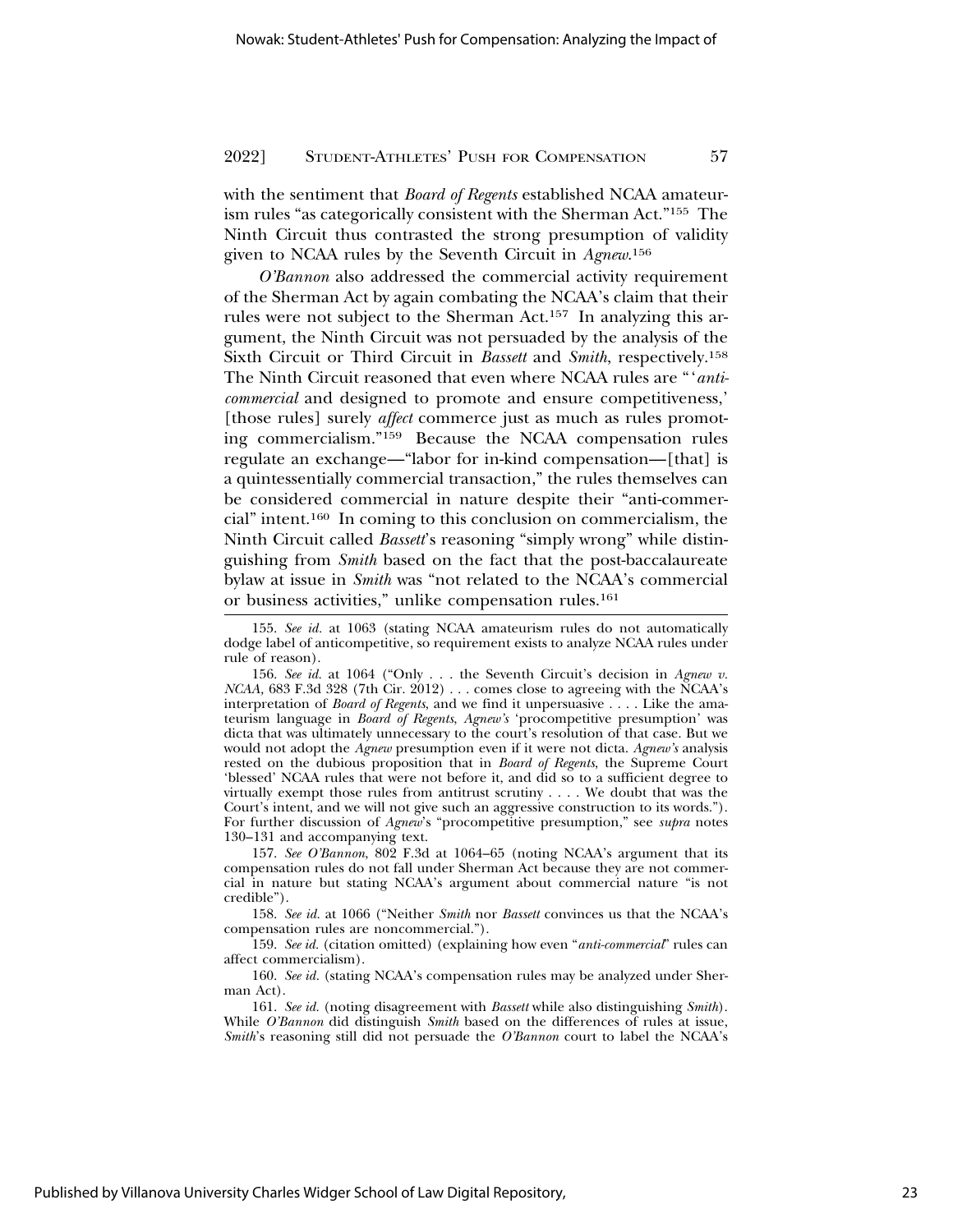with the sentiment that *Board of Regents* established NCAA amateurism rules "as categorically consistent with the Sherman Act."[155] The Ninth Circuit thus contrasted the strong presumption of validity given to NCAA rules by the Seventh Circuit in *Agnew*.[156]

*O'Bannon* also addressed the commercial activity requirement of the Sherman Act by again combating the NCAA's claim that their rules were not subject to the Sherman Act.[157] In analyzing this argument, the Ninth Circuit was not persuaded by the analysis of the Sixth Circuit or Third Circuit in *Bassett* and *Smith*, respectively.[158] The Ninth Circuit reasoned that even where NCAA rules are "'*anti-commercial* and designed to promote and ensure competitiveness,' [those rules] surely *affect* commerce just as much as rules promoting commercialism."[159] Because the NCAA compensation rules regulate an exchange—"labor for in-kind compensation—[that] is a quintessentially commercial transaction," the rules themselves can be considered commercial in nature despite their "anti-commercial" intent.[160] In coming to this conclusion on commercialism, the Ninth Circuit called *Bassett*'s reasoning "simply wrong" while distinguishing from *Smith* based on the fact that the post-baccalaureate bylaw at issue in *Smith* was "not related to the NCAA's commercial or business activities," unlike compensation rules.[161]

---

155. *See id.* at 1063 (stating NCAA amateurism rules do not automatically dodge label of anticompetitive, so requirement exists to analyze NCAA rules under rule of reason).

156. *See id.* at 1064 ("Only . . . the Seventh Circuit's decision in *Agnew v. NCAA*, 683 F.3d 328 (7th Cir. 2012) . . . comes close to agreeing with the NCAA's interpretation of *Board of Regents*, and we find it unpersuasive . . . . Like the amateurism language in *Board of Regents*, *Agnew's* 'procompetitive presumption' was dicta that was ultimately unnecessary to the court's resolution of that case. But we would not adopt the *Agnew* presumption even if it were not dicta. *Agnew's* analysis rested on the dubious proposition that in *Board of Regents*, the Supreme Court 'blessed' NCAA rules that were not before it, and did so to a sufficient degree to virtually exempt those rules from antitrust scrutiny . . . . We doubt that was the Court's intent, and we will not give such an aggressive construction to its words."). For further discussion of *Agnew*'s "procompetitive presumption," see *supra* notes 130–131 and accompanying text.

157. *See O'Bannon*, 802 F.3d at 1064–65 (noting NCAA's argument that its compensation rules do not fall under Sherman Act because they are not commercial in nature but stating NCAA's argument about commercial nature "is not credible").

158. *See id.* at 1066 ("Neither *Smith* nor *Bassett* convinces us that the NCAA's compensation rules are noncommercial.").

159. *See id.* (citation omitted) (explaining how even "*anti-commercial*" rules can affect commercialism).

160. *See id.* (stating NCAA's compensation rules may be analyzed under Sherman Act).

161. *See id.* (noting disagreement with *Bassett* while also distinguishing *Smith*). While *O'Bannon* did distinguish *Smith* based on the differences of rules at issue, *Smith*'s reasoning still did not persuade the *O'Bannon* court to label the NCAA's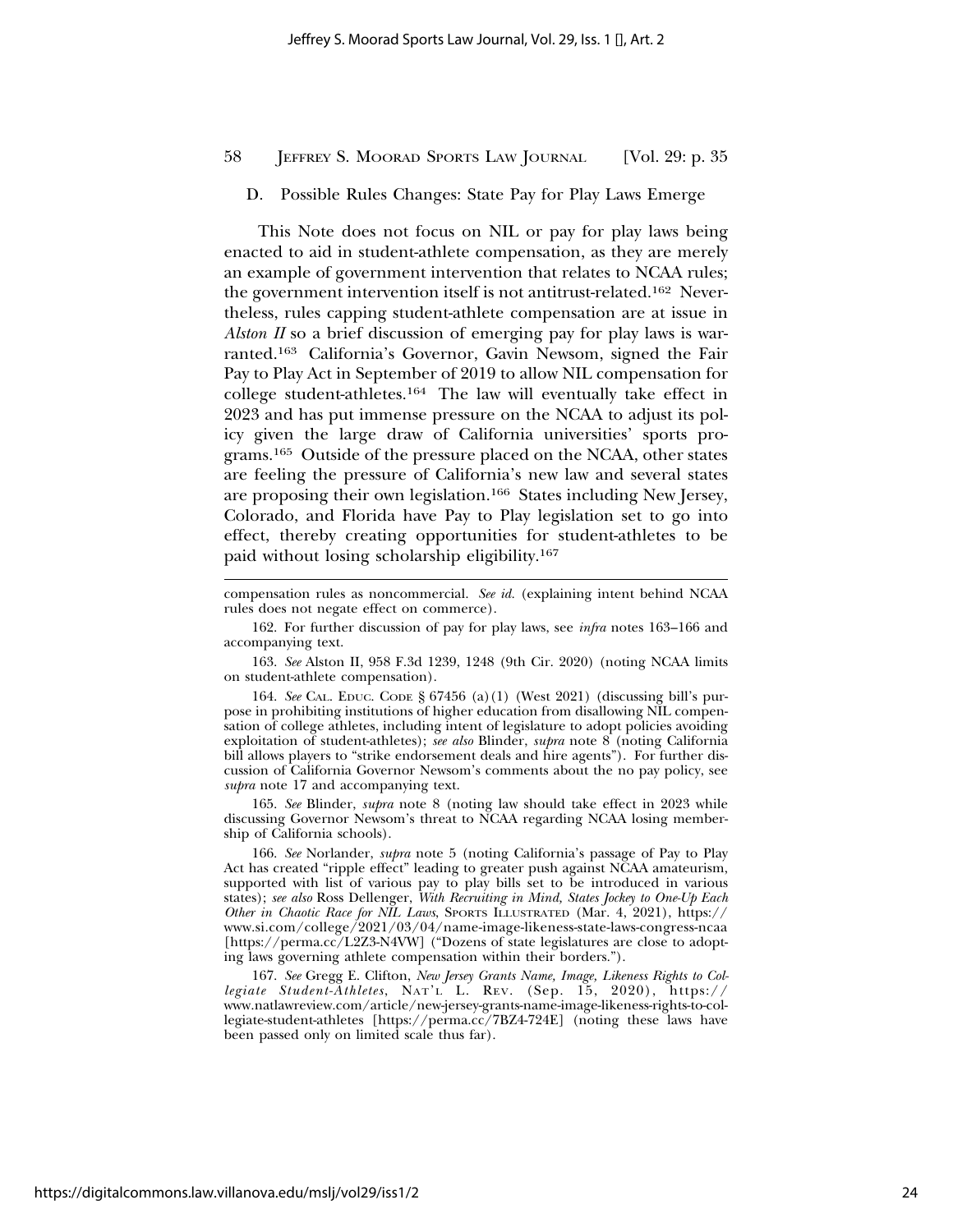D. Possible Rules Changes: State Pay for Play Laws Emerge

This Note does not focus on NIL or pay for play laws being enacted to aid in student-athlete compensation, as they are merely an example of government intervention that relates to NCAA rules; the government intervention itself is not antitrust-related.[162] Nevertheless, rules capping student-athlete compensation are at issue in *Alston II* so a brief discussion of emerging pay for play laws is warranted.[163] California's Governor, Gavin Newsom, signed the Fair Pay to Play Act in September of 2019 to allow NIL compensation for college student-athletes.[164] The law will eventually take effect in 2023 and has put immense pressure on the NCAA to adjust its policy given the large draw of California universities' sports programs.[165] Outside of the pressure placed on the NCAA, other states are feeling the pressure of California's new law and several states are proposing their own legislation.[166] States including New Jersey, Colorado, and Florida have Pay to Play legislation set to go into effect, thereby creating opportunities for student-athletes to be paid without losing scholarship eligibility.[167]

---

compensation rules as noncommercial. *See id.* (explaining intent behind NCAA rules does not negate effect on commerce).

162. For further discussion of pay for play laws, see *infra* notes 163–166 and accompanying text.

163. *See* Alston II, 958 F.3d 1239, 1248 (9th Cir. 2020) (noting NCAA limits on student-athlete compensation).

164. *See* Cal. Educ. Code § 67456 (a)(1) (West 2021) (discussing bill's purpose in prohibiting institutions of higher education from disallowing NIL compensation of college athletes, including intent of legislature to adopt policies avoiding exploitation of student-athletes); *see also* Blinder, *supra* note 8 (noting California bill allows players to "strike endorsement deals and hire agents"). For further discussion of California Governor Newsom's comments about the no pay policy, see *supra* note 17 and accompanying text.

165. *See* Blinder, *supra* note 8 (noting law should take effect in 2023 while discussing Governor Newsom's threat to NCAA regarding NCAA losing membership of California schools).

166. *See* Norlander, *supra* note 5 (noting California's passage of Pay to Play Act has created "ripple effect" leading to greater push against NCAA amateurism, supported with list of various pay to play bills set to be introduced in various states); *see also* Ross Dellenger, *With Recruiting in Mind, States Jockey to One-Up Each Other in Chaotic Race for NIL Laws*, Sports Illustrated (Mar. 4, 2021), https://www.si.com/college/2021/03/04/name-image-likeness-state-laws-congress-ncaa [https://perma.cc/L2Z3-N4VW] ("Dozens of state legislatures are close to adopting laws governing athlete compensation within their borders.").

167. *See* Gregg E. Clifton, *New Jersey Grants Name, Image, Likeness Rights to Collegiate Student-Athletes*, Nat'l L. Rev. (Sep. 15, 2020), https://www.natlawreview.com/article/new-jersey-grants-name-image-likeness-rights-to-collegiate-student-athletes [https://perma.cc/7BZ4-724E] (noting these laws have been passed only on limited scale thus far).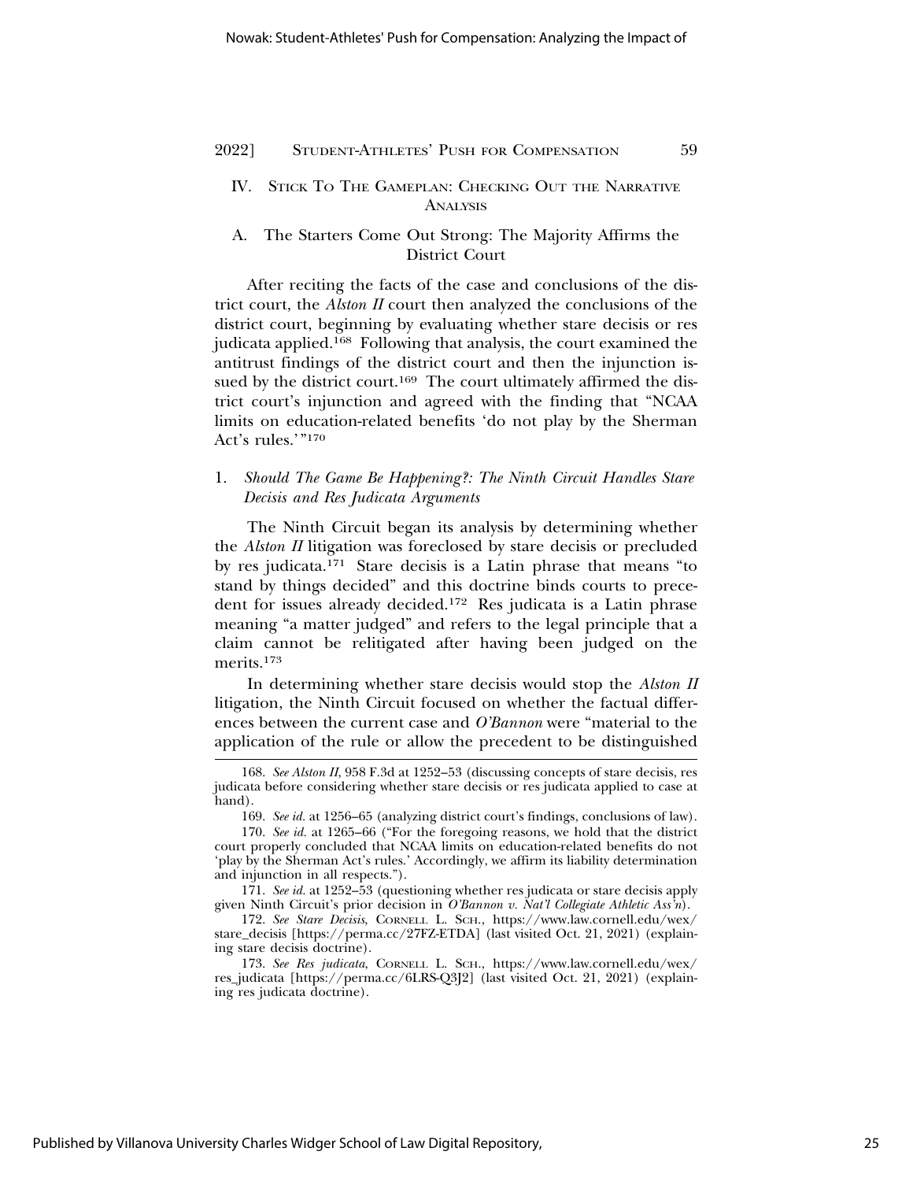## IV. Stick To The Gameplan: Checking Out the Narrative Analysis

### A. The Starters Come Out Strong: The Majority Affirms the District Court

After reciting the facts of the case and conclusions of the district court, the *Alston II* court then analyzed the conclusions of the district court, beginning by evaluating whether stare decisis or res judicata applied.[168] Following that analysis, the court examined the antitrust findings of the district court and then the injunction issued by the district court.[169] The court ultimately affirmed the district court's injunction and agreed with the finding that "NCAA limits on education-related benefits 'do not play by the Sherman Act's rules.'"[170]

#### 1. *Should The Game Be Happening?: The Ninth Circuit Handles Stare Decisis and Res Judicata Arguments*

The Ninth Circuit began its analysis by determining whether the *Alston II* litigation was foreclosed by stare decisis or precluded by res judicata.[171] Stare decisis is a Latin phrase that means "to stand by things decided" and this doctrine binds courts to precedent for issues already decided.[172] Res judicata is a Latin phrase meaning "a matter judged" and refers to the legal principle that a claim cannot be relitigated after having been judged on the merits.[173]

In determining whether stare decisis would stop the *Alston II* litigation, the Ninth Circuit focused on whether the factual differences between the current case and *O'Bannon* were "material to the application of the rule or allow the precedent to be distinguished

---

168. *See Alston II*, 958 F.3d at 1252–53 (discussing concepts of stare decisis, res judicata before considering whether stare decisis or res judicata applied to case at hand).

169. *See id.* at 1256–65 (analyzing district court's findings, conclusions of law).

170. *See id.* at 1265–66 ("For the foregoing reasons, we hold that the district court properly concluded that NCAA limits on education-related benefits do not 'play by the Sherman Act's rules.' Accordingly, we affirm its liability determination and injunction in all respects.").

171. *See id.* at 1252–53 (questioning whether res judicata or stare decisis apply given Ninth Circuit's prior decision in *O'Bannon v. Nat'l Collegiate Athletic Ass'n*).

172. *See Stare Decisis*, Cornell L. Sch., https://www.law.cornell.edu/wex/stare_decisis [https://perma.cc/27FZ-ETDA] (last visited Oct. 21, 2021) (explaining stare decisis doctrine).

173. *See Res judicata*, Cornell L. Sch., https://www.law.cornell.edu/wex/res_judicata [https://perma.cc/6LRS-Q3J2] (last visited Oct. 21, 2021) (explaining res judicata doctrine).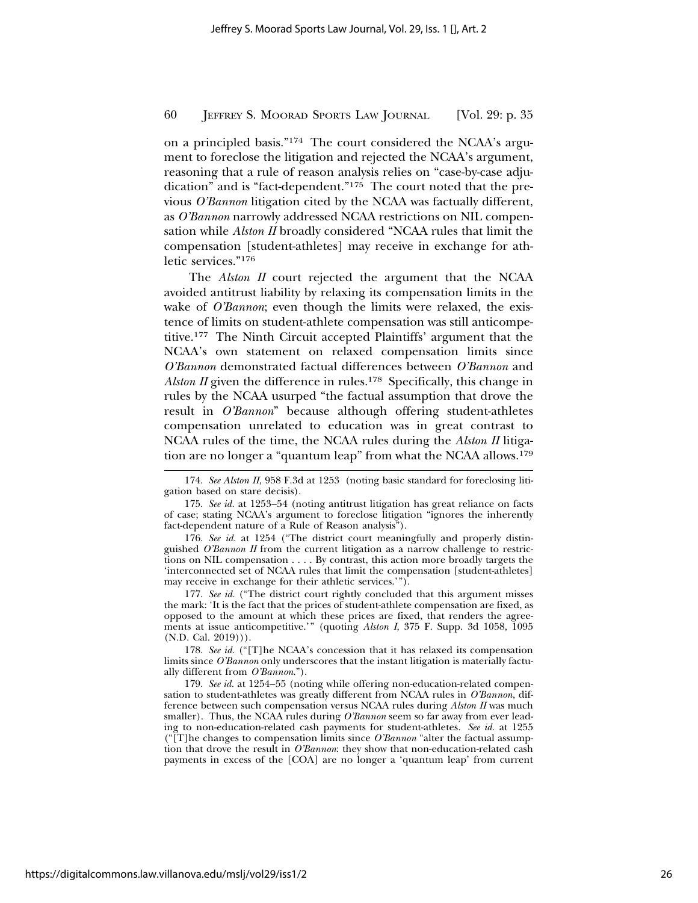on a principled basis."[174] The court considered the NCAA's argument to foreclose the litigation and rejected the NCAA's argument, reasoning that a rule of reason analysis relies on "case-by-case adjudication" and is "fact-dependent."[175] The court noted that the previous *O'Bannon* litigation cited by the NCAA was factually different, as *O'Bannon* narrowly addressed NCAA restrictions on NIL compensation while *Alston II* broadly considered "NCAA rules that limit the compensation [student-athletes] may receive in exchange for athletic services."[176]

The *Alston II* court rejected the argument that the NCAA avoided antitrust liability by relaxing its compensation limits in the wake of *O'Bannon*; even though the limits were relaxed, the existence of limits on student-athlete compensation was still anticompetitive.[177] The Ninth Circuit accepted Plaintiffs' argument that the NCAA's own statement on relaxed compensation limits since *O'Bannon* demonstrated factual differences between *O'Bannon* and *Alston II* given the difference in rules.[178] Specifically, this change in rules by the NCAA usurped "the factual assumption that drove the result in *O'Bannon*" because although offering student-athletes compensation unrelated to education was in great contrast to NCAA rules of the time, the NCAA rules during the *Alston II* litigation are no longer a "quantum leap" from what the NCAA allows.[179]

---

174. *See Alston II*, 958 F.3d at 1253 (noting basic standard for foreclosing litigation based on stare decisis).

175. *See id.* at 1253–54 (noting antitrust litigation has great reliance on facts of case; stating NCAA's argument to foreclose litigation "ignores the inherently fact-dependent nature of a Rule of Reason analysis").

176. *See id.* at 1254 ("The district court meaningfully and properly distinguished *O'Bannon II* from the current litigation as a narrow challenge to restrictions on NIL compensation . . . . By contrast, this action more broadly targets the 'interconnected set of NCAA rules that limit the compensation [student-athletes] may receive in exchange for their athletic services.'").

177. *See id.* ("The district court rightly concluded that this argument misses the mark: 'It is the fact that the prices of student-athlete compensation are fixed, as opposed to the amount at which these prices are fixed, that renders the agreements at issue anticompetitive.'" (quoting *Alston I*, 375 F. Supp. 3d 1058, 1095 (N.D. Cal. 2019))).

178. *See id.* ("[T]he NCAA's concession that it has relaxed its compensation limits since *O'Bannon* only underscores that the instant litigation is materially factually different from *O'Bannon*.").

179. *See id.* at 1254–55 (noting while offering non-education-related compensation to student-athletes was greatly different from NCAA rules in *O'Bannon*, difference between such compensation versus NCAA rules during *Alston II* was much smaller). Thus, the NCAA rules during *O'Bannon* seem so far away from ever leading to non-education-related cash payments for student-athletes. *See id.* at 1255 ("[T]he changes to compensation limits since *O'Bannon* "alter the factual assumption that drove the result in *O'Bannon*: they show that non-education-related cash payments in excess of the [COA] are no longer a 'quantum leap' from current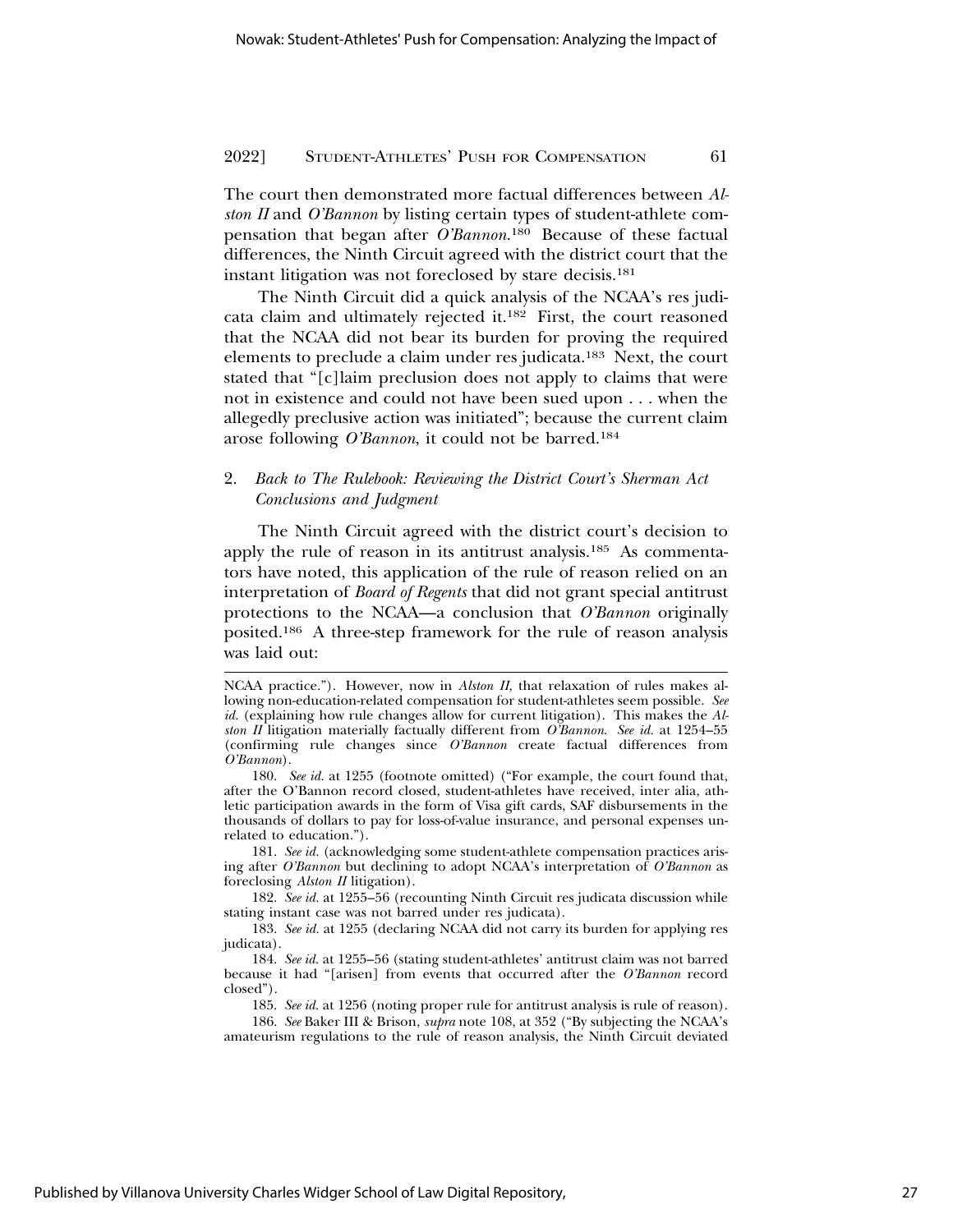The court then demonstrated more factual differences between *Alston II* and *O'Bannon* by listing certain types of student-athlete compensation that began after *O'Bannon*.[180] Because of these factual differences, the Ninth Circuit agreed with the district court that the instant litigation was not foreclosed by stare decisis.[181]

The Ninth Circuit did a quick analysis of the NCAA's res judicata claim and ultimately rejected it.[182] First, the court reasoned that the NCAA did not bear its burden for proving the required elements to preclude a claim under res judicata.[183] Next, the court stated that "[c]laim preclusion does not apply to claims that were not in existence and could not have been sued upon . . . when the allegedly preclusive action was initiated"; because the current claim arose following *O'Bannon*, it could not be barred.[184]

### 2. *Back to The Rulebook: Reviewing the District Court's Sherman Act Conclusions and Judgment*

The Ninth Circuit agreed with the district court's decision to apply the rule of reason in its antitrust analysis.[185] As commentators have noted, this application of the rule of reason relied on an interpretation of *Board of Regents* that did not grant special antitrust protections to the NCAA—a conclusion that *O'Bannon* originally posited.[186] A three-step framework for the rule of reason analysis was laid out:

---

NCAA practice."). However, now in *Alston II*, that relaxation of rules makes allowing non-education-related compensation for student-athletes seem possible. *See id.* (explaining how rule changes allow for current litigation). This makes the *Alston II* litigation materially factually different from *O'Bannon*. *See id.* at 1254–55 (confirming rule changes since *O'Bannon* create factual differences from *O'Bannon*).

180. *See id.* at 1255 (footnote omitted) ("For example, the court found that, after the O'Bannon record closed, student-athletes have received, inter alia, athletic participation awards in the form of Visa gift cards, SAF disbursements in the thousands of dollars to pay for loss-of-value insurance, and personal expenses unrelated to education.").

181. *See id.* (acknowledging some student-athlete compensation practices arising after *O'Bannon* but declining to adopt NCAA's interpretation of *O'Bannon* as foreclosing *Alston II* litigation).

182. *See id.* at 1255–56 (recounting Ninth Circuit res judicata discussion while stating instant case was not barred under res judicata).

183. *See id.* at 1255 (declaring NCAA did not carry its burden for applying res judicata).

184. *See id.* at 1255–56 (stating student-athletes' antitrust claim was not barred because it had "[arisen] from events that occurred after the *O'Bannon* record closed").

185. *See id.* at 1256 (noting proper rule for antitrust analysis is rule of reason).

186. *See* Baker III & Brison, *supra* note 108, at 352 ("By subjecting the NCAA's amateurism regulations to the rule of reason analysis, the Ninth Circuit deviated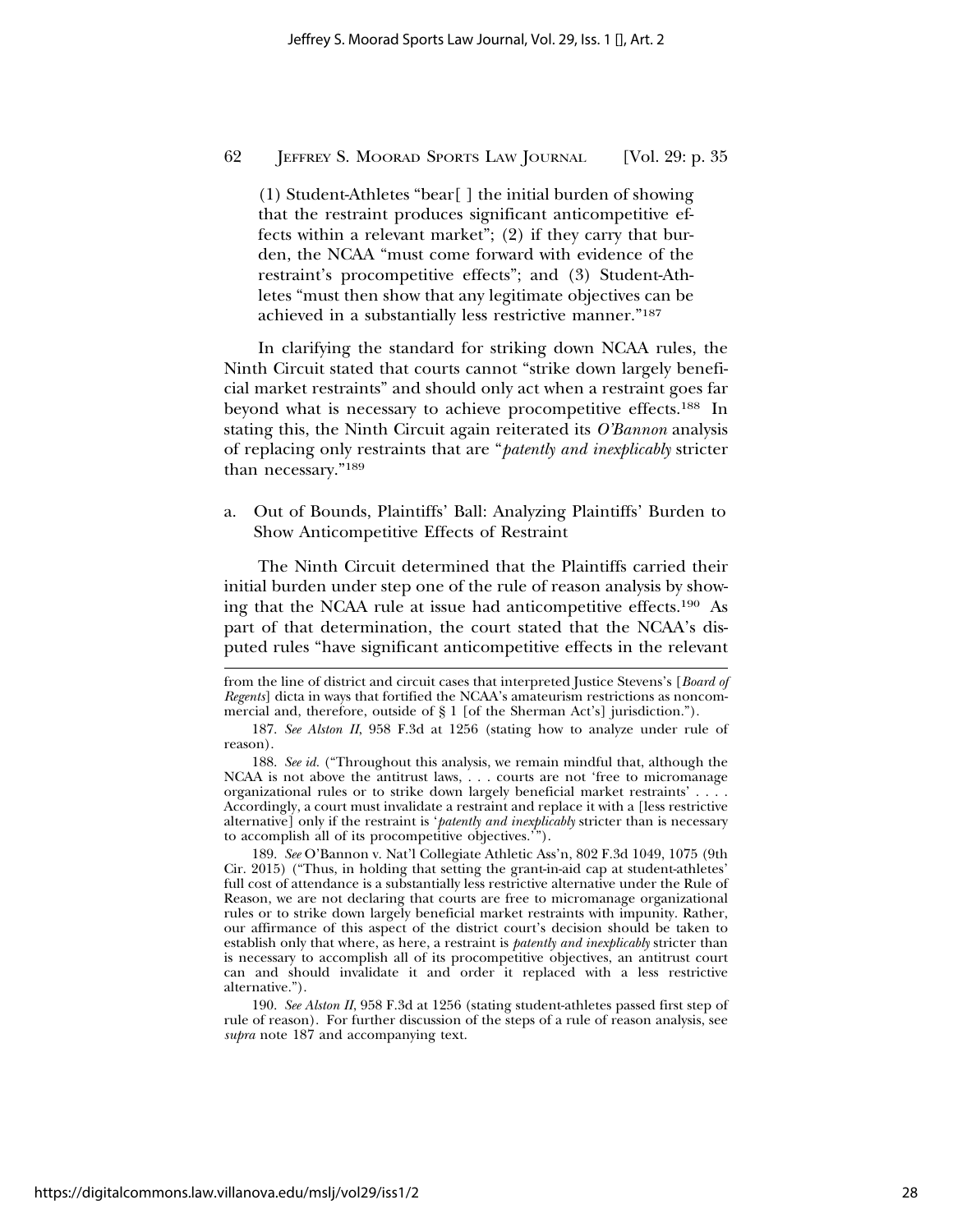(1) Student-Athletes "bear[ ] the initial burden of showing that the restraint produces significant anticompetitive effects within a relevant market"; (2) if they carry that burden, the NCAA "must come forward with evidence of the restraint's procompetitive effects"; and (3) Student-Athletes "must then show that any legitimate objectives can be achieved in a substantially less restrictive manner."[187]

In clarifying the standard for striking down NCAA rules, the Ninth Circuit stated that courts cannot "strike down largely beneficial market restraints" and should only act when a restraint goes far beyond what is necessary to achieve procompetitive effects.[188] In stating this, the Ninth Circuit again reiterated its *O'Bannon* analysis of replacing only restraints that are "*patently and inexplicably* stricter than necessary."[189]

a. Out of Bounds, Plaintiffs' Ball: Analyzing Plaintiffs' Burden to Show Anticompetitive Effects of Restraint

The Ninth Circuit determined that the Plaintiffs carried their initial burden under step one of the rule of reason analysis by showing that the NCAA rule at issue had anticompetitive effects.[190] As part of that determination, the court stated that the NCAA's disputed rules "have significant anticompetitive effects in the relevant

---

from the line of district and circuit cases that interpreted Justice Stevens's [*Board of Regents*] dicta in ways that fortified the NCAA's amateurism restrictions as noncommercial and, therefore, outside of § 1 [of the Sherman Act's] jurisdiction.").

187. *See Alston II*, 958 F.3d at 1256 (stating how to analyze under rule of reason).

188. *See id.* ("Throughout this analysis, we remain mindful that, although the NCAA is not above the antitrust laws, . . . courts are not 'free to micromanage organizational rules or to strike down largely beneficial market restraints' . . . . Accordingly, a court must invalidate a restraint and replace it with a [less restrictive alternative] only if the restraint is '*patently and inexplicably* stricter than is necessary to accomplish all of its procompetitive objectives.'").

189. *See* O'Bannon v. Nat'l Collegiate Athletic Ass'n, 802 F.3d 1049, 1075 (9th Cir. 2015) ("Thus, in holding that setting the grant-in-aid cap at student-athletes' full cost of attendance is a substantially less restrictive alternative under the Rule of Reason, we are not declaring that courts are free to micromanage organizational rules or to strike down largely beneficial market restraints with impunity. Rather, our affirmance of this aspect of the district court's decision should be taken to establish only that where, as here, a restraint is *patently and inexplicably* stricter than is necessary to accomplish all of its procompetitive objectives, an antitrust court can and should invalidate it and order it replaced with a less restrictive alternative.").

190. *See Alston II*, 958 F.3d at 1256 (stating student-athletes passed first step of rule of reason). For further discussion of the steps of a rule of reason analysis, see *supra* note 187 and accompanying text.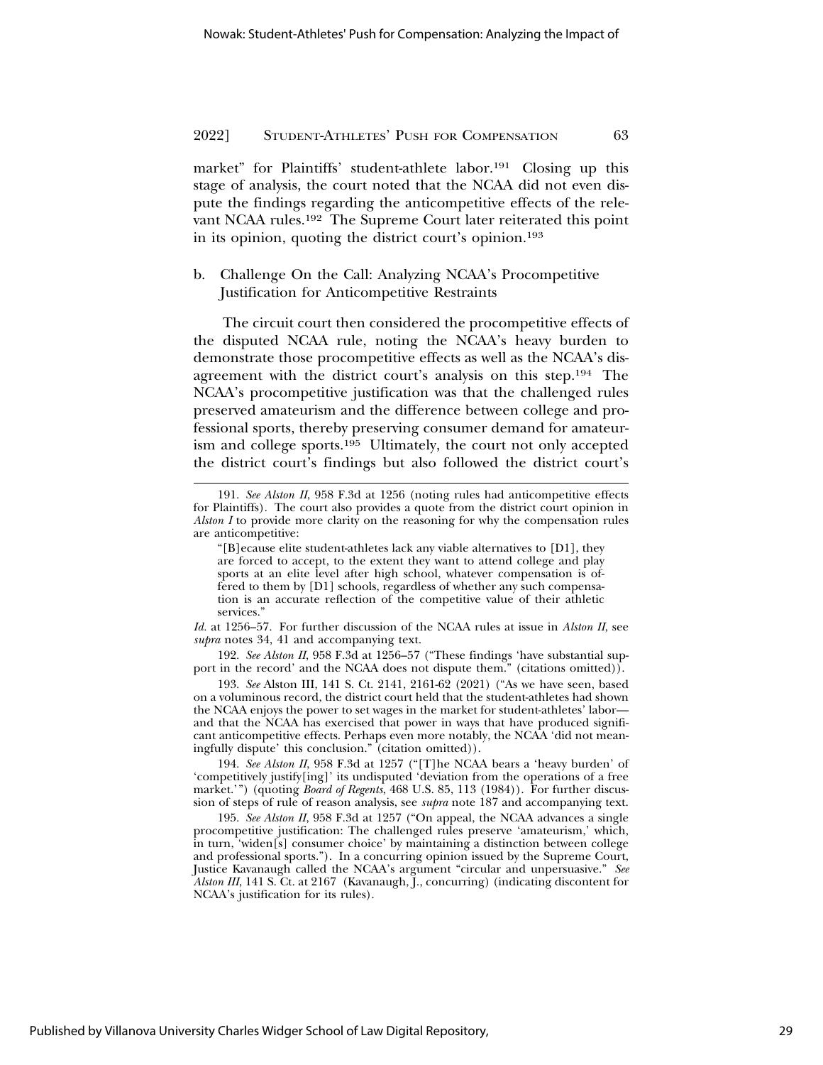market" for Plaintiffs' student-athlete labor.[191] Closing up this stage of analysis, the court noted that the NCAA did not even dispute the findings regarding the anticompetitive effects of the relevant NCAA rules.[192] The Supreme Court later reiterated this point in its opinion, quoting the district court's opinion.[193]

### b. Challenge On the Call: Analyzing NCAA's Procompetitive Justification for Anticompetitive Restraints

The circuit court then considered the procompetitive effects of the disputed NCAA rule, noting the NCAA's heavy burden to demonstrate those procompetitive effects as well as the NCAA's disagreement with the district court's analysis on this step.[194] The NCAA's procompetitive justification was that the challenged rules preserved amateurism and the difference between college and professional sports, thereby preserving consumer demand for amateurism and college sports.[195] Ultimately, the court not only accepted the district court's findings but also followed the district court's

---

191. *See Alston II*, 958 F.3d at 1256 (noting rules had anticompetitive effects for Plaintiffs). The court also provides a quote from the district court opinion in *Alston I* to provide more clarity on the reasoning for why the compensation rules are anticompetitive:

> "[B]ecause elite student-athletes lack any viable alternatives to [D1], they are forced to accept, to the extent they want to attend college and play sports at an elite level after high school, whatever compensation is offered to them by [D1] schools, regardless of whether any such compensation is an accurate reflection of the competitive value of their athletic services."

*Id.* at 1256–57. For further discussion of the NCAA rules at issue in *Alston II*, see *supra* notes 34, 41 and accompanying text.

192. *See Alston II*, 958 F.3d at 1256–57 ("These findings 'have substantial support in the record' and the NCAA does not dispute them." (citations omitted)).

193. *See* Alston III, 141 S. Ct. 2141, 2161-62 (2021) ("As we have seen, based on a voluminous record, the district court held that the student-athletes had shown the NCAA enjoys the power to set wages in the market for student-athletes' labor—and that the NCAA has exercised that power in ways that have produced significant anticompetitive effects. Perhaps even more notably, the NCAA 'did not meaningfully dispute' this conclusion." (citation omitted)).

194. *See Alston II*, 958 F.3d at 1257 ("[T]he NCAA bears a 'heavy burden' of 'competitively justify[ing]' its undisputed 'deviation from the operations of a free market.'") (quoting *Board of Regents*, 468 U.S. 85, 113 (1984)). For further discussion of steps of rule of reason analysis, see *supra* note 187 and accompanying text.

195. *See Alston II,* 958 F.3d at 1257 ("On appeal, the NCAA advances a single procompetitive justification: The challenged rules preserve 'amateurism,' which, in turn, 'widen[s] consumer choice' by maintaining a distinction between college and professional sports."). In a concurring opinion issued by the Supreme Court, Justice Kavanaugh called the NCAA's argument "circular and unpersuasive." *See Alston III*, 141 S. Ct. at 2167 (Kavanaugh, J., concurring) (indicating discontent for NCAA's justification for its rules).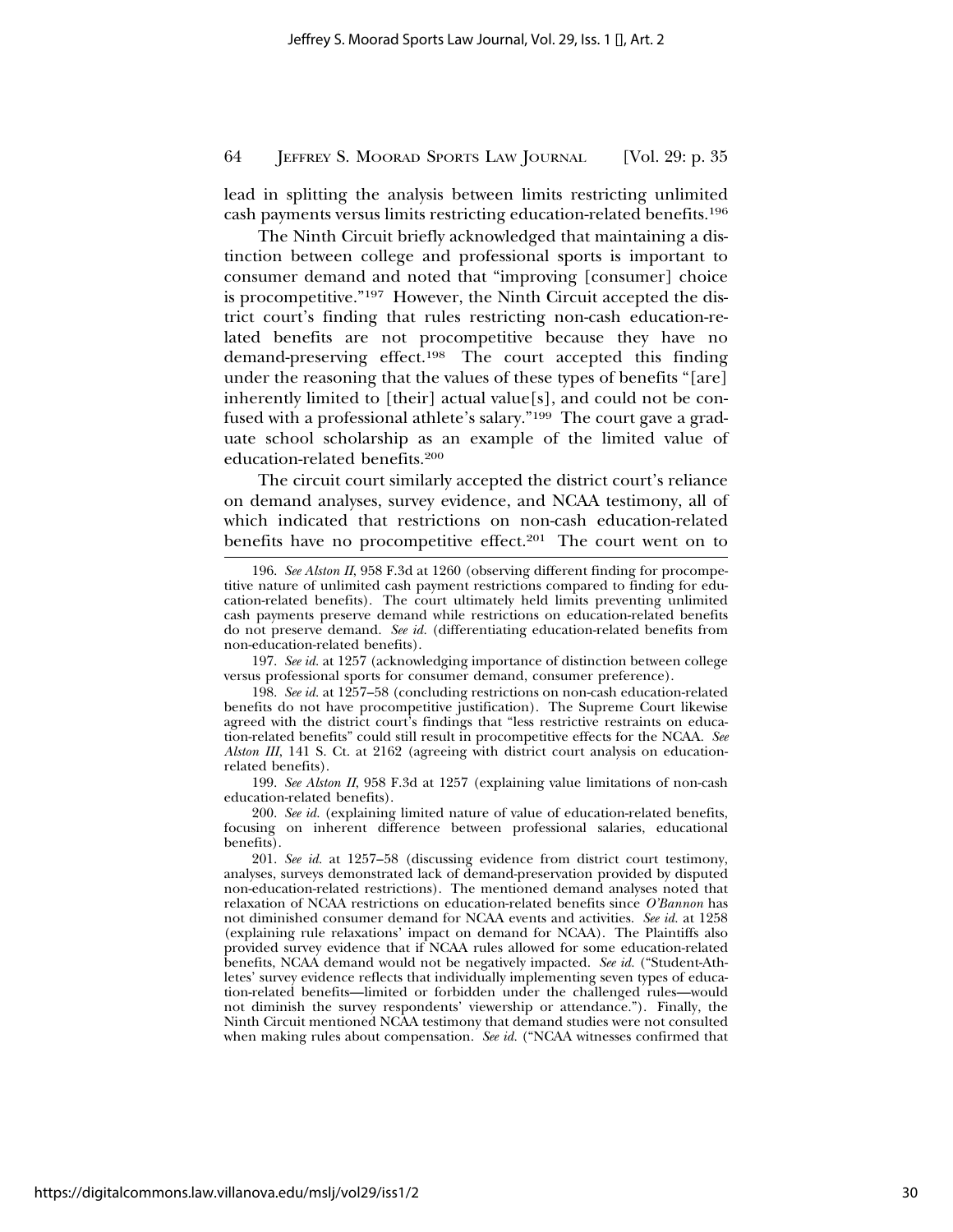lead in splitting the analysis between limits restricting unlimited cash payments versus limits restricting education-related benefits.[196]

The Ninth Circuit briefly acknowledged that maintaining a distinction between college and professional sports is important to consumer demand and noted that "improving [consumer] choice is procompetitive."[197] However, the Ninth Circuit accepted the district court's finding that rules restricting non-cash education-related benefits are not procompetitive because they have no demand-preserving effect.[198] The court accepted this finding under the reasoning that the values of these types of benefits "[are] inherently limited to [their] actual value[s], and could not be confused with a professional athlete's salary."[199] The court gave a graduate school scholarship as an example of the limited value of education-related benefits.[200]

The circuit court similarly accepted the district court's reliance on demand analyses, survey evidence, and NCAA testimony, all of which indicated that restrictions on non-cash education-related benefits have no procompetitive effect.[201] The court went on to

---

196. *See Alston II*, 958 F.3d at 1260 (observing different finding for procompetitive nature of unlimited cash payment restrictions compared to finding for education-related benefits). The court ultimately held limits preventing unlimited cash payments preserve demand while restrictions on education-related benefits do not preserve demand. *See id.* (differentiating education-related benefits from non-education-related benefits).

197. *See id.* at 1257 (acknowledging importance of distinction between college versus professional sports for consumer demand, consumer preference).

198. *See id.* at 1257–58 (concluding restrictions on non-cash education-related benefits do not have procompetitive justification). The Supreme Court likewise agreed with the district court's findings that "less restrictive restraints on education-related benefits" could still result in procompetitive effects for the NCAA. *See Alston III*, 141 S. Ct. at 2162 (agreeing with district court analysis on education-related benefits).

199. *See Alston II*, 958 F.3d at 1257 (explaining value limitations of non-cash education-related benefits).

200. *See id.* (explaining limited nature of value of education-related benefits, focusing on inherent difference between professional salaries, educational benefits).

201. *See id.* at 1257–58 (discussing evidence from district court testimony, analyses, surveys demonstrated lack of demand-preservation provided by disputed non-education-related restrictions). The mentioned demand analyses noted that relaxation of NCAA restrictions on education-related benefits since *O'Bannon* has not diminished consumer demand for NCAA events and activities. *See id.* at 1258 (explaining rule relaxations' impact on demand for NCAA). The Plaintiffs also provided survey evidence that if NCAA rules allowed for some education-related benefits, NCAA demand would not be negatively impacted. *See id.* ("Student-Athletes' survey evidence reflects that individually implementing seven types of education-related benefits—limited or forbidden under the challenged rules—would not diminish the survey respondents' viewership or attendance."). Finally, the Ninth Circuit mentioned NCAA testimony that demand studies were not consulted when making rules about compensation. *See id.* ("NCAA witnesses confirmed that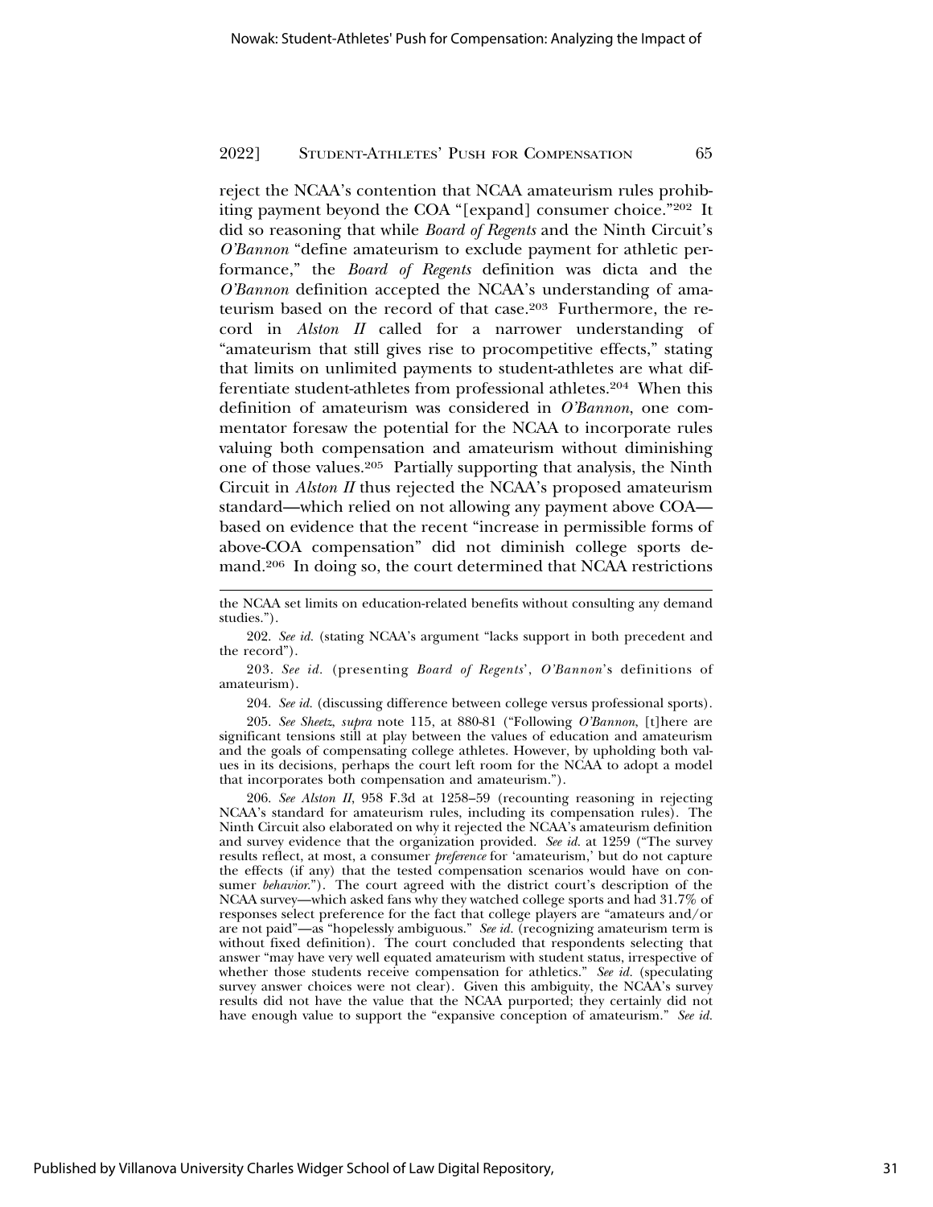reject the NCAA's contention that NCAA amateurism rules prohibiting payment beyond the COA "[expand] consumer choice."[202] It did so reasoning that while *Board of Regents* and the Ninth Circuit's *O'Bannon* "define amateurism to exclude payment for athletic performance," the *Board of Regents* definition was dicta and the *O'Bannon* definition accepted the NCAA's understanding of amateurism based on the record of that case.[203] Furthermore, the record in *Alston II* called for a narrower understanding of "amateurism that still gives rise to procompetitive effects," stating that limits on unlimited payments to student-athletes are what differentiate student-athletes from professional athletes.[204] When this definition of amateurism was considered in *O'Bannon*, one commentator foresaw the potential for the NCAA to incorporate rules valuing both compensation and amateurism without diminishing one of those values.[205] Partially supporting that analysis, the Ninth Circuit in *Alston II* thus rejected the NCAA's proposed amateurism standard—which relied on not allowing any payment above COA—based on evidence that the recent "increase in permissible forms of above-COA compensation" did not diminish college sports demand.[206] In doing so, the court determined that NCAA restrictions

---

the NCAA set limits on education-related benefits without consulting any demand studies.").

202. *See id.* (stating NCAA's argument "lacks support in both precedent and the record").

203. *See id.* (presenting *Board of Regents*', *O'Bannon*'s definitions of amateurism).

204. *See id.* (discussing difference between college versus professional sports).

205. *See Sheetz*, *supra* note 115, at 880-81 ("Following *O'Bannon*, [t]here are significant tensions still at play between the values of education and amateurism and the goals of compensating college athletes. However, by upholding both values in its decisions, perhaps the court left room for the NCAA to adopt a model that incorporates both compensation and amateurism.").

206. *See Alston II*, 958 F.3d at 1258–59 (recounting reasoning in rejecting NCAA's standard for amateurism rules, including its compensation rules). The Ninth Circuit also elaborated on why it rejected the NCAA's amateurism definition and survey evidence that the organization provided. *See id.* at 1259 ("The survey results reflect, at most, a consumer *preference* for 'amateurism,' but do not capture the effects (if any) that the tested compensation scenarios would have on consumer *behavior*."). The court agreed with the district court's description of the NCAA survey—which asked fans why they watched college sports and had 31.7% of responses select preference for the fact that college players are "amateurs and/or are not paid"—as "hopelessly ambiguous." *See id.* (recognizing amateurism term is without fixed definition). The court concluded that respondents selecting that answer "may have very well equated amateurism with student status, irrespective of whether those students receive compensation for athletics." *See id.* (speculating survey answer choices were not clear). Given this ambiguity, the NCAA's survey results did not have the value that the NCAA purported; they certainly did not have enough value to support the "expansive conception of amateurism." *See id.*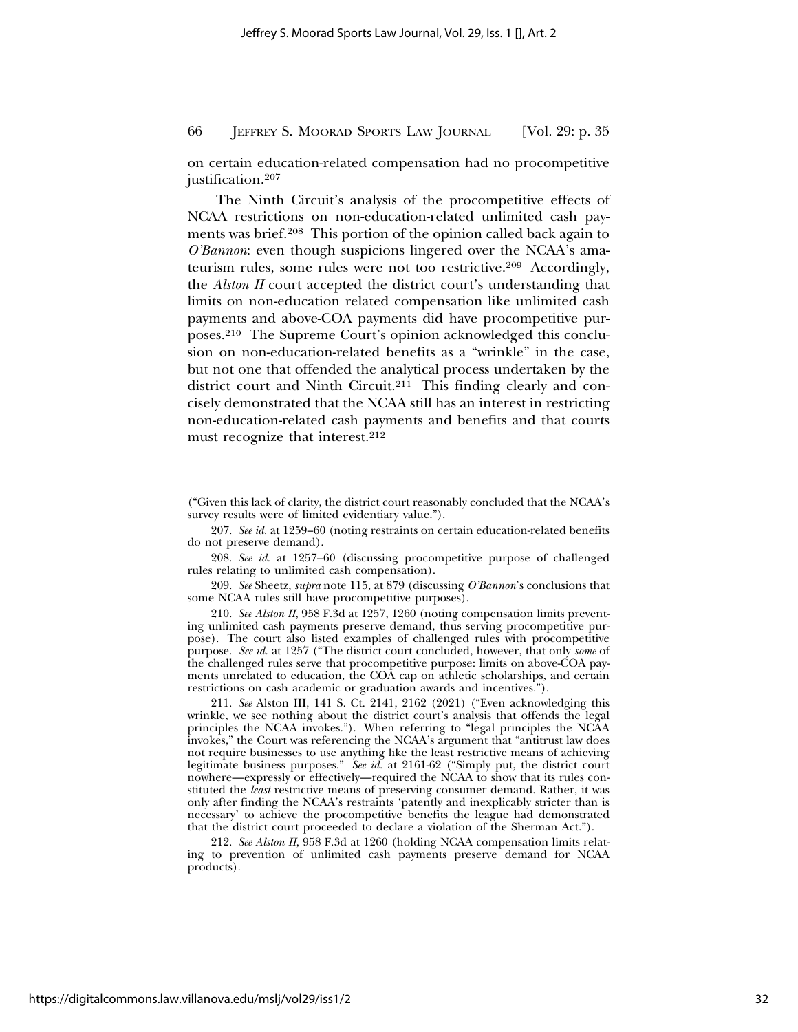on certain education-related compensation had no procompetitive justification.[207]

The Ninth Circuit's analysis of the procompetitive effects of NCAA restrictions on non-education-related unlimited cash payments was brief.[208] This portion of the opinion called back again to *O'Bannon*: even though suspicions lingered over the NCAA's amateurism rules, some rules were not too restrictive.[209] Accordingly, the *Alston II* court accepted the district court's understanding that limits on non-education related compensation like unlimited cash payments and above-COA payments did have procompetitive purposes.[210] The Supreme Court's opinion acknowledged this conclusion on non-education-related benefits as a "wrinkle" in the case, but not one that offended the analytical process undertaken by the district court and Ninth Circuit.[211] This finding clearly and concisely demonstrated that the NCAA still has an interest in restricting non-education-related cash payments and benefits and that courts must recognize that interest.[212]

---

("Given this lack of clarity, the district court reasonably concluded that the NCAA's survey results were of limited evidentiary value.").

207. *See id.* at 1259–60 (noting restraints on certain education-related benefits do not preserve demand).

208. *See id.* at 1257–60 (discussing procompetitive purpose of challenged rules relating to unlimited cash compensation).

209. *See* Sheetz, *supra* note 115, at 879 (discussing *O'Bannon*'s conclusions that some NCAA rules still have procompetitive purposes).

210. *See Alston II*, 958 F.3d at 1257, 1260 (noting compensation limits preventing unlimited cash payments preserve demand, thus serving procompetitive purpose). The court also listed examples of challenged rules with procompetitive purpose. *See id.* at 1257 ("The district court concluded, however, that only *some* of the challenged rules serve that procompetitive purpose: limits on above-COA payments unrelated to education, the COA cap on athletic scholarships, and certain restrictions on cash academic or graduation awards and incentives.").

211. *See* Alston III, 141 S. Ct. 2141, 2162 (2021) ("Even acknowledging this wrinkle, we see nothing about the district court's analysis that offends the legal principles the NCAA invokes."). When referring to "legal principles the NCAA invokes," the Court was referencing the NCAA's argument that "antitrust law does not require businesses to use anything like the least restrictive means of achieving legitimate business purposes." *See id.* at 2161-62 ("Simply put, the district court nowhere—expressly or effectively—required the NCAA to show that its rules constituted the *least* restrictive means of preserving consumer demand. Rather, it was only after finding the NCAA's restraints 'patently and inexplicably stricter than is necessary' to achieve the procompetitive benefits the league had demonstrated that the district court proceeded to declare a violation of the Sherman Act.").

212. *See Alston II*, 958 F.3d at 1260 (holding NCAA compensation limits relating to prevention of unlimited cash payments preserve demand for NCAA products).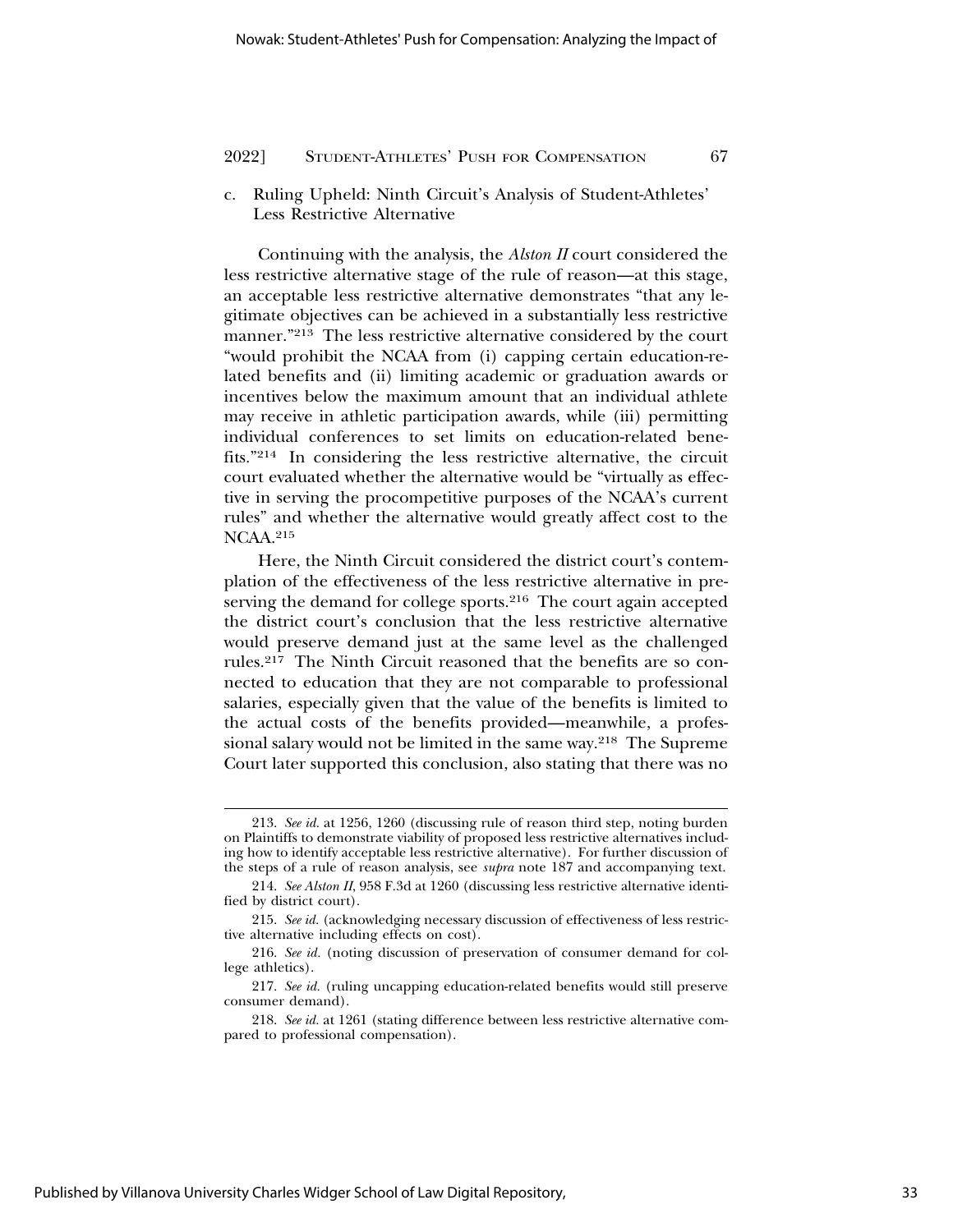c. Ruling Upheld: Ninth Circuit's Analysis of Student-Athletes' Less Restrictive Alternative

Continuing with the analysis, the *Alston II* court considered the less restrictive alternative stage of the rule of reason—at this stage, an acceptable less restrictive alternative demonstrates "that any legitimate objectives can be achieved in a substantially less restrictive manner."[213] The less restrictive alternative considered by the court "would prohibit the NCAA from (i) capping certain education-related benefits and (ii) limiting academic or graduation awards or incentives below the maximum amount that an individual athlete may receive in athletic participation awards, while (iii) permitting individual conferences to set limits on education-related benefits."[214] In considering the less restrictive alternative, the circuit court evaluated whether the alternative would be "virtually as effective in serving the procompetitive purposes of the NCAA's current rules" and whether the alternative would greatly affect cost to the NCAA.[215]

Here, the Ninth Circuit considered the district court's contemplation of the effectiveness of the less restrictive alternative in preserving the demand for college sports.[216] The court again accepted the district court's conclusion that the less restrictive alternative would preserve demand just at the same level as the challenged rules.[217] The Ninth Circuit reasoned that the benefits are so connected to education that they are not comparable to professional salaries, especially given that the value of the benefits is limited to the actual costs of the benefits provided—meanwhile, a professional salary would not be limited in the same way.[218] The Supreme Court later supported this conclusion, also stating that there was no

---

213. *See id.* at 1256, 1260 (discussing rule of reason third step, noting burden on Plaintiffs to demonstrate viability of proposed less restrictive alternatives including how to identify acceptable less restrictive alternative). For further discussion of the steps of a rule of reason analysis, see *supra* note 187 and accompanying text.

214. *See Alston II*, 958 F.3d at 1260 (discussing less restrictive alternative identified by district court).

215. *See id.* (acknowledging necessary discussion of effectiveness of less restrictive alternative including effects on cost).

216. *See id.* (noting discussion of preservation of consumer demand for college athletics).

217. *See id.* (ruling uncapping education-related benefits would still preserve consumer demand).

218. *See id.* at 1261 (stating difference between less restrictive alternative compared to professional compensation).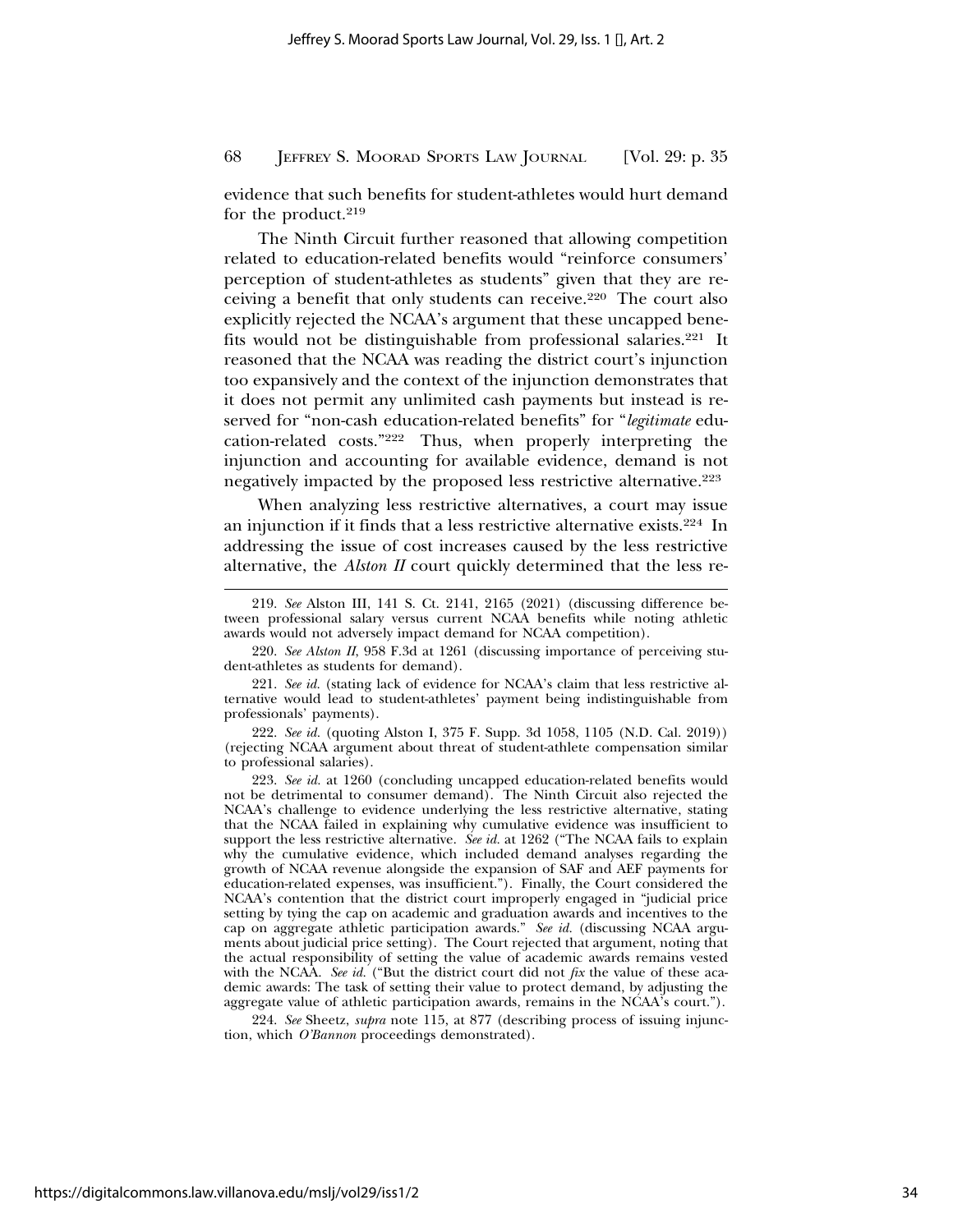evidence that such benefits for student-athletes would hurt demand for the product.[219]

The Ninth Circuit further reasoned that allowing competition related to education-related benefits would "reinforce consumers' perception of student-athletes as students" given that they are receiving a benefit that only students can receive.[220] The court also explicitly rejected the NCAA's argument that these uncapped benefits would not be distinguishable from professional salaries.[221] It reasoned that the NCAA was reading the district court's injunction too expansively and the context of the injunction demonstrates that it does not permit any unlimited cash payments but instead is reserved for "non-cash education-related benefits" for "*legitimate* education-related costs."[222] Thus, when properly interpreting the injunction and accounting for available evidence, demand is not negatively impacted by the proposed less restrictive alternative.[223]

When analyzing less restrictive alternatives, a court may issue an injunction if it finds that a less restrictive alternative exists.[224] In addressing the issue of cost increases caused by the less restrictive alternative, the *Alston II* court quickly determined that the less re-

---

219. *See* Alston III, 141 S. Ct. 2141, 2165 (2021) (discussing difference between professional salary versus current NCAA benefits while noting athletic awards would not adversely impact demand for NCAA competition).

220. *See Alston II*, 958 F.3d at 1261 (discussing importance of perceiving student-athletes as students for demand).

221. *See id.* (stating lack of evidence for NCAA's claim that less restrictive alternative would lead to student-athletes' payment being indistinguishable from professionals' payments).

222. *See id.* (quoting Alston I, 375 F. Supp. 3d 1058, 1105 (N.D. Cal. 2019)) (rejecting NCAA argument about threat of student-athlete compensation similar to professional salaries).

223. *See id.* at 1260 (concluding uncapped education-related benefits would not be detrimental to consumer demand). The Ninth Circuit also rejected the NCAA's challenge to evidence underlying the less restrictive alternative, stating that the NCAA failed in explaining why cumulative evidence was insufficient to support the less restrictive alternative. *See id.* at 1262 ("The NCAA fails to explain why the cumulative evidence, which included demand analyses regarding the growth of NCAA revenue alongside the expansion of SAF and AEF payments for education-related expenses, was insufficient."). Finally, the Court considered the NCAA's contention that the district court improperly engaged in "judicial price setting by tying the cap on academic and graduation awards and incentives to the cap on aggregate athletic participation awards." *See id.* (discussing NCAA arguments about judicial price setting). The Court rejected that argument, noting that the actual responsibility of setting the value of academic awards remains vested with the NCAA. *See id.* ("But the district court did not *fix* the value of these academic awards: The task of setting their value to protect demand, by adjusting the aggregate value of athletic participation awards, remains in the NCAA's court.").

224. *See* Sheetz, *supra* note 115, at 877 (describing process of issuing injunction, which *O'Bannon* proceedings demonstrated).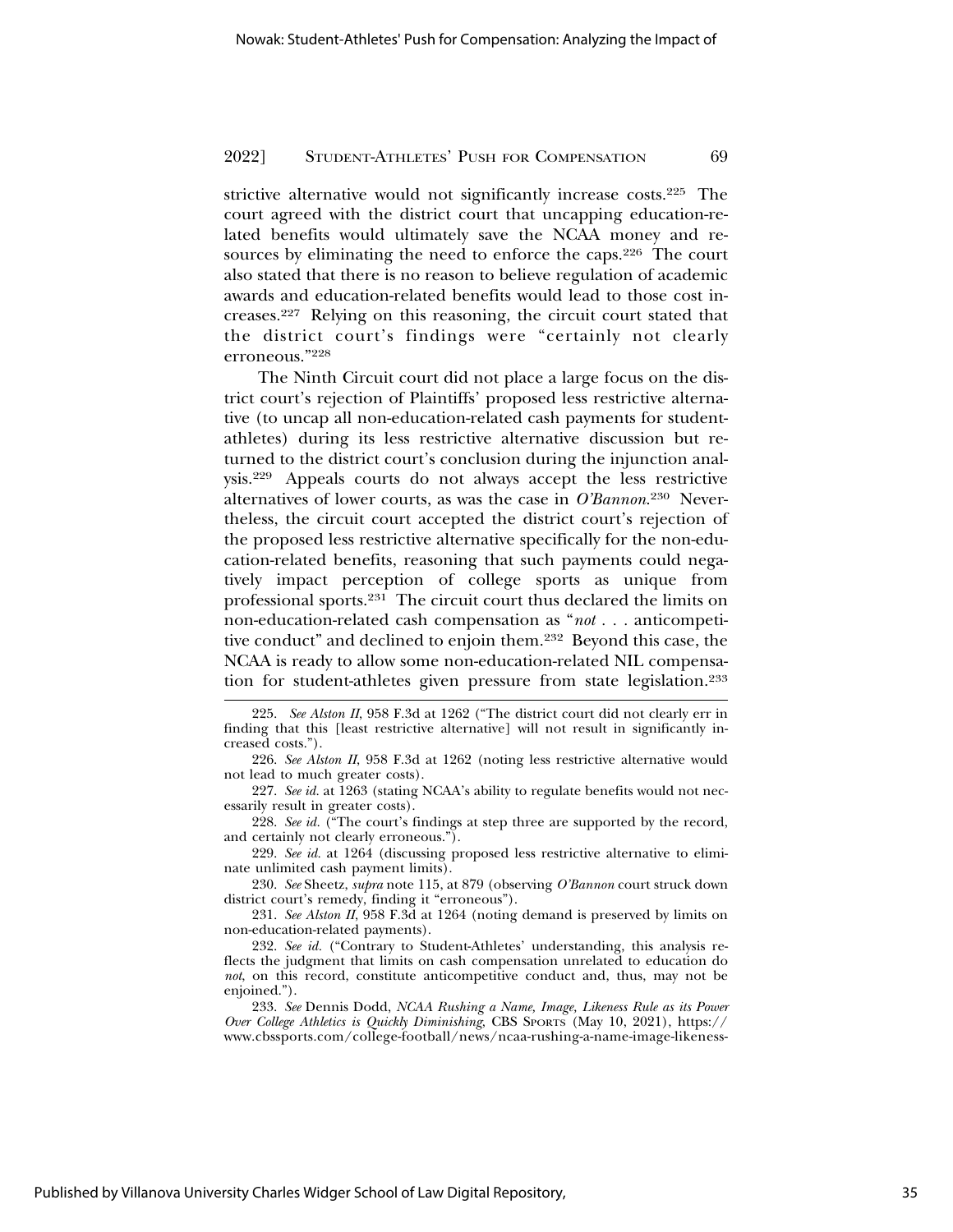strictive alternative would not significantly increase costs.[225] The court agreed with the district court that uncapping education-related benefits would ultimately save the NCAA money and resources by eliminating the need to enforce the caps.[226] The court also stated that there is no reason to believe regulation of academic awards and education-related benefits would lead to those cost increases.[227] Relying on this reasoning, the circuit court stated that the district court's findings were "certainly not clearly erroneous."[228]

The Ninth Circuit court did not place a large focus on the district court's rejection of Plaintiffs' proposed less restrictive alternative (to uncap all non-education-related cash payments for student-athletes) during its less restrictive alternative discussion but returned to the district court's conclusion during the injunction analysis.[229] Appeals courts do not always accept the less restrictive alternatives of lower courts, as was the case in *O'Bannon*.[230] Nevertheless, the circuit court accepted the district court's rejection of the proposed less restrictive alternative specifically for the non-education-related benefits, reasoning that such payments could negatively impact perception of college sports as unique from professional sports.[231] The circuit court thus declared the limits on non-education-related cash compensation as "*not* . . . anticompetitive conduct" and declined to enjoin them.[232] Beyond this case, the NCAA is ready to allow some non-education-related NIL compensation for student-athletes given pressure from state legislation.[233]

---

225. *See Alston II*, 958 F.3d at 1262 ("The district court did not clearly err in finding that this [least restrictive alternative] will not result in significantly increased costs.").

226. *See Alston II*, 958 F.3d at 1262 (noting less restrictive alternative would not lead to much greater costs).

227. *See id.* at 1263 (stating NCAA's ability to regulate benefits would not necessarily result in greater costs).

228. *See id.* ("The court's findings at step three are supported by the record, and certainly not clearly erroneous.").

229. *See id.* at 1264 (discussing proposed less restrictive alternative to eliminate unlimited cash payment limits).

230. *See* Sheetz, *supra* note 115, at 879 (observing *O'Bannon* court struck down district court's remedy, finding it "erroneous").

231. *See Alston II*, 958 F.3d at 1264 (noting demand is preserved by limits on non-education-related payments).

232. *See id.* ("Contrary to Student-Athletes' understanding, this analysis reflects the judgment that limits on cash compensation unrelated to education do *not*, on this record, constitute anticompetitive conduct and, thus, may not be enjoined.").

233. *See* Dennis Dodd, *NCAA Rushing a Name, Image, Likeness Rule as its Power Over College Athletics is Quickly Diminishing*, CBS SPORTS (May 10, 2021), https://www.cbssports.com/college-football/news/ncaa-rushing-a-name-image-likeness-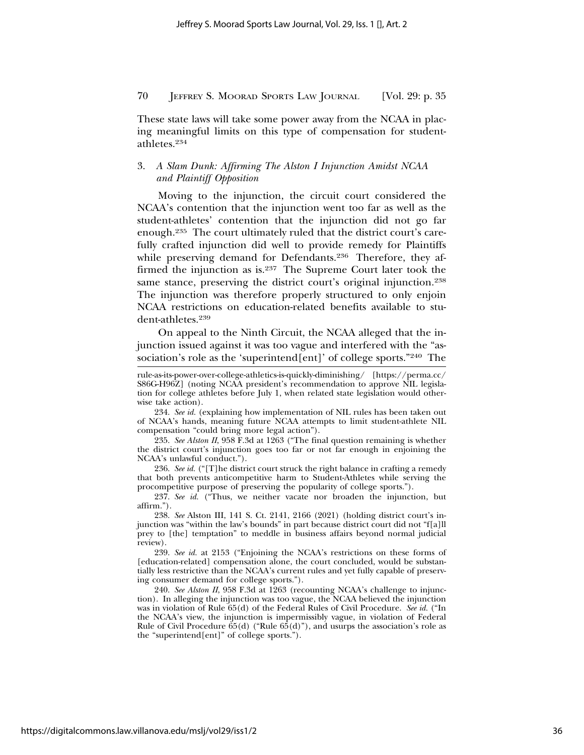These state laws will take some power away from the NCAA in placing meaningful limits on this type of compensation for student-athletes.[234]

### 3. *A Slam Dunk: Affirming The Alston I Injunction Amidst NCAA and Plaintiff Opposition*

Moving to the injunction, the circuit court considered the NCAA's contention that the injunction went too far as well as the student-athletes' contention that the injunction did not go far enough.[235] The court ultimately ruled that the district court's carefully crafted injunction did well to provide remedy for Plaintiffs while preserving demand for Defendants.[236] Therefore, they affirmed the injunction as is.[237] The Supreme Court later took the same stance, preserving the district court's original injunction.[238] The injunction was therefore properly structured to only enjoin NCAA restrictions on education-related benefits available to student-athletes.[239]

On appeal to the Ninth Circuit, the NCAA alleged that the injunction issued against it was too vague and interfered with the "association's role as the 'superintend[ent]' of college sports."[240] The

---

rule-as-its-power-over-college-athletics-is-quickly-diminishing/ [https://perma.cc/S86G-H96Z] (noting NCAA president's recommendation to approve NIL legislation for college athletes before July 1, when related state legislation would otherwise take action).

234. *See id.* (explaining how implementation of NIL rules has been taken out of NCAA's hands, meaning future NCAA attempts to limit student-athlete NIL compensation "could bring more legal action").

235. *See Alston II*, 958 F.3d at 1263 ("The final question remaining is whether the district court's injunction goes too far or not far enough in enjoining the NCAA's unlawful conduct.").

236. *See id.* ("[T]he district court struck the right balance in crafting a remedy that both prevents anticompetitive harm to Student-Athletes while serving the procompetitive purpose of preserving the popularity of college sports.").

237. *See id.* ("Thus, we neither vacate nor broaden the injunction, but affirm.").

238. *See* Alston III, 141 S. Ct. 2141, 2166 (2021) (holding district court's injunction was "within the law's bounds" in part because district court did not "f[a]ll prey to [the] temptation" to meddle in business affairs beyond normal judicial review).

239. *See id.* at 2153 ("Enjoining the NCAA's restrictions on these forms of [education-related] compensation alone, the court concluded, would be substantially less restrictive than the NCAA's current rules and yet fully capable of preserving consumer demand for college sports.").

240. *See Alston II*, 958 F.3d at 1263 (recounting NCAA's challenge to injunction). In alleging the injunction was too vague, the NCAA believed the injunction was in violation of Rule 65(d) of the Federal Rules of Civil Procedure. *See id.* ("In the NCAA's view, the injunction is impermissibly vague, in violation of Federal Rule of Civil Procedure 65(d) ("Rule 65(d)"), and usurps the association's role as the "superintend[ent]" of college sports.").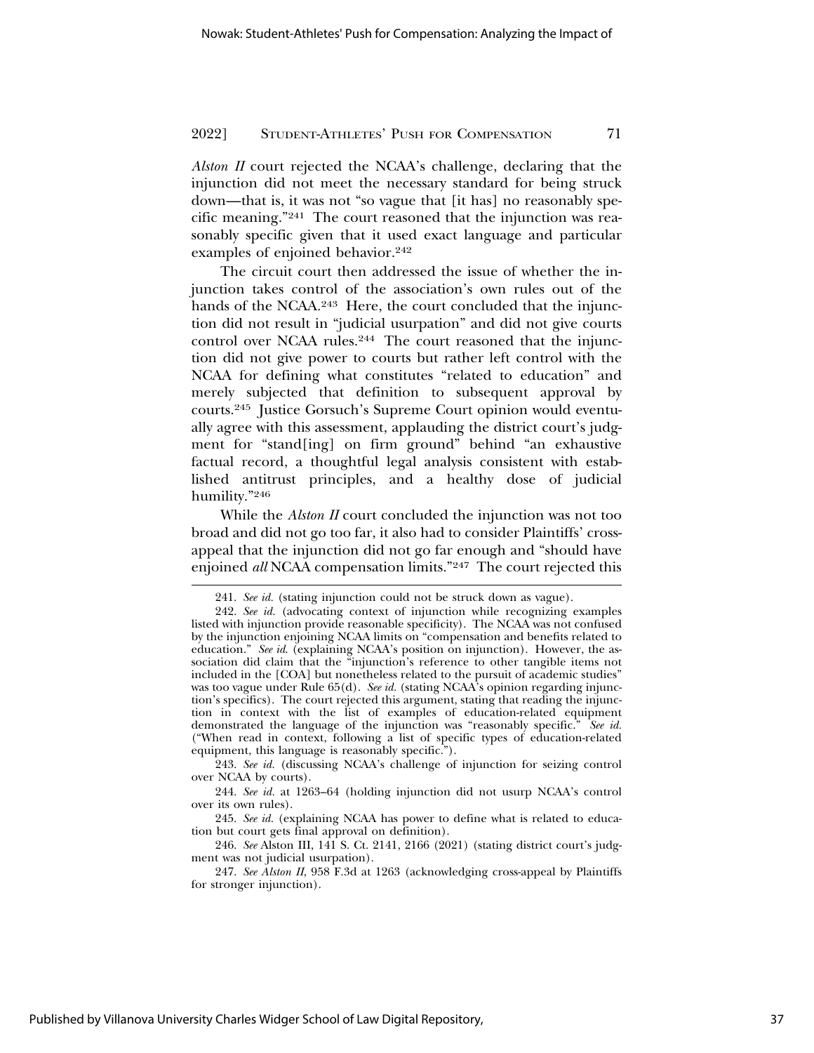*Alston II* court rejected the NCAA's challenge, declaring that the injunction did not meet the necessary standard for being struck down—that is, it was not "so vague that [it has] no reasonably specific meaning."[241] The court reasoned that the injunction was reasonably specific given that it used exact language and particular examples of enjoined behavior.[242]

The circuit court then addressed the issue of whether the injunction takes control of the association's own rules out of the hands of the NCAA.[243] Here, the court concluded that the injunction did not result in "judicial usurpation" and did not give courts control over NCAA rules.[244] The court reasoned that the injunction did not give power to courts but rather left control with the NCAA for defining what constitutes "related to education" and merely subjected that definition to subsequent approval by courts.[245] Justice Gorsuch's Supreme Court opinion would eventually agree with this assessment, applauding the district court's judgment for "stand[ing] on firm ground" behind "an exhaustive factual record, a thoughtful legal analysis consistent with established antitrust principles, and a healthy dose of judicial humility."[246]

While the *Alston II* court concluded the injunction was not too broad and did not go too far, it also had to consider Plaintiffs' cross-appeal that the injunction did not go far enough and "should have enjoined *all* NCAA compensation limits."[247] The court rejected this

---

241. *See id.* (stating injunction could not be struck down as vague).

242. *See id.* (advocating context of injunction while recognizing examples listed with injunction provide reasonable specificity). The NCAA was not confused by the injunction enjoining NCAA limits on "compensation and benefits related to education." *See id.* (explaining NCAA's position on injunction). However, the association did claim that the "injunction's reference to other tangible items not included in the [COA] but nonetheless related to the pursuit of academic studies" was too vague under Rule 65(d). *See id.* (stating NCAA's opinion regarding injunction's specifics). The court rejected this argument, stating that reading the injunction in context with the list of examples of education-related equipment demonstrated the language of the injunction was "reasonably specific." *See id.* ("When read in context, following a list of specific types of education-related equipment, this language is reasonably specific.").

243. *See id.* (discussing NCAA's challenge of injunction for seizing control over NCAA by courts).

244. *See id.* at 1263–64 (holding injunction did not usurp NCAA's control over its own rules).

245. *See id.* (explaining NCAA has power to define what is related to education but court gets final approval on definition).

246. *See* Alston III, 141 S. Ct. 2141, 2166 (2021) (stating district court's judgment was not judicial usurpation).

247. *See Alston II*, 958 F.3d at 1263 (acknowledging cross-appeal by Plaintiffs for stronger injunction).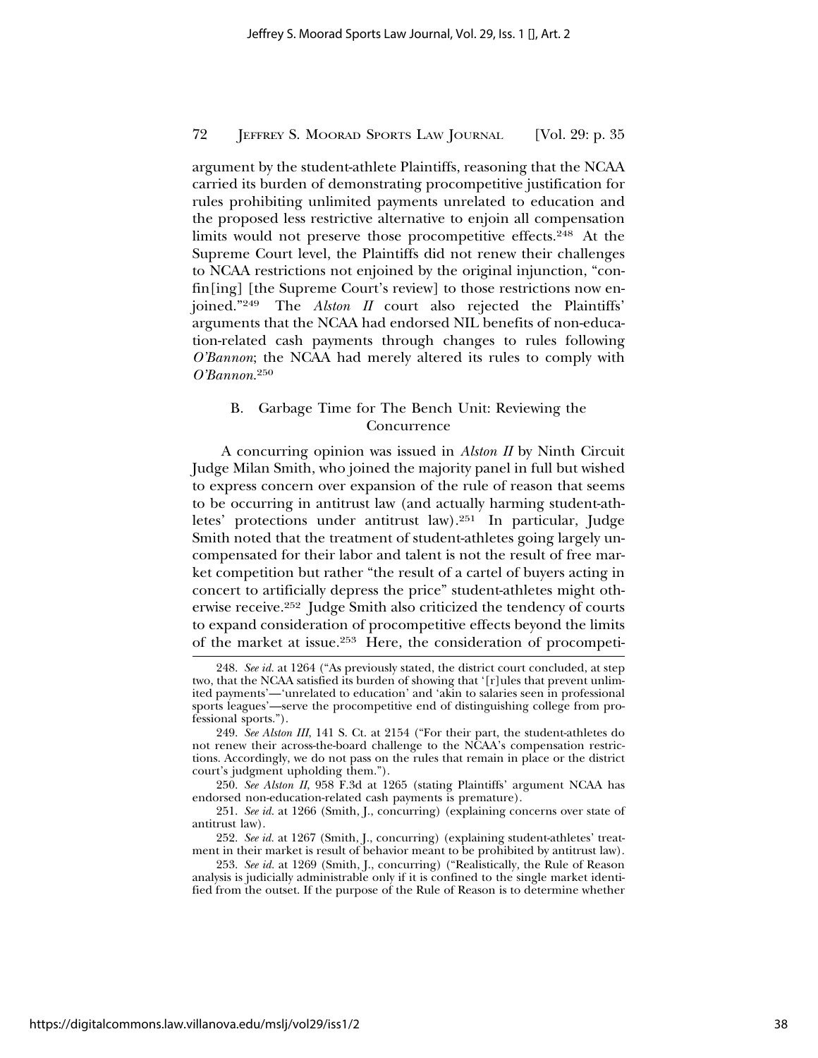argument by the student-athlete Plaintiffs, reasoning that the NCAA carried its burden of demonstrating procompetitive justification for rules prohibiting unlimited payments unrelated to education and the proposed less restrictive alternative to enjoin all compensation limits would not preserve those procompetitive effects.[248] At the Supreme Court level, the Plaintiffs did not renew their challenges to NCAA restrictions not enjoined by the original injunction, "confin[ing] [the Supreme Court's review] to those restrictions now enjoined."[249] The *Alston II* court also rejected the Plaintiffs' arguments that the NCAA had endorsed NIL benefits of non-education-related cash payments through changes to rules following *O'Bannon*; the NCAA had merely altered its rules to comply with *O'Bannon*.[250]

### B. Garbage Time for The Bench Unit: Reviewing the Concurrence

A concurring opinion was issued in *Alston II* by Ninth Circuit Judge Milan Smith, who joined the majority panel in full but wished to express concern over expansion of the rule of reason that seems to be occurring in antitrust law (and actually harming student-athletes' protections under antitrust law).[251] In particular, Judge Smith noted that the treatment of student-athletes going largely uncompensated for their labor and talent is not the result of free market competition but rather "the result of a cartel of buyers acting in concert to artificially depress the price" student-athletes might otherwise receive.[252] Judge Smith also criticized the tendency of courts to expand consideration of procompetitive effects beyond the limits of the market at issue.[253] Here, the consideration of procompeti-

---

248. *See id.* at 1264 ("As previously stated, the district court concluded, at step two, that the NCAA satisfied its burden of showing that '[r]ules that prevent unlimited payments'—'unrelated to education' and 'akin to salaries seen in professional sports leagues'—serve the procompetitive end of distinguishing college from professional sports.").

249. *See Alston III*, 141 S. Ct. at 2154 ("For their part, the student-athletes do not renew their across-the-board challenge to the NCAA's compensation restrictions. Accordingly, we do not pass on the rules that remain in place or the district court's judgment upholding them.").

250. *See Alston II*, 958 F.3d at 1265 (stating Plaintiffs' argument NCAA has endorsed non-education-related cash payments is premature).

251. *See id.* at 1266 (Smith, J., concurring) (explaining concerns over state of antitrust law).

252. *See id.* at 1267 (Smith, J., concurring) (explaining student-athletes' treatment in their market is result of behavior meant to be prohibited by antitrust law).

253. *See id.* at 1269 (Smith, J., concurring) ("Realistically, the Rule of Reason analysis is judicially administrable only if it is confined to the single market identified from the outset. If the purpose of the Rule of Reason is to determine whether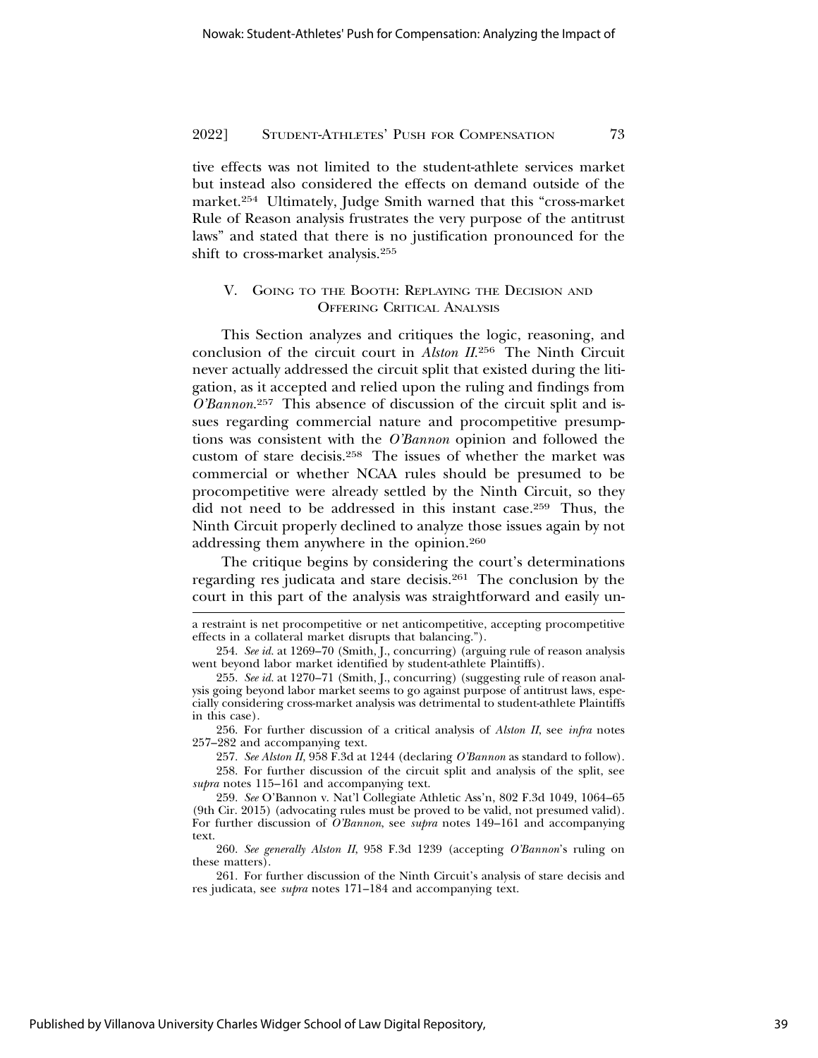tive effects was not limited to the student-athlete services market but instead also considered the effects on demand outside of the market.[254] Ultimately, Judge Smith warned that this "cross-market Rule of Reason analysis frustrates the very purpose of the antitrust laws" and stated that there is no justification pronounced for the shift to cross-market analysis.[255]

## V. Going to the Booth: Replaying the Decision and Offering Critical Analysis

This Section analyzes and critiques the logic, reasoning, and conclusion of the circuit court in *Alston II*.[256] The Ninth Circuit never actually addressed the circuit split that existed during the litigation, as it accepted and relied upon the ruling and findings from *O'Bannon*.[257] This absence of discussion of the circuit split and issues regarding commercial nature and procompetitive presumptions was consistent with the *O'Bannon* opinion and followed the custom of stare decisis.[258] The issues of whether the market was commercial or whether NCAA rules should be presumed to be procompetitive were already settled by the Ninth Circuit, so they did not need to be addressed in this instant case.[259] Thus, the Ninth Circuit properly declined to analyze those issues again by not addressing them anywhere in the opinion.[260]

The critique begins by considering the court's determinations regarding res judicata and stare decisis.[261] The conclusion by the court in this part of the analysis was straightforward and easily un-

---

a restraint is net procompetitive or net anticompetitive, accepting procompetitive effects in a collateral market disrupts that balancing.").

254. *See id.* at 1269–70 (Smith, J., concurring) (arguing rule of reason analysis went beyond labor market identified by student-athlete Plaintiffs).

255. *See id.* at 1270–71 (Smith, J., concurring) (suggesting rule of reason analysis going beyond labor market seems to go against purpose of antitrust laws, especially considering cross-market analysis was detrimental to student-athlete Plaintiffs in this case).

256. For further discussion of a critical analysis of *Alston II*, see *infra* notes 257–282 and accompanying text.

257. *See Alston II*, 958 F.3d at 1244 (declaring *O'Bannon* as standard to follow).

258. For further discussion of the circuit split and analysis of the split, see *supra* notes 115–161 and accompanying text.

259. *See* O'Bannon v. Nat'l Collegiate Athletic Ass'n, 802 F.3d 1049, 1064–65 (9th Cir. 2015) (advocating rules must be proved to be valid, not presumed valid). For further discussion of *O'Bannon*, see *supra* notes 149–161 and accompanying text.

260. *See generally Alston II*, 958 F.3d 1239 (accepting *O'Bannon*'s ruling on these matters).

261. For further discussion of the Ninth Circuit's analysis of stare decisis and res judicata, see *supra* notes 171–184 and accompanying text.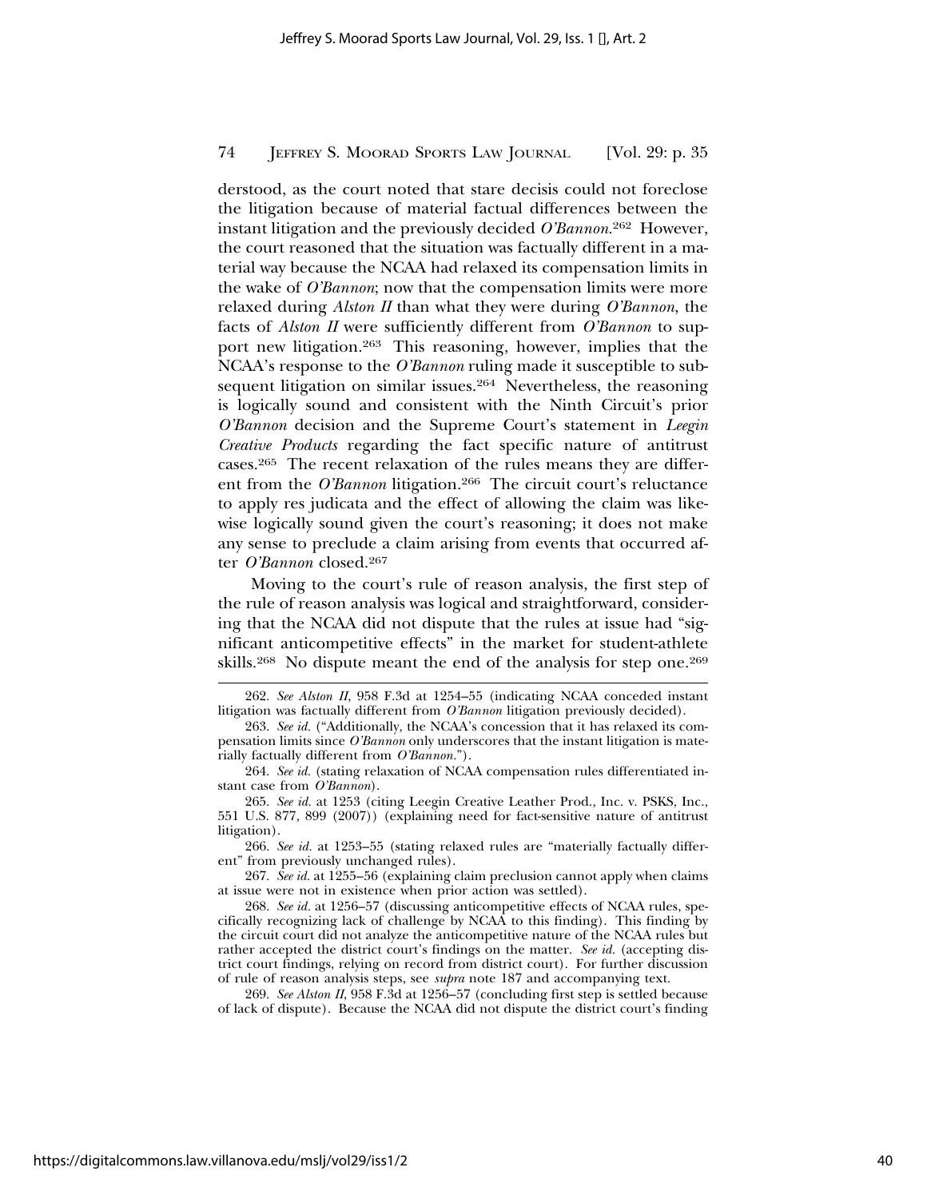derstood, as the court noted that stare decisis could not foreclose the litigation because of material factual differences between the instant litigation and the previously decided *O'Bannon*.[262] However, the court reasoned that the situation was factually different in a material way because the NCAA had relaxed its compensation limits in the wake of *O'Bannon*; now that the compensation limits were more relaxed during *Alston II* than what they were during *O'Bannon*, the facts of *Alston II* were sufficiently different from *O'Bannon* to support new litigation.[263] This reasoning, however, implies that the NCAA's response to the *O'Bannon* ruling made it susceptible to subsequent litigation on similar issues.[264] Nevertheless, the reasoning is logically sound and consistent with the Ninth Circuit's prior *O'Bannon* decision and the Supreme Court's statement in *Leegin Creative Products* regarding the fact specific nature of antitrust cases.[265] The recent relaxation of the rules means they are different from the *O'Bannon* litigation.[266] The circuit court's reluctance to apply res judicata and the effect of allowing the claim was likewise logically sound given the court's reasoning; it does not make any sense to preclude a claim arising from events that occurred after *O'Bannon* closed.[267]

Moving to the court's rule of reason analysis, the first step of the rule of reason analysis was logical and straightforward, considering that the NCAA did not dispute that the rules at issue had "significant anticompetitive effects" in the market for student-athlete skills.[268] No dispute meant the end of the analysis for step one.[269]

---

262. *See Alston II*, 958 F.3d at 1254–55 (indicating NCAA conceded instant litigation was factually different from *O'Bannon* litigation previously decided).

263. *See id.* ("Additionally, the NCAA's concession that it has relaxed its compensation limits since *O'Bannon* only underscores that the instant litigation is materially factually different from *O'Bannon*.").

264. *See id.* (stating relaxation of NCAA compensation rules differentiated instant case from *O'Bannon*).

265. *See id.* at 1253 (citing Leegin Creative Leather Prod., Inc. v. PSKS, Inc., 551 U.S. 877, 899 (2007)) (explaining need for fact-sensitive nature of antitrust litigation).

266. *See id.* at 1253–55 (stating relaxed rules are "materially factually different" from previously unchanged rules).

267. *See id.* at 1255–56 (explaining claim preclusion cannot apply when claims at issue were not in existence when prior action was settled).

268. *See id.* at 1256–57 (discussing anticompetitive effects of NCAA rules, specifically recognizing lack of challenge by NCAA to this finding). This finding by the circuit court did not analyze the anticompetitive nature of the NCAA rules but rather accepted the district court's findings on the matter. *See id.* (accepting district court findings, relying on record from district court). For further discussion of rule of reason analysis steps, see *supra* note 187 and accompanying text.

269. *See Alston II*, 958 F.3d at 1256–57 (concluding first step is settled because of lack of dispute). Because the NCAA did not dispute the district court's finding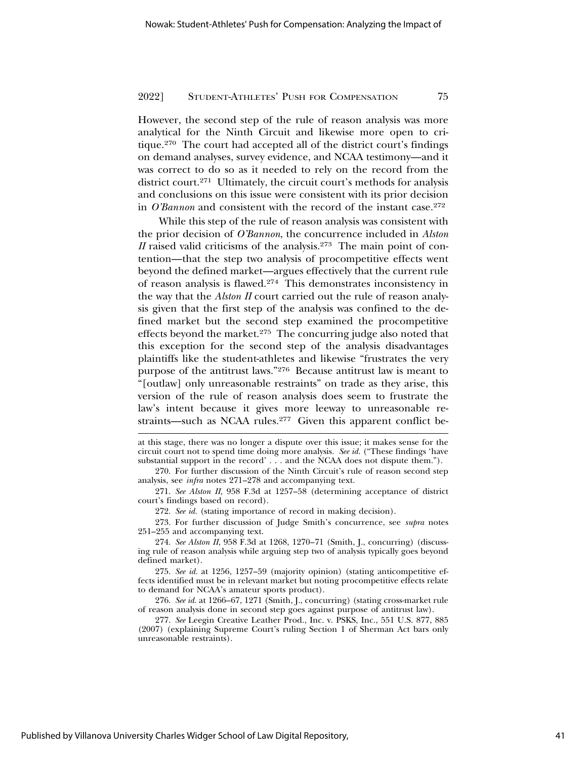However, the second step of the rule of reason analysis was more analytical for the Ninth Circuit and likewise more open to critique.[270] The court had accepted all of the district court's findings on demand analyses, survey evidence, and NCAA testimony—and it was correct to do so as it needed to rely on the record from the district court.[271] Ultimately, the circuit court's methods for analysis and conclusions on this issue were consistent with its prior decision in *O'Bannon* and consistent with the record of the instant case.[272]

While this step of the rule of reason analysis was consistent with the prior decision of *O'Bannon*, the concurrence included in *Alston II* raised valid criticisms of the analysis.[273] The main point of contention—that the step two analysis of procompetitive effects went beyond the defined market—argues effectively that the current rule of reason analysis is flawed.[274] This demonstrates inconsistency in the way that the *Alston II* court carried out the rule of reason analysis given that the first step of the analysis was confined to the defined market but the second step examined the procompetitive effects beyond the market.[275] The concurring judge also noted that this exception for the second step of the analysis disadvantages plaintiffs like the student-athletes and likewise "frustrates the very purpose of the antitrust laws."[276] Because antitrust law is meant to "[outlaw] only unreasonable restraints" on trade as they arise, this version of the rule of reason analysis does seem to frustrate the law's intent because it gives more leeway to unreasonable restraints—such as NCAA rules.[277] Given this apparent conflict be-

---

at this stage, there was no longer a dispute over this issue; it makes sense for the circuit court not to spend time doing more analysis. *See id.* ("These findings 'have substantial support in the record' . . . and the NCAA does not dispute them.").

270. For further discussion of the Ninth Circuit's rule of reason second step analysis, see *infra* notes 271–278 and accompanying text.

271. *See Alston II*, 958 F.3d at 1257–58 (determining acceptance of district court's findings based on record).

272. *See id.* (stating importance of record in making decision).

273. For further discussion of Judge Smith's concurrence, see *supra* notes 251–255 and accompanying text.

274. *See Alston II*, 958 F.3d at 1268, 1270–71 (Smith, J., concurring) (discussing rule of reason analysis while arguing step two of analysis typically goes beyond defined market).

275. *See id.* at 1256, 1257–59 (majority opinion) (stating anticompetitive effects identified must be in relevant market but noting procompetitive effects relate to demand for NCAA's amateur sports product).

276. *See id.* at 1266–67, 1271 (Smith, J., concurring) (stating cross-market rule of reason analysis done in second step goes against purpose of antitrust law).

277. *See* Leegin Creative Leather Prod., Inc. v. PSKS, Inc., 551 U.S. 877, 885 (2007) (explaining Supreme Court's ruling Section 1 of Sherman Act bars only unreasonable restraints).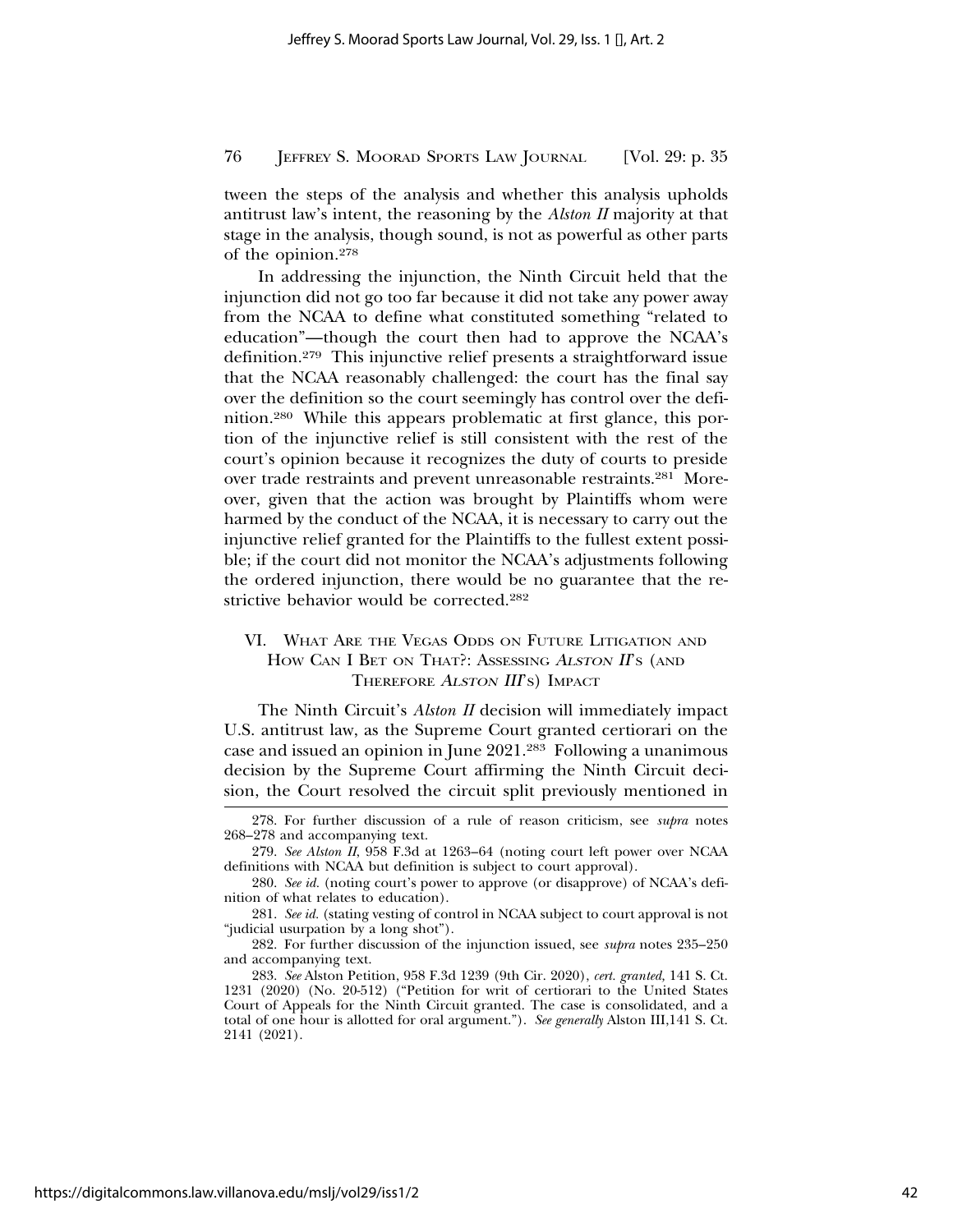tween the steps of the analysis and whether this analysis upholds antitrust law's intent, the reasoning by the *Alston II* majority at that stage in the analysis, though sound, is not as powerful as other parts of the opinion.[278]

In addressing the injunction, the Ninth Circuit held that the injunction did not go too far because it did not take any power away from the NCAA to define what constituted something "related to education"—though the court then had to approve the NCAA's definition.[279] This injunctive relief presents a straightforward issue that the NCAA reasonably challenged: the court has the final say over the definition so the court seemingly has control over the definition.[280] While this appears problematic at first glance, this portion of the injunctive relief is still consistent with the rest of the court's opinion because it recognizes the duty of courts to preside over trade restraints and prevent unreasonable restraints.[281] Moreover, given that the action was brought by Plaintiffs whom were harmed by the conduct of the NCAA, it is necessary to carry out the injunctive relief granted for the Plaintiffs to the fullest extent possible; if the court did not monitor the NCAA's adjustments following the ordered injunction, there would be no guarantee that the restrictive behavior would be corrected.[282]

## VI. What Are the Vegas Odds on Future Litigation and How Can I Bet on That?: Assessing *Alston II*'s (and Therefore *Alston III*'s) Impact

The Ninth Circuit's *Alston II* decision will immediately impact U.S. antitrust law, as the Supreme Court granted certiorari on the case and issued an opinion in June 2021.[283] Following a unanimous decision by the Supreme Court affirming the Ninth Circuit decision, the Court resolved the circuit split previously mentioned in

---

278. For further discussion of a rule of reason criticism, see *supra* notes 268–278 and accompanying text.

279. *See Alston II*, 958 F.3d at 1263–64 (noting court left power over NCAA definitions with NCAA but definition is subject to court approval).

280. *See id.* (noting court's power to approve (or disapprove) of NCAA's definition of what relates to education).

281. *See id.* (stating vesting of control in NCAA subject to court approval is not "judicial usurpation by a long shot").

282. For further discussion of the injunction issued, see *supra* notes 235–250 and accompanying text.

283. *See* Alston Petition, 958 F.3d 1239 (9th Cir. 2020), *cert. granted*, 141 S. Ct. 1231 (2020) (No. 20-512) ("Petition for writ of certiorari to the United States Court of Appeals for the Ninth Circuit granted. The case is consolidated, and a total of one hour is allotted for oral argument."). *See generally* Alston III,141 S. Ct. 2141 (2021).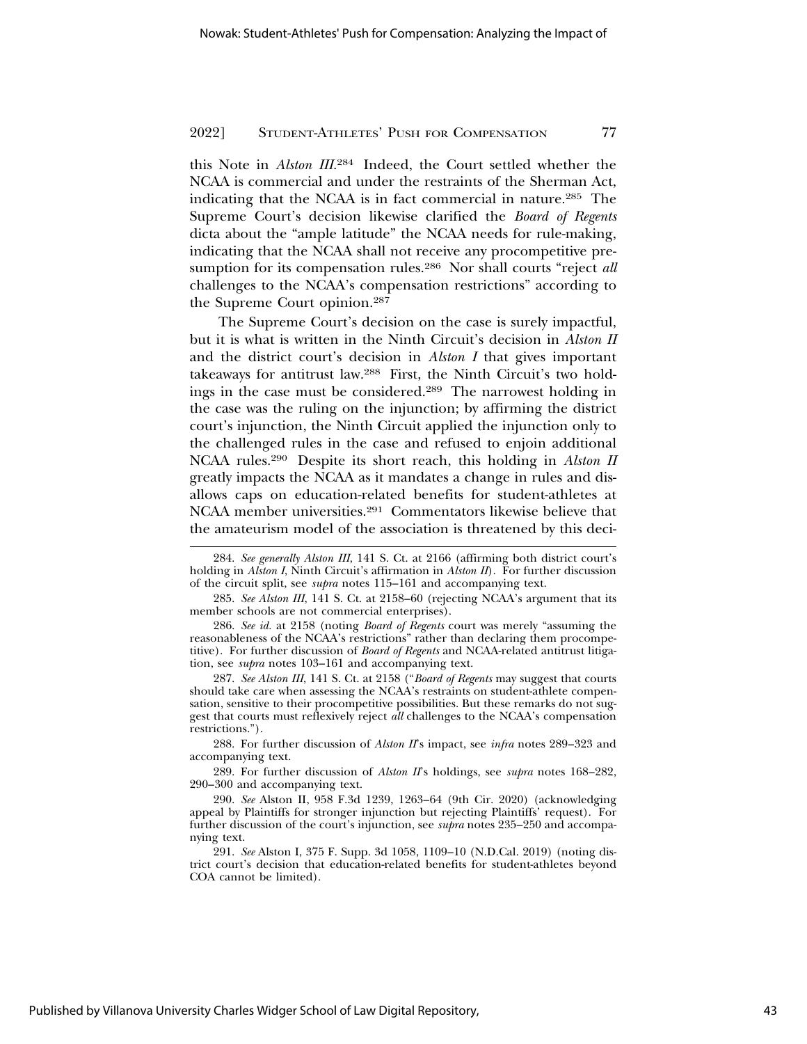this Note in *Alston III*.[284] Indeed, the Court settled whether the NCAA is commercial and under the restraints of the Sherman Act, indicating that the NCAA is in fact commercial in nature.[285] The Supreme Court's decision likewise clarified the *Board of Regents* dicta about the "ample latitude" the NCAA needs for rule-making, indicating that the NCAA shall not receive any procompetitive presumption for its compensation rules.[286] Nor shall courts "reject *all* challenges to the NCAA's compensation restrictions" according to the Supreme Court opinion.[287]

The Supreme Court's decision on the case is surely impactful, but it is what is written in the Ninth Circuit's decision in *Alston II* and the district court's decision in *Alston I* that gives important takeaways for antitrust law.[288] First, the Ninth Circuit's two holdings in the case must be considered.[289] The narrowest holding in the case was the ruling on the injunction; by affirming the district court's injunction, the Ninth Circuit applied the injunction only to the challenged rules in the case and refused to enjoin additional NCAA rules.[290] Despite its short reach, this holding in *Alston II* greatly impacts the NCAA as it mandates a change in rules and disallows caps on education-related benefits for student-athletes at NCAA member universities.[291] Commentators likewise believe that the amateurism model of the association is threatened by this deci-

---

284. *See generally Alston III*, 141 S. Ct. at 2166 (affirming both district court's holding in *Alston I*, Ninth Circuit's affirmation in *Alston II*). For further discussion of the circuit split, see *supra* notes 115–161 and accompanying text.

285. *See Alston III*, 141 S. Ct. at 2158–60 (rejecting NCAA's argument that its member schools are not commercial enterprises).

286. *See id.* at 2158 (noting *Board of Regents* court was merely "assuming the reasonableness of the NCAA's restrictions" rather than declaring them procompetitive). For further discussion of *Board of Regents* and NCAA-related antitrust litigation, see *supra* notes 103–161 and accompanying text.

287. *See Alston III*, 141 S. Ct. at 2158 ("*Board of Regents* may suggest that courts should take care when assessing the NCAA's restraints on student-athlete compensation, sensitive to their procompetitive possibilities. But these remarks do not suggest that courts must reflexively reject *all* challenges to the NCAA's compensation restrictions.").

288. For further discussion of *Alston II*'s impact, see *infra* notes 289–323 and accompanying text.

289. For further discussion of *Alston II*'s holdings, see *supra* notes 168–282, 290–300 and accompanying text.

290. *See* Alston II, 958 F.3d 1239, 1263–64 (9th Cir. 2020) (acknowledging appeal by Plaintiffs for stronger injunction but rejecting Plaintiffs' request). For further discussion of the court's injunction, see *supra* notes 235–250 and accompanying text.

291. *See* Alston I, 375 F. Supp. 3d 1058, 1109–10 (N.D.Cal. 2019) (noting district court's decision that education-related benefits for student-athletes beyond COA cannot be limited).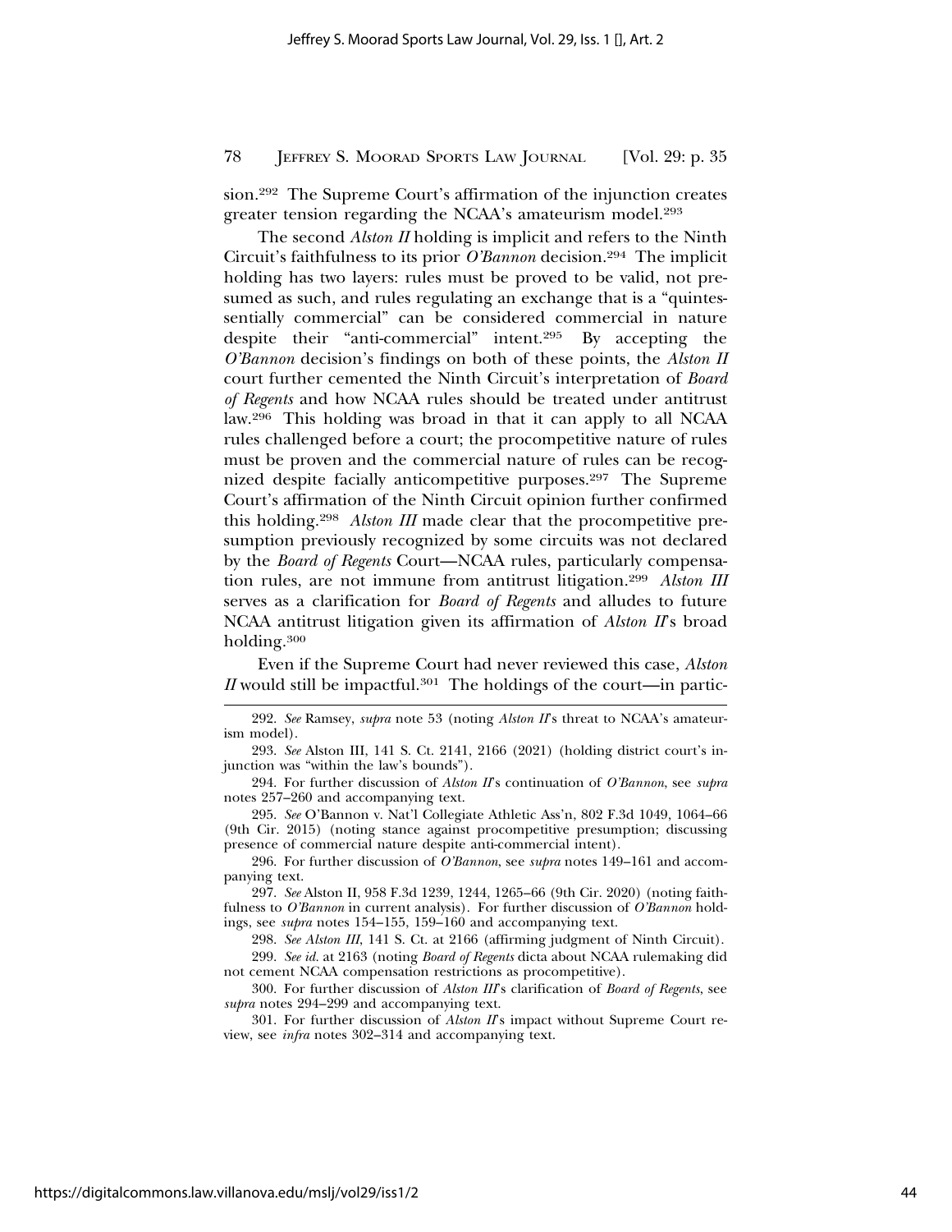sion.[292] The Supreme Court's affirmation of the injunction creates greater tension regarding the NCAA's amateurism model.[293]

The second *Alston II* holding is implicit and refers to the Ninth Circuit's faithfulness to its prior *O'Bannon* decision.[294] The implicit holding has two layers: rules must be proved to be valid, not presumed as such, and rules regulating an exchange that is a "quintessentially commercial" can be considered commercial in nature despite their "anti-commercial" intent.[295] By accepting the *O'Bannon* decision's findings on both of these points, the *Alston II* court further cemented the Ninth Circuit's interpretation of *Board of Regents* and how NCAA rules should be treated under antitrust law.[296] This holding was broad in that it can apply to all NCAA rules challenged before a court; the procompetitive nature of rules must be proven and the commercial nature of rules can be recognized despite facially anticompetitive purposes.[297] The Supreme Court's affirmation of the Ninth Circuit opinion further confirmed this holding.[298] *Alston III* made clear that the procompetitive presumption previously recognized by some circuits was not declared by the *Board of Regents* Court—NCAA rules, particularly compensation rules, are not immune from antitrust litigation.[299] *Alston III* serves as a clarification for *Board of Regents* and alludes to future NCAA antitrust litigation given its affirmation of *Alston II*'s broad holding.[300]

Even if the Supreme Court had never reviewed this case, *Alston II* would still be impactful.[301] The holdings of the court—in partic-

---

292. *See* Ramsey, *supra* note 53 (noting *Alston II*'s threat to NCAA's amateurism model).

293. *See* Alston III, 141 S. Ct. 2141, 2166 (2021) (holding district court's injunction was "within the law's bounds").

294. For further discussion of *Alston II*'s continuation of *O'Bannon*, see *supra* notes 257–260 and accompanying text.

295. *See* O'Bannon v. Nat'l Collegiate Athletic Ass'n, 802 F.3d 1049, 1064–66 (9th Cir. 2015) (noting stance against procompetitive presumption; discussing presence of commercial nature despite anti-commercial intent).

296. For further discussion of *O'Bannon*, see *supra* notes 149–161 and accompanying text.

297. *See* Alston II, 958 F.3d 1239, 1244, 1265–66 (9th Cir. 2020) (noting faithfulness to *O'Bannon* in current analysis). For further discussion of *O'Bannon* holdings, see *supra* notes 154–155, 159–160 and accompanying text.

298. *See Alston III*, 141 S. Ct. at 2166 (affirming judgment of Ninth Circuit).

299. *See id.* at 2163 (noting *Board of Regents* dicta about NCAA rulemaking did not cement NCAA compensation restrictions as procompetitive).

300. For further discussion of *Alston III*'s clarification of *Board of Regents*, see *supra* notes 294–299 and accompanying text.

301. For further discussion of *Alston II*'s impact without Supreme Court review, see *infra* notes 302–314 and accompanying text.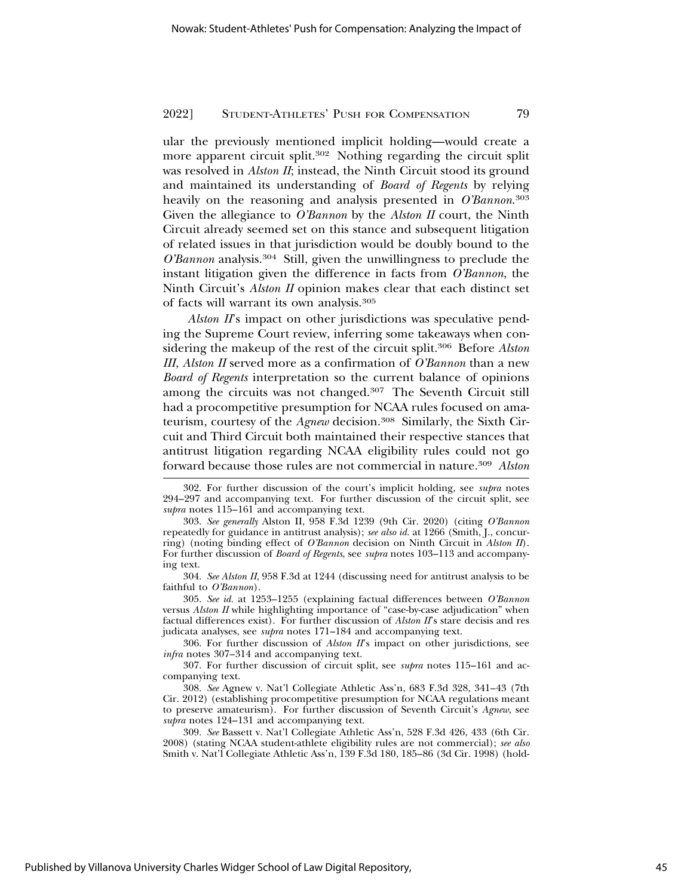ular the previously mentioned implicit holding—would create a more apparent circuit split.[302] Nothing regarding the circuit split was resolved in *Alston II*; instead, the Ninth Circuit stood its ground and maintained its understanding of *Board of Regents* by relying heavily on the reasoning and analysis presented in *O'Bannon*.[303] Given the allegiance to *O'Bannon* by the *Alston II* court, the Ninth Circuit already seemed set on this stance and subsequent litigation of related issues in that jurisdiction would be doubly bound to the *O'Bannon* analysis.[304] Still, given the unwillingness to preclude the instant litigation given the difference in facts from *O'Bannon*, the Ninth Circuit's *Alston II* opinion makes clear that each distinct set of facts will warrant its own analysis.[305]

*Alston II*'s impact on other jurisdictions was speculative pending the Supreme Court review, inferring some takeaways when considering the makeup of the rest of the circuit split.[306] Before *Alston III*, *Alston II* served more as a confirmation of *O'Bannon* than a new *Board of Regents* interpretation so the current balance of opinions among the circuits was not changed.[307] The Seventh Circuit still had a procompetitive presumption for NCAA rules focused on amateurism, courtesy of the *Agnew* decision.[308] Similarly, the Sixth Circuit and Third Circuit both maintained their respective stances that antitrust litigation regarding NCAA eligibility rules could not go forward because those rules are not commercial in nature.[309] *Alston*

---

302. For further discussion of the court's implicit holding, see *supra* notes 294–297 and accompanying text. For further discussion of the circuit split, see *supra* notes 115–161 and accompanying text.

303. *See generally* Alston II, 958 F.3d 1239 (9th Cir. 2020) (citing *O'Bannon* repeatedly for guidance in antitrust analysis); *see also id.* at 1266 (Smith, J., concurring) (noting binding effect of *O'Bannon* decision on Ninth Circuit in *Alston II*). For further discussion of *Board of Regents*, see *supra* notes 103–113 and accompanying text.

304. *See Alston II*, 958 F.3d at 1244 (discussing need for antitrust analysis to be faithful to *O'Bannon*).

305. *See id.* at 1253–1255 (explaining factual differences between *O'Bannon* versus *Alston II* while highlighting importance of "case-by-case adjudication" when factual differences exist). For further discussion of *Alston II*'s stare decisis and res judicata analyses, see *supra* notes 171–184 and accompanying text.

306. For further discussion of *Alston II*'s impact on other jurisdictions, see *infra* notes 307–314 and accompanying text.

307. For further discussion of circuit split, see *supra* notes 115–161 and accompanying text.

308. *See* Agnew v. Nat'l Collegiate Athletic Ass'n, 683 F.3d 328, 341–43 (7th Cir. 2012) (establishing procompetitive presumption for NCAA regulations meant to preserve amateurism). For further discussion of Seventh Circuit's *Agnew*, see *supra* notes 124–131 and accompanying text.

309. *See* Bassett v. Nat'l Collegiate Athletic Ass'n, 528 F.3d 426, 433 (6th Cir. 2008) (stating NCAA student-athlete eligibility rules are not commercial); *see also* Smith v. Nat'l Collegiate Athletic Ass'n, 139 F.3d 180, 185–86 (3d Cir. 1998) (hold-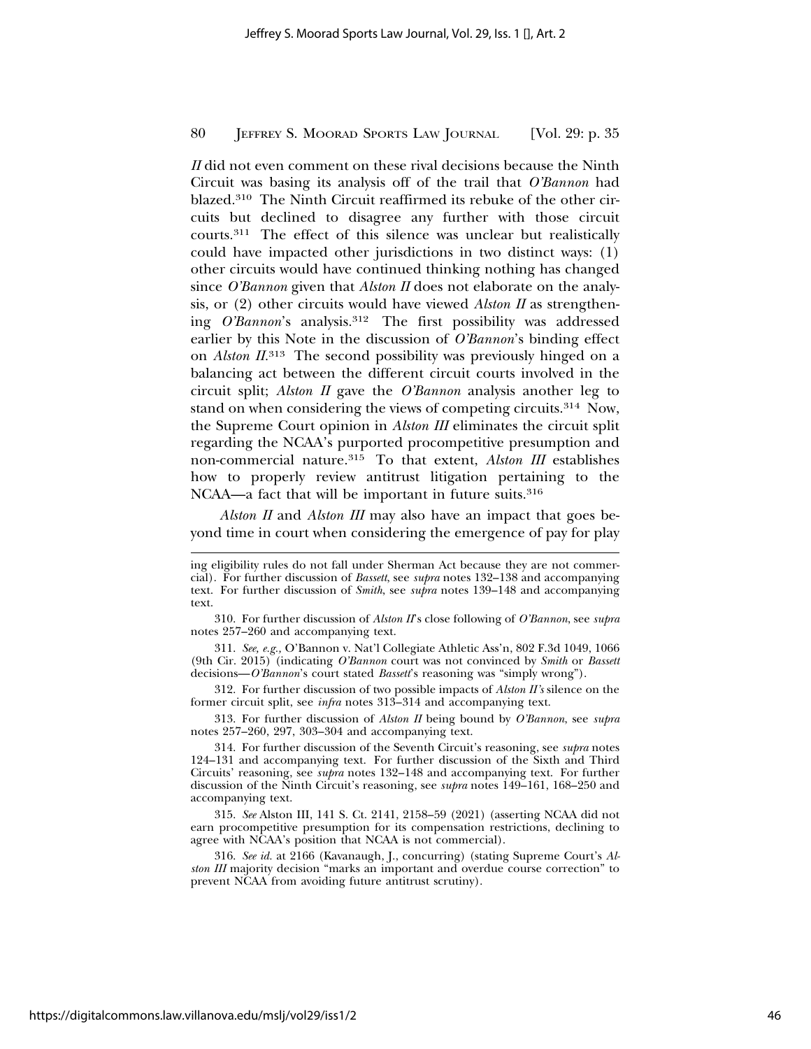*II* did not even comment on these rival decisions because the Ninth Circuit was basing its analysis off of the trail that *O'Bannon* had blazed.[310] The Ninth Circuit reaffirmed its rebuke of the other circuits but declined to disagree any further with those circuit courts.[311] The effect of this silence was unclear but realistically could have impacted other jurisdictions in two distinct ways: (1) other circuits would have continued thinking nothing has changed since *O'Bannon* given that *Alston II* does not elaborate on the analysis, or (2) other circuits would have viewed *Alston II* as strengthening *O'Bannon*'s analysis.[312] The first possibility was addressed earlier by this Note in the discussion of *O'Bannon*'s binding effect on *Alston II*.[313] The second possibility was previously hinged on a balancing act between the different circuit courts involved in the circuit split; *Alston II* gave the *O'Bannon* analysis another leg to stand on when considering the views of competing circuits.[314] Now, the Supreme Court opinion in *Alston III* eliminates the circuit split regarding the NCAA's purported procompetitive presumption and non-commercial nature.[315] To that extent, *Alston III* establishes how to properly review antitrust litigation pertaining to the NCAA—a fact that will be important in future suits.[316]

*Alston II* and *Alston III* may also have an impact that goes beyond time in court when considering the emergence of pay for play

---

ing eligibility rules do not fall under Sherman Act because they are not commercial). For further discussion of *Bassett*, see *supra* notes 132–138 and accompanying text. For further discussion of *Smith*, see *supra* notes 139–148 and accompanying text.

310. For further discussion of *Alston II*'s close following of *O'Bannon*, see *supra* notes 257–260 and accompanying text.

311. *See, e.g.,* O'Bannon v. Nat'l Collegiate Athletic Ass'n, 802 F.3d 1049, 1066 (9th Cir. 2015) (indicating *O'Bannon* court was not convinced by *Smith* or *Bassett* decisions—*O'Bannon*'s court stated *Bassett*'s reasoning was "simply wrong").

312. For further discussion of two possible impacts of *Alston II's* silence on the former circuit split, see *infra* notes 313–314 and accompanying text.

313. For further discussion of *Alston II* being bound by *O'Bannon*, see *supra* notes 257–260, 297, 303–304 and accompanying text.

314. For further discussion of the Seventh Circuit's reasoning, see *supra* notes 124–131 and accompanying text. For further discussion of the Sixth and Third Circuits' reasoning, see *supra* notes 132–148 and accompanying text. For further discussion of the Ninth Circuit's reasoning, see *supra* notes 149–161, 168–250 and accompanying text.

315. *See* Alston III, 141 S. Ct. 2141, 2158–59 (2021) (asserting NCAA did not earn procompetitive presumption for its compensation restrictions, declining to agree with NCAA's position that NCAA is not commercial).

316. *See id.* at 2166 (Kavanaugh, J., concurring) (stating Supreme Court's *Alston III* majority decision "marks an important and overdue course correction" to prevent NCAA from avoiding future antitrust scrutiny).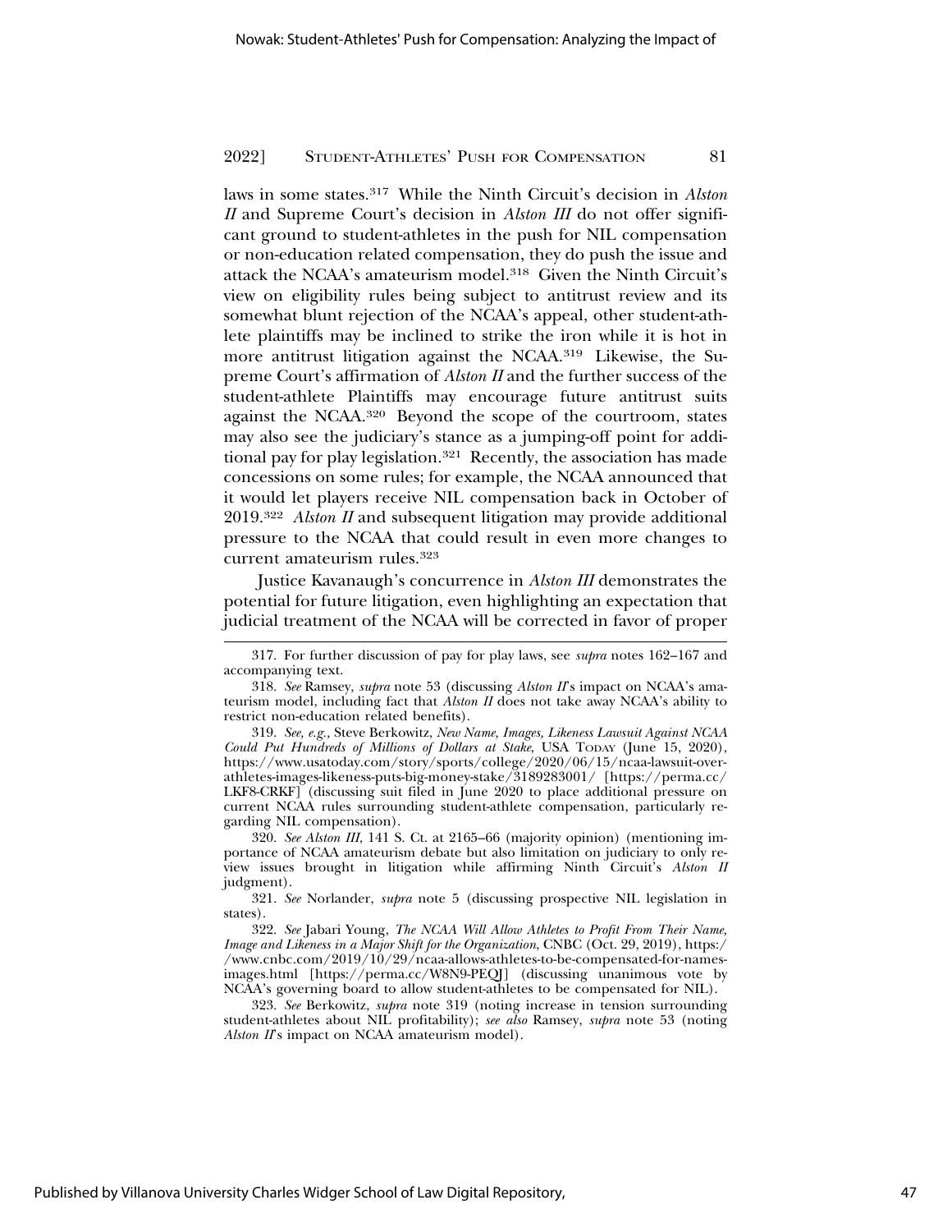laws in some states.[317] While the Ninth Circuit's decision in *Alston II* and Supreme Court's decision in *Alston III* do not offer significant ground to student-athletes in the push for NIL compensation or non-education related compensation, they do push the issue and attack the NCAA's amateurism model.[318] Given the Ninth Circuit's view on eligibility rules being subject to antitrust review and its somewhat blunt rejection of the NCAA's appeal, other student-athlete plaintiffs may be inclined to strike the iron while it is hot in more antitrust litigation against the NCAA.[319] Likewise, the Supreme Court's affirmation of *Alston II* and the further success of the student-athlete Plaintiffs may encourage future antitrust suits against the NCAA.[320] Beyond the scope of the courtroom, states may also see the judiciary's stance as a jumping-off point for additional pay for play legislation.[321] Recently, the association has made concessions on some rules; for example, the NCAA announced that it would let players receive NIL compensation back in October of 2019.[322] *Alston II* and subsequent litigation may provide additional pressure to the NCAA that could result in even more changes to current amateurism rules.[323]

Justice Kavanaugh's concurrence in *Alston III* demonstrates the potential for future litigation, even highlighting an expectation that judicial treatment of the NCAA will be corrected in favor of proper

---

317. For further discussion of pay for play laws, see *supra* notes 162–167 and accompanying text.

318. *See* Ramsey, *supra* note 53 (discussing *Alston II*'s impact on NCAA's amateurism model, including fact that *Alston II* does not take away NCAA's ability to restrict non-education related benefits).

319. *See, e.g.*, Steve Berkowitz, *New Name, Images, Likeness Lawsuit Against NCAA Could Put Hundreds of Millions of Dollars at Stake*, USA TODAY (June 15, 2020), https://www.usatoday.com/story/sports/college/2020/06/15/ncaa-lawsuit-over-athletes-images-likeness-puts-big-money-stake/3189283001/ [https://perma.cc/LKF8-CRKF] (discussing suit filed in June 2020 to place additional pressure on current NCAA rules surrounding student-athlete compensation, particularly regarding NIL compensation).

320. *See Alston III*, 141 S. Ct. at 2165–66 (majority opinion) (mentioning importance of NCAA amateurism debate but also limitation on judiciary to only review issues brought in litigation while affirming Ninth Circuit's *Alston II* judgment).

321. *See* Norlander, *supra* note 5 (discussing prospective NIL legislation in states).

322. *See* Jabari Young, *The NCAA Will Allow Athletes to Profit From Their Name, Image and Likeness in a Major Shift for the Organization*, CNBC (Oct. 29, 2019), https://www.cnbc.com/2019/10/29/ncaa-allows-athletes-to-be-compensated-for-names-images.html [https://perma.cc/W8N9-PEQJ] (discussing unanimous vote by NCAA's governing board to allow student-athletes to be compensated for NIL).

323. *See* Berkowitz, *supra* note 319 (noting increase in tension surrounding student-athletes about NIL profitability); *see also* Ramsey, *supra* note 53 (noting *Alston II*'s impact on NCAA amateurism model).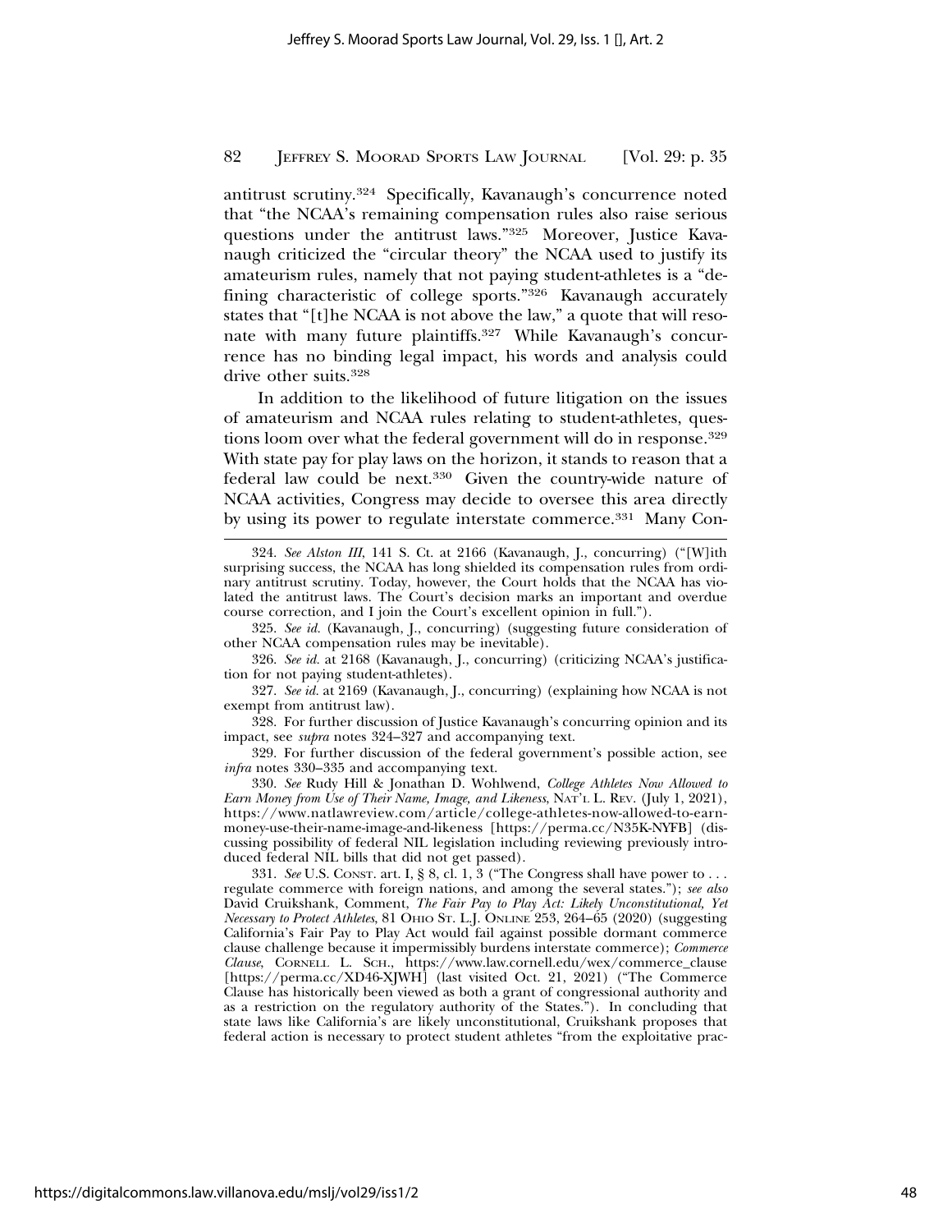antitrust scrutiny.[324] Specifically, Kavanaugh's concurrence noted that "the NCAA's remaining compensation rules also raise serious questions under the antitrust laws."[325] Moreover, Justice Kavanaugh criticized the "circular theory" the NCAA used to justify its amateurism rules, namely that not paying student-athletes is a "defining characteristic of college sports."[326] Kavanaugh accurately states that "[t]he NCAA is not above the law," a quote that will resonate with many future plaintiffs.[327] While Kavanaugh's concurrence has no binding legal impact, his words and analysis could drive other suits.[328]

In addition to the likelihood of future litigation on the issues of amateurism and NCAA rules relating to student-athletes, questions loom over what the federal government will do in response.[329] With state pay for play laws on the horizon, it stands to reason that a federal law could be next.[330] Given the country-wide nature of NCAA activities, Congress may decide to oversee this area directly by using its power to regulate interstate commerce.[331] Many Con-

---

324. *See Alston III*, 141 S. Ct. at 2166 (Kavanaugh, J., concurring) ("[W]ith surprising success, the NCAA has long shielded its compensation rules from ordinary antitrust scrutiny. Today, however, the Court holds that the NCAA has violated the antitrust laws. The Court's decision marks an important and overdue course correction, and I join the Court's excellent opinion in full.").

325. *See id.* (Kavanaugh, J., concurring) (suggesting future consideration of other NCAA compensation rules may be inevitable).

326. *See id.* at 2168 (Kavanaugh, J., concurring) (criticizing NCAA's justification for not paying student-athletes).

327. *See id.* at 2169 (Kavanaugh, J., concurring) (explaining how NCAA is not exempt from antitrust law).

328. For further discussion of Justice Kavanaugh's concurring opinion and its impact, see *supra* notes 324–327 and accompanying text.

329. For further discussion of the federal government's possible action, see *infra* notes 330–335 and accompanying text.

330. *See* Rudy Hill & Jonathan D. Wohlwend, *College Athletes Now Allowed to Earn Money from Use of Their Name, Image, and Likeness*, NAT'L L. REV. (July 1, 2021), https://www.natlawreview.com/article/college-athletes-now-allowed-to-earn-money-use-their-name-image-and-likeness [https://perma.cc/N35K-NYFB] (discussing possibility of federal NIL legislation including reviewing previously introduced federal NIL bills that did not get passed).

331. *See* U.S. CONST. art. I, § 8, cl. 1, 3 ("The Congress shall have power to . . . regulate commerce with foreign nations, and among the several states."); *see also* David Cruikshank, Comment, *The Fair Pay to Play Act: Likely Unconstitutional, Yet Necessary to Protect Athletes*, 81 OHIO ST. L.J. ONLINE 253, 264–65 (2020) (suggesting California's Fair Pay to Play Act would fail against possible dormant commerce clause challenge because it impermissibly burdens interstate commerce); *Commerce Clause*, CORNELL L. SCH., https://www.law.cornell.edu/wex/commerce_clause [https://perma.cc/XD46-XJWH] (last visited Oct. 21, 2021) ("The Commerce Clause has historically been viewed as both a grant of congressional authority and as a restriction on the regulatory authority of the States."). In concluding that state laws like California's are likely unconstitutional, Cruikshank proposes that federal action is necessary to protect student athletes "from the exploitative prac-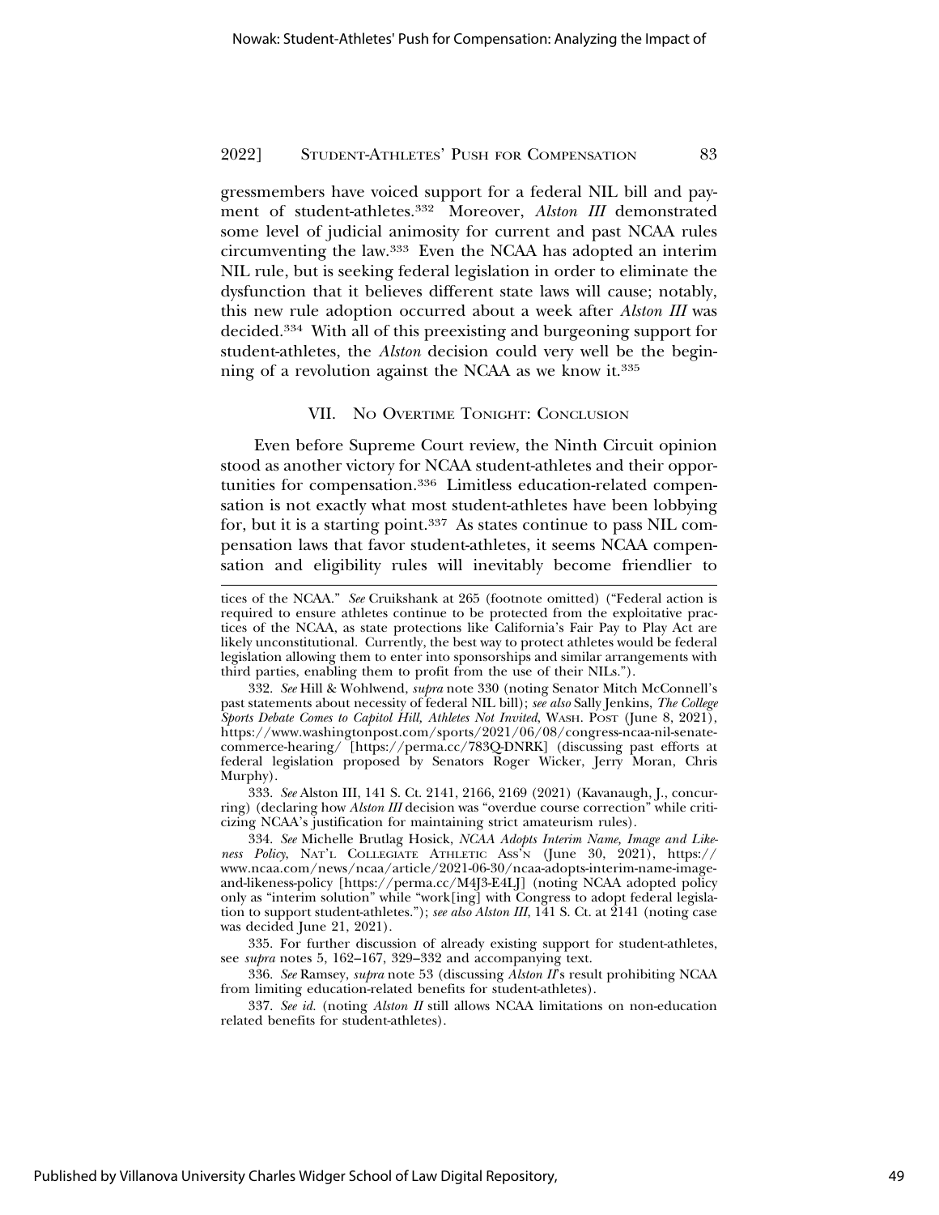gressmembers have voiced support for a federal NIL bill and payment of student-athletes.[332] Moreover, *Alston III* demonstrated some level of judicial animosity for current and past NCAA rules circumventing the law.[333] Even the NCAA has adopted an interim NIL rule, but is seeking federal legislation in order to eliminate the dysfunction that it believes different state laws will cause; notably, this new rule adoption occurred about a week after *Alston III* was decided.[334] With all of this preexisting and burgeoning support for student-athletes, the *Alston* decision could very well be the beginning of a revolution against the NCAA as we know it.[335]

## VII. No Overtime Tonight: Conclusion

Even before Supreme Court review, the Ninth Circuit opinion stood as another victory for NCAA student-athletes and their opportunities for compensation.[336] Limitless education-related compensation is not exactly what most student-athletes have been lobbying for, but it is a starting point.[337] As states continue to pass NIL compensation laws that favor student-athletes, it seems NCAA compensation and eligibility rules will inevitably become friendlier to

---

tices of the NCAA." *See* Cruikshank at 265 (footnote omitted) ("Federal action is required to ensure athletes continue to be protected from the exploitative practices of the NCAA, as state protections like California's Fair Pay to Play Act are likely unconstitutional. Currently, the best way to protect athletes would be federal legislation allowing them to enter into sponsorships and similar arrangements with third parties, enabling them to profit from the use of their NILs.").

332. *See* Hill & Wohlwend, *supra* note 330 (noting Senator Mitch McConnell's past statements about necessity of federal NIL bill); *see also* Sally Jenkins, *The College Sports Debate Comes to Capitol Hill, Athletes Not Invited*, Wash. Post (June 8, 2021), https://www.washingtonpost.com/sports/2021/06/08/congress-ncaa-nil-senate-commerce-hearing/ [https://perma.cc/783Q-DNRK] (discussing past efforts at federal legislation proposed by Senators Roger Wicker, Jerry Moran, Chris Murphy).

333. *See* Alston III, 141 S. Ct. 2141, 2166, 2169 (2021) (Kavanaugh, J., concurring) (declaring how *Alston III* decision was "overdue course correction" while criticizing NCAA's justification for maintaining strict amateurism rules).

334. *See* Michelle Brutlag Hosick, *NCAA Adopts Interim Name, Image and Likeness Policy*, Nat'l Collegiate Athletic Ass'n (June 30, 2021), https://www.ncaa.com/news/ncaa/article/2021-06-30/ncaa-adopts-interim-name-image-and-likeness-policy [https://perma.cc/M4J3-E4LJ] (noting NCAA adopted policy only as "interim solution" while "work[ing] with Congress to adopt federal legislation to support student-athletes."); *see also Alston III*, 141 S. Ct. at 2141 (noting case was decided June 21, 2021).

335. For further discussion of already existing support for student-athletes, see *supra* notes 5, 162–167, 329–332 and accompanying text.

336. *See* Ramsey, *supra* note 53 (discussing *Alston II*'s result prohibiting NCAA from limiting education-related benefits for student-athletes).

337. *See id.* (noting *Alston II* still allows NCAA limitations on non-education related benefits for student-athletes).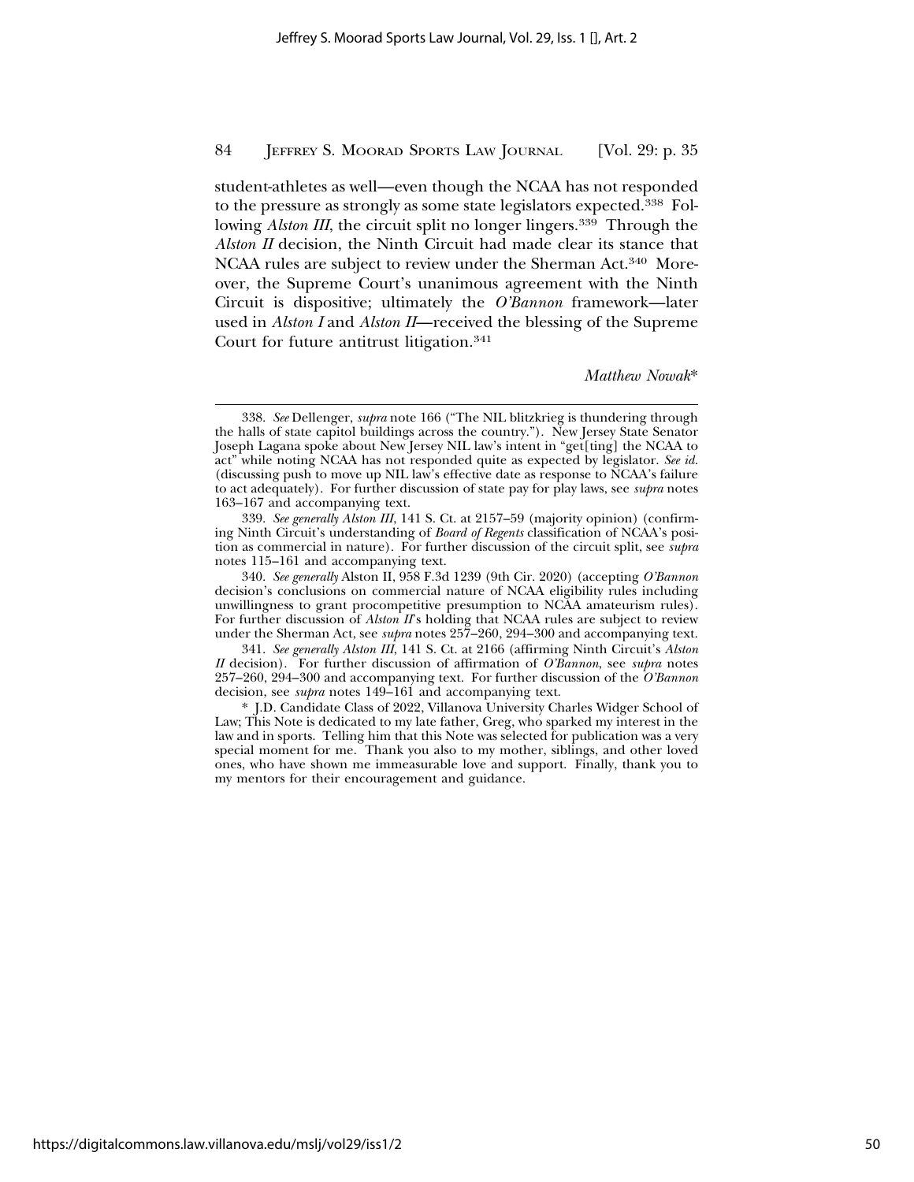student-athletes as well—even though the NCAA has not responded to the pressure as strongly as some state legislators expected.[338] Following *Alston III*, the circuit split no longer lingers.[339] Through the *Alston II* decision, the Ninth Circuit had made clear its stance that NCAA rules are subject to review under the Sherman Act.[340] Moreover, the Supreme Court's unanimous agreement with the Ninth Circuit is dispositive; ultimately the *O'Bannon* framework—later used in *Alston I* and *Alston II*—received the blessing of the Supreme Court for future antitrust litigation.[341]

*Matthew Nowak**

---

338. *See* Dellenger, *supra* note 166 ("The NIL blitzkrieg is thundering through the halls of state capitol buildings across the country."). New Jersey State Senator Joseph Lagana spoke about New Jersey NIL law's intent in "get[ting] the NCAA to act" while noting NCAA has not responded quite as expected by legislator. *See id.* (discussing push to move up NIL law's effective date as response to NCAA's failure to act adequately). For further discussion of state pay for play laws, see *supra* notes 163–167 and accompanying text.

339. *See generally Alston III*, 141 S. Ct. at 2157–59 (majority opinion) (confirming Ninth Circuit's understanding of *Board of Regents* classification of NCAA's position as commercial in nature). For further discussion of the circuit split, see *supra* notes 115–161 and accompanying text.

340. *See generally* Alston II, 958 F.3d 1239 (9th Cir. 2020) (accepting *O'Bannon* decision's conclusions on commercial nature of NCAA eligibility rules including unwillingness to grant procompetitive presumption to NCAA amateurism rules). For further discussion of *Alston II*'s holding that NCAA rules are subject to review under the Sherman Act, see *supra* notes 257–260, 294–300 and accompanying text.

341. *See generally Alston III*, 141 S. Ct. at 2166 (affirming Ninth Circuit's *Alston II* decision). For further discussion of affirmation of *O'Bannon*, see *supra* notes 257–260, 294–300 and accompanying text. For further discussion of the *O'Bannon* decision, see *supra* notes 149–161 and accompanying text.

\* J.D. Candidate Class of 2022, Villanova University Charles Widger School of Law; This Note is dedicated to my late father, Greg, who sparked my interest in the law and in sports. Telling him that this Note was selected for publication was a very special moment for me. Thank you also to my mother, siblings, and other loved ones, who have shown me immeasurable love and support. Finally, thank you to my mentors for their encouragement and guidance.